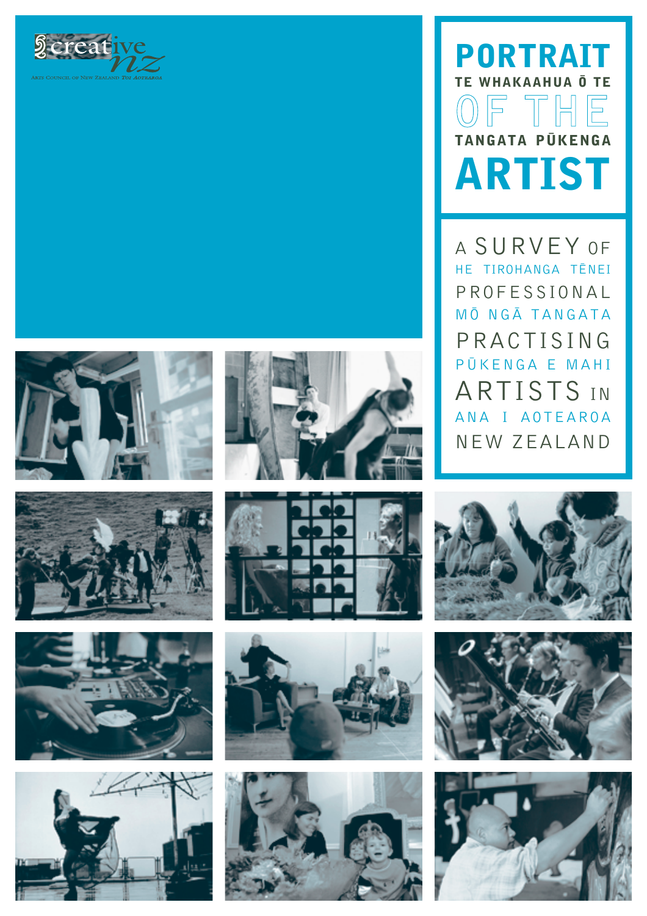creative nz

Arts Council of New Zealand Toi Aotearoa

# PORTRAIT OF THE ARTIST

TE WHAKAAHUA Ō TE TANGATA PŪKENGA

## A SURVEY OF PROFESSIONAL PRACTISING ARTISTS IN NEW ZEALAND

HE TIROHANGA TĒNEI MŌ NGĀ TANGATA PŪKENGA E MAHI ANA I AOTEAROA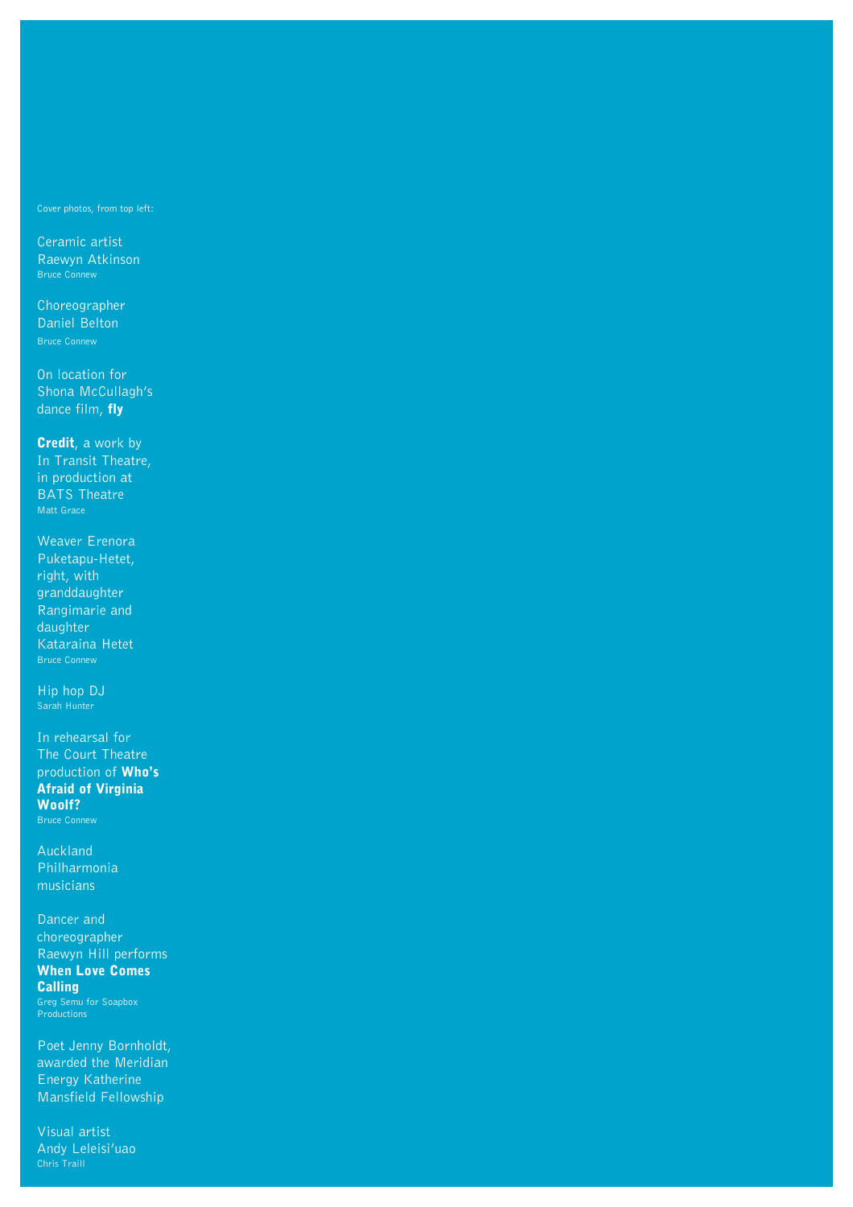Cover photos, from top left:

Ceramic artist Raewyn Atkinson
Bruce Connew

Choreographer Daniel Belton
Bruce Connew

On location for Shona McCullagh's dance film, **fly**

**Credit**, a work by In Transit Theatre, in production at BATS Theatre
Matt Grace

Weaver Erenora Puketapu-Hetet, right, with granddaughter Rangimarie and daughter Kataraina Hetet
Bruce Connew

Hip hop DJ
Sarah Hunter

In rehearsal for The Court Theatre production of **Who's Afraid of Virginia Woolf?**
Bruce Connew

Auckland Philharmonia musicians

Dancer and choreographer Raewyn Hill performs **When Love Comes Calling**
Greg Semu for Soapbox Productions

Poet Jenny Bornholdt, awarded the Meridian Energy Katherine Mansfield Fellowship

Visual artist Andy Leleisi'uao
Chris Traill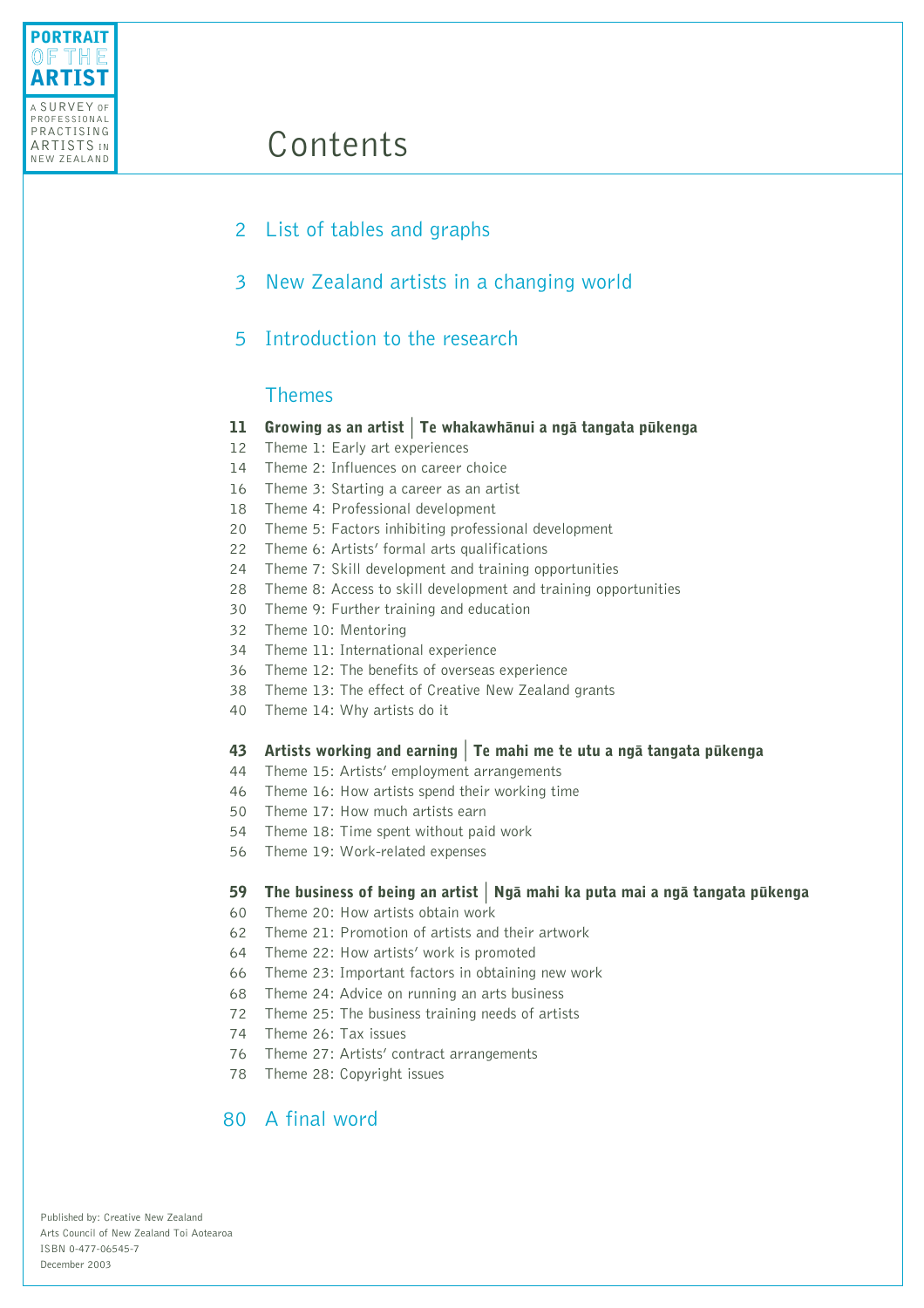# Contents

2 List of tables and graphs

3 New Zealand artists in a changing world

5 Introduction to the research

## Themes

**11 Growing as an artist | Te whakawhānui a ngā tangata pūkenga**

12 Theme 1: Early art experiences
14 Theme 2: Influences on career choice
16 Theme 3: Starting a career as an artist
18 Theme 4: Professional development
20 Theme 5: Factors inhibiting professional development
22 Theme 6: Artists' formal arts qualifications
24 Theme 7: Skill development and training opportunities
28 Theme 8: Access to skill development and training opportunities
30 Theme 9: Further training and education
32 Theme 10: Mentoring
34 Theme 11: International experience
36 Theme 12: The benefits of overseas experience
38 Theme 13: The effect of Creative New Zealand grants
40 Theme 14: Why artists do it

**43 Artists working and earning | Te mahi me te utu a ngā tangata pūkenga**

44 Theme 15: Artists' employment arrangements
46 Theme 16: How artists spend their working time
50 Theme 17: How much artists earn
54 Theme 18: Time spent without paid work
56 Theme 19: Work-related expenses

**59 The business of being an artist | Ngā mahi ka puta mai a ngā tangata pūkenga**

60 Theme 20: How artists obtain work
62 Theme 21: Promotion of artists and their artwork
64 Theme 22: How artists' work is promoted
66 Theme 23: Important factors in obtaining new work
68 Theme 24: Advice on running an arts business
72 Theme 25: The business training needs of artists
74 Theme 26: Tax issues
76 Theme 27: Artists' contract arrangements
78 Theme 28: Copyright issues

80 A final word

Published by: Creative New Zealand
Arts Council of New Zealand Toi Aotearoa
ISBN 0-477-06545-7
December 2003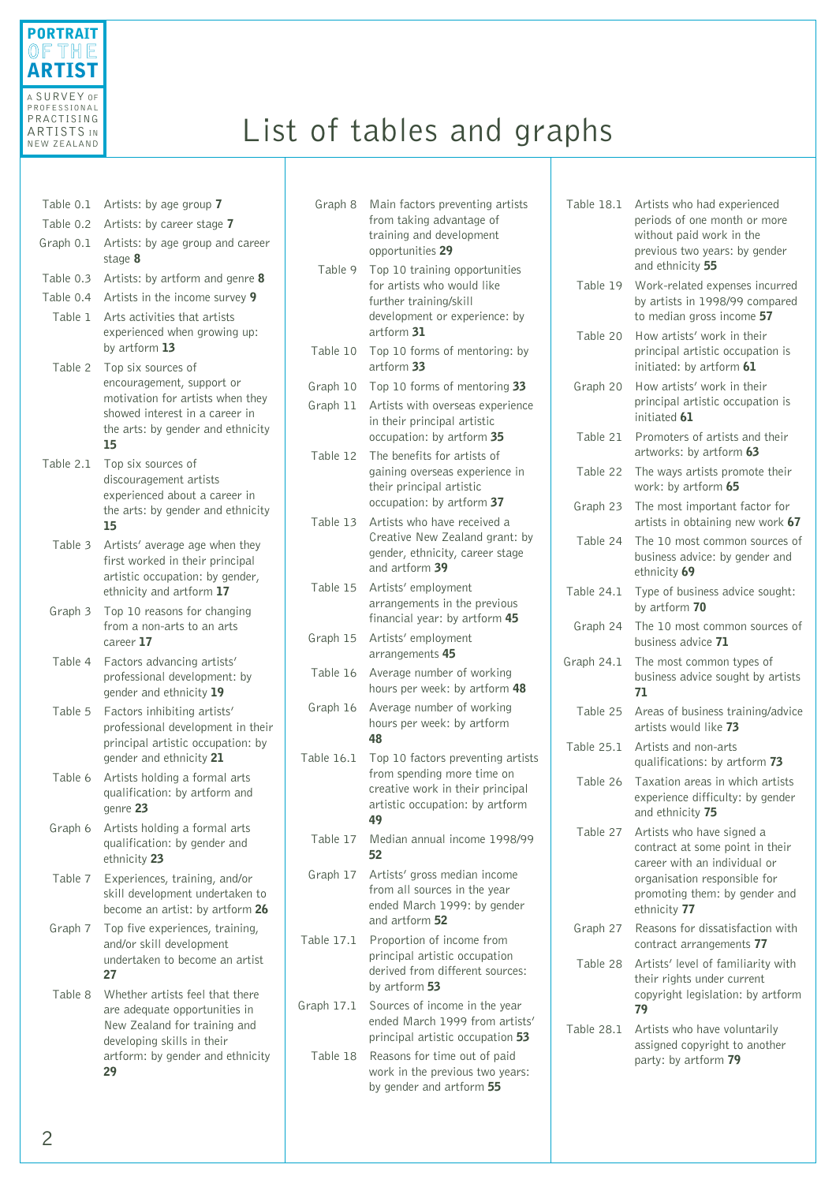# List of tables and graphs

- Table 0.1 Artists: by age group **7**
- Table 0.2 Artists: by career stage **7**
- Graph 0.1 Artists: by age group and career stage **8**
- Table 0.3 Artists: by artform and genre **8**
- Table 0.4 Artists in the income survey **9**
- Table 1 Arts activities that artists experienced when growing up: by artform **13**
- Table 2 Top six sources of encouragement, support or motivation for artists when they showed interest in a career in the arts: by gender and ethnicity **15**
- Table 2.1 Top six sources of discouragement artists experienced about a career in the arts: by gender and ethnicity **15**
- Table 3 Artists' average age when they first worked in their principal artistic occupation: by gender, ethnicity and artform **17**
- Graph 3 Top 10 reasons for changing from a non-arts to an arts career **17**
- Table 4 Factors advancing artists' professional development: by gender and ethnicity **19**
- Table 5 Factors inhibiting artists' professional development in their principal artistic occupation: by gender and ethnicity **21**
- Table 6 Artists holding a formal arts qualification: by artform and genre **23**
- Graph 6 Artists holding a formal arts qualification: by gender and ethnicity **23**
- Table 7 Experiences, training, and/or skill development undertaken to become an artist: by artform **26**
- Graph 7 Top five experiences, training, and/or skill development undertaken to become an artist **27**
- Table 8 Whether artists feel that there are adequate opportunities in New Zealand for training and developing skills in their artform: by gender and ethnicity **29**
- Graph 8 Main factors preventing artists from taking advantage of training and development opportunities **29**
- Table 9 Top 10 training opportunities for artists who would like further training/skill development or experience: by artform **31**
- Table 10 Top 10 forms of mentoring: by artform **33**
- Graph 10 Top 10 forms of mentoring **33**
- Graph 11 Artists with overseas experience in their principal artistic occupation: by artform **35**
- Table 12 The benefits for artists of gaining overseas experience in their principal artistic occupation: by artform **37**
- Table 13 Artists who have received a Creative New Zealand grant: by gender, ethnicity, career stage and artform **39**
- Table 15 Artists' employment arrangements in the previous financial year: by artform **45**
- Graph 15 Artists' employment arrangements **45**
- Table 16 Average number of working hours per week: by artform **48**
- Graph 16 Average number of working hours per week: by artform **48**
- Table 16.1 Top 10 factors preventing artists from spending more time on creative work in their principal artistic occupation: by artform **49**
- Table 17 Median annual income 1998/99 **52**
- Graph 17 Artists' gross median income from all sources in the year ended March 1999: by gender and artform **52**
- Table 17.1 Proportion of income from principal artistic occupation derived from different sources: by artform **53**
- Graph 17.1 Sources of income in the year ended March 1999 from artists' principal artistic occupation **53**
- Table 18 Reasons for time out of paid work in the previous two years: by gender and artform **55**
- Table 18.1 Artists who had experienced periods of one month or more without paid work in the previous two years: by gender and ethnicity **55**
- Table 19 Work-related expenses incurred by artists in 1998/99 compared to median gross income **57**
- Table 20 How artists' work in their principal artistic occupation is initiated: by artform **61**
- Graph 20 How artists' work in their principal artistic occupation is initiated **61**
- Table 21 Promoters of artists and their artworks: by artform **63**
- Table 22 The ways artists promote their work: by artform **65**
- Graph 23 The most important factor for artists in obtaining new work **67**
- Table 24 The 10 most common sources of business advice: by gender and ethnicity **69**
- Table 24.1 Type of business advice sought: by artform **70**
- Graph 24 The 10 most common sources of business advice **71**
- Graph 24.1 The most common types of business advice sought by artists **71**
- Table 25 Areas of business training/advice artists would like **73**
- Table 25.1 Artists and non-arts qualifications: by artform **73**
- Table 26 Taxation areas in which artists experience difficulty: by gender and ethnicity **75**
- Table 27 Artists who have signed a contract at some point in their career with an individual or organisation responsible for promoting them: by gender and ethnicity **77**
- Graph 27 Reasons for dissatisfaction with contract arrangements **77**
- Table 28 Artists' level of familiarity with their rights under current copyright legislation: by artform **79**
- Table 28.1 Artists who have voluntarily assigned copyright to another party: by artform **79**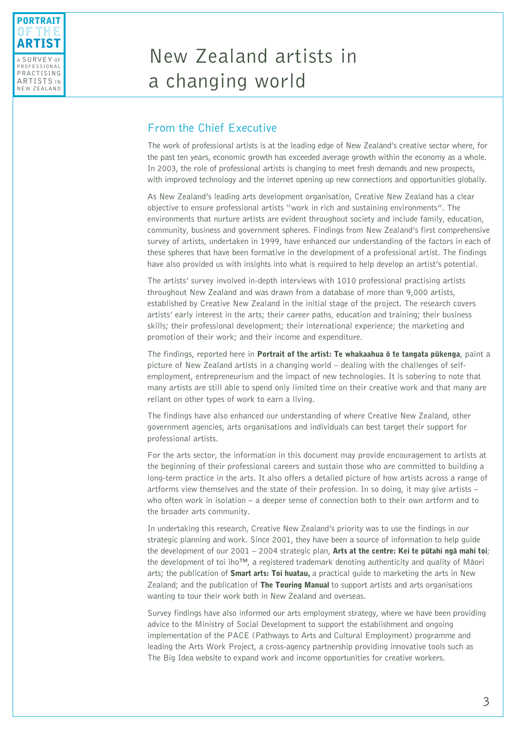# New Zealand artists in a changing world

## From the Chief Executive

The work of professional artists is at the leading edge of New Zealand's creative sector where, for the past ten years, economic growth has exceeded average growth within the economy as a whole. In 2003, the role of professional artists is changing to meet fresh demands and new prospects, with improved technology and the internet opening up new connections and opportunities globally.

As New Zealand's leading arts development organisation, Creative New Zealand has a clear objective to ensure professional artists "work in rich and sustaining environments". The environments that nurture artists are evident throughout society and include family, education, community, business and government spheres. Findings from New Zealand's first comprehensive survey of artists, undertaken in 1999, have enhanced our understanding of the factors in each of these spheres that have been formative in the development of a professional artist. The findings have also provided us with insights into what is required to help develop an artist's potential.

The artists' survey involved in-depth interviews with 1010 professional practising artists throughout New Zealand and was drawn from a database of more than 9,000 artists, established by Creative New Zealand in the initial stage of the project. The research covers artists' early interest in the arts; their career paths, education and training; their business skills; their professional development; their international experience; the marketing and promotion of their work; and their income and expenditure.

The findings, reported here in **Portrait of the artist: Te whakaahua ō te tangata pūkenga**, paint a picture of New Zealand artists in a changing world – dealing with the challenges of self-employment, entrepreneurism and the impact of new technologies. It is sobering to note that many artists are still able to spend only limited time on their creative work and that many are reliant on other types of work to earn a living.

The findings have also enhanced our understanding of where Creative New Zealand, other government agencies, arts organisations and individuals can best target their support for professional artists.

For the arts sector, the information in this document may provide encouragement to artists at the beginning of their professional careers and sustain those who are committed to building a long-term practice in the arts. It also offers a detailed picture of how artists across a range of artforms view themselves and the state of their profession. In so doing, it may give artists – who often work in isolation – a deeper sense of connection both to their own artform and to the broader arts community.

In undertaking this research, Creative New Zealand's priority was to use the findings in our strategic planning and work. Since 2001, they have been a source of information to help guide the development of our 2001 – 2004 strategic plan, **Arts at the centre: Kei te pūtahi ngā mahi toi**; the development of toi iho™, a registered trademark denoting authenticity and quality of Māori arts; the publication of **Smart arts: Toi huatau,** a practical guide to marketing the arts in New Zealand; and the publication of **The Touring Manual** to support artists and arts organisations wanting to tour their work both in New Zealand and overseas.

Survey findings have also informed our arts employment strategy, where we have been providing advice to the Ministry of Social Development to support the establishment and ongoing implementation of the PACE (Pathways to Arts and Cultural Employment) programme and leading the Arts Work Project, a cross-agency partnership providing innovative tools such as The Big Idea website to expand work and income opportunities for creative workers.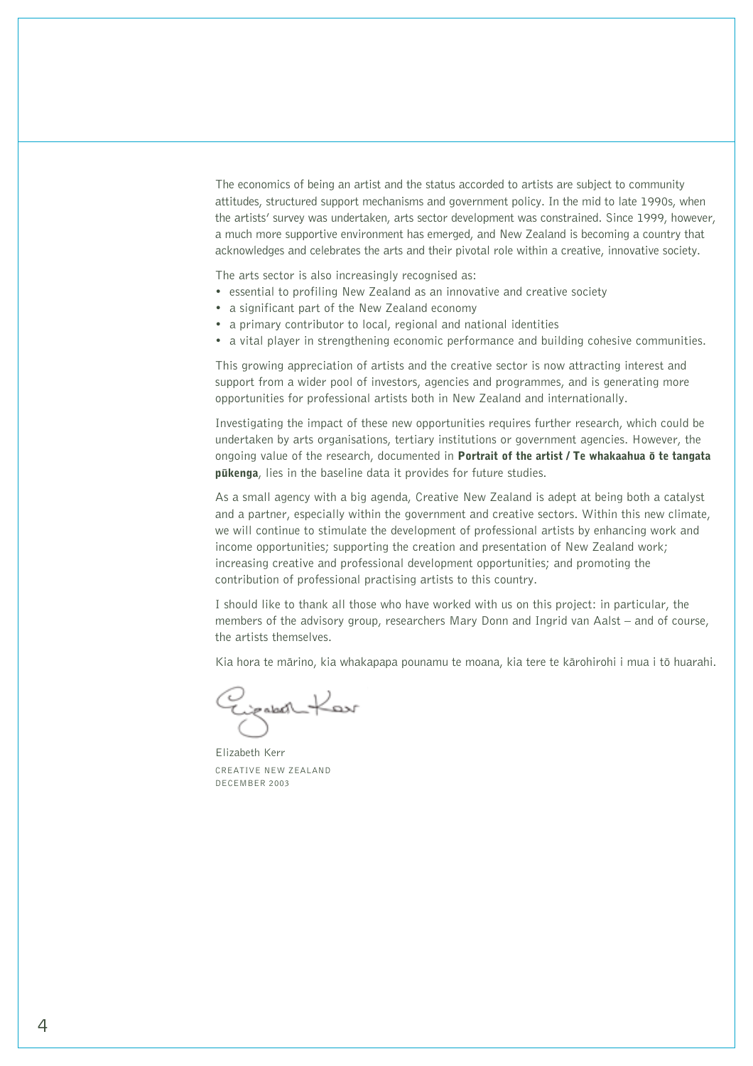The economics of being an artist and the status accorded to artists are subject to community attitudes, structured support mechanisms and government policy. In the mid to late 1990s, when the artists' survey was undertaken, arts sector development was constrained. Since 1999, however, a much more supportive environment has emerged, and New Zealand is becoming a country that acknowledges and celebrates the arts and their pivotal role within a creative, innovative society.

The arts sector is also increasingly recognised as:

- essential to profiling New Zealand as an innovative and creative society
- a significant part of the New Zealand economy
- a primary contributor to local, regional and national identities
- a vital player in strengthening economic performance and building cohesive communities.

This growing appreciation of artists and the creative sector is now attracting interest and support from a wider pool of investors, agencies and programmes, and is generating more opportunities for professional artists both in New Zealand and internationally.

Investigating the impact of these new opportunities requires further research, which could be undertaken by arts organisations, tertiary institutions or government agencies. However, the ongoing value of the research, documented in **Portrait of the artist / Te whakaahua ō te tangata pūkenga**, lies in the baseline data it provides for future studies.

As a small agency with a big agenda, Creative New Zealand is adept at being both a catalyst and a partner, especially within the government and creative sectors. Within this new climate, we will continue to stimulate the development of professional artists by enhancing work and income opportunities; supporting the creation and presentation of New Zealand work; increasing creative and professional development opportunities; and promoting the contribution of professional practising artists to this country.

I should like to thank all those who have worked with us on this project: in particular, the members of the advisory group, researchers Mary Donn and Ingrid van Aalst – and of course, the artists themselves.

Kia hora te mārino, kia whakapapa pounamu te moana, kia tere te kārohirohi i mua i tō huarahi.

Elizabeth Kerr
CREATIVE NEW ZEALAND
DECEMBER 2003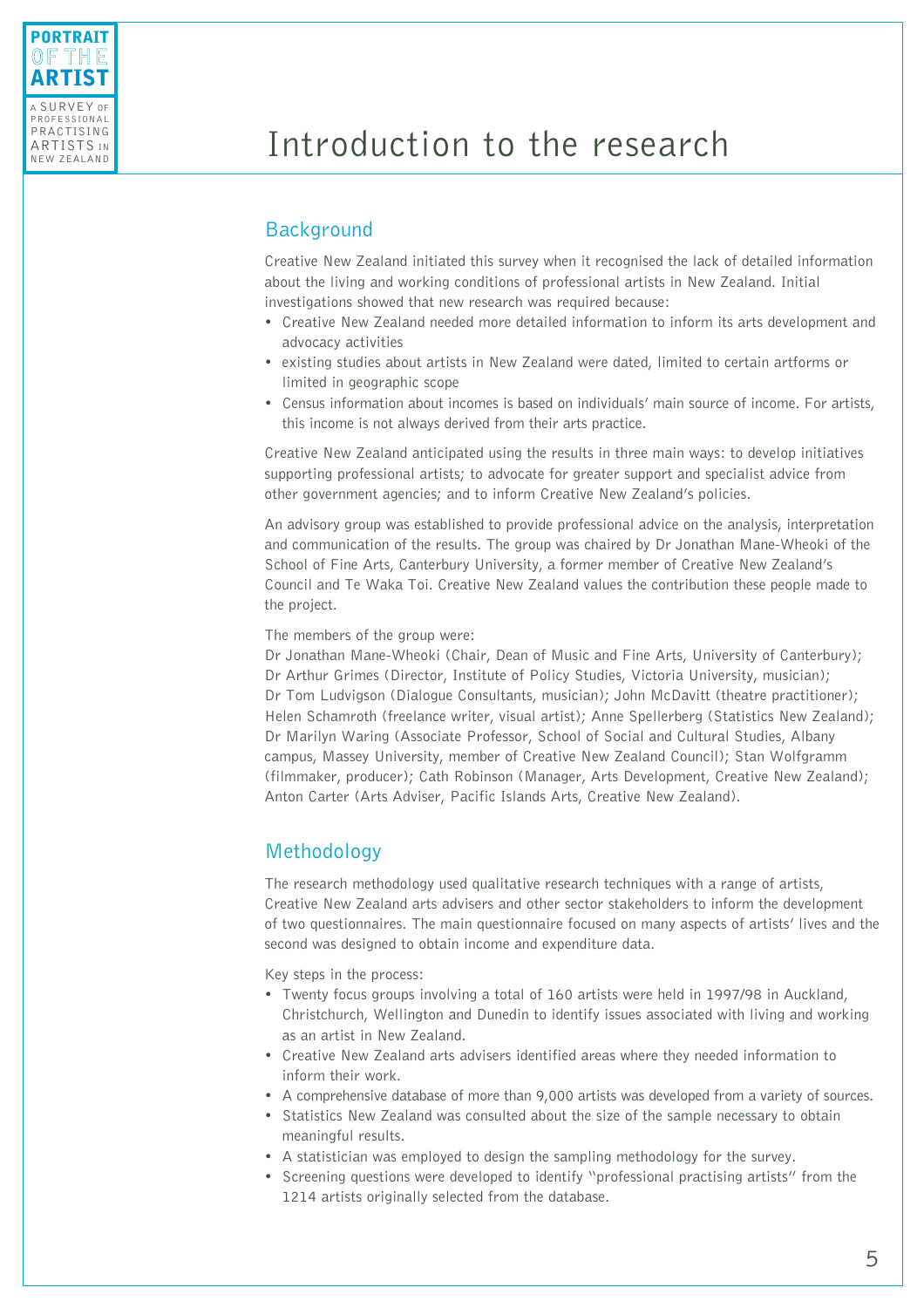# Introduction to the research

## Background

Creative New Zealand initiated this survey when it recognised the lack of detailed information about the living and working conditions of professional artists in New Zealand. Initial investigations showed that new research was required because:

- Creative New Zealand needed more detailed information to inform its arts development and advocacy activities
- existing studies about artists in New Zealand were dated, limited to certain artforms or limited in geographic scope
- Census information about incomes is based on individuals' main source of income. For artists, this income is not always derived from their arts practice.

Creative New Zealand anticipated using the results in three main ways: to develop initiatives supporting professional artists; to advocate for greater support and specialist advice from other government agencies; and to inform Creative New Zealand's policies.

An advisory group was established to provide professional advice on the analysis, interpretation and communication of the results. The group was chaired by Dr Jonathan Mane-Wheoki of the School of Fine Arts, Canterbury University, a former member of Creative New Zealand's Council and Te Waka Toi. Creative New Zealand values the contribution these people made to the project.

The members of the group were:
Dr Jonathan Mane-Wheoki (Chair, Dean of Music and Fine Arts, University of Canterbury); Dr Arthur Grimes (Director, Institute of Policy Studies, Victoria University, musician); Dr Tom Ludvigson (Dialogue Consultants, musician); John McDavitt (theatre practitioner); Helen Schamroth (freelance writer, visual artist); Anne Spellerberg (Statistics New Zealand); Dr Marilyn Waring (Associate Professor, School of Social and Cultural Studies, Albany campus, Massey University, member of Creative New Zealand Council); Stan Wolfgramm (filmmaker, producer); Cath Robinson (Manager, Arts Development, Creative New Zealand); Anton Carter (Arts Adviser, Pacific Islands Arts, Creative New Zealand).

## Methodology

The research methodology used qualitative research techniques with a range of artists, Creative New Zealand arts advisers and other sector stakeholders to inform the development of two questionnaires. The main questionnaire focused on many aspects of artists' lives and the second was designed to obtain income and expenditure data.

Key steps in the process:

- Twenty focus groups involving a total of 160 artists were held in 1997/98 in Auckland, Christchurch, Wellington and Dunedin to identify issues associated with living and working as an artist in New Zealand.
- Creative New Zealand arts advisers identified areas where they needed information to inform their work.
- A comprehensive database of more than 9,000 artists was developed from a variety of sources.
- Statistics New Zealand was consulted about the size of the sample necessary to obtain meaningful results.
- A statistician was employed to design the sampling methodology for the survey.
- Screening questions were developed to identify "professional practising artists" from the 1214 artists originally selected from the database.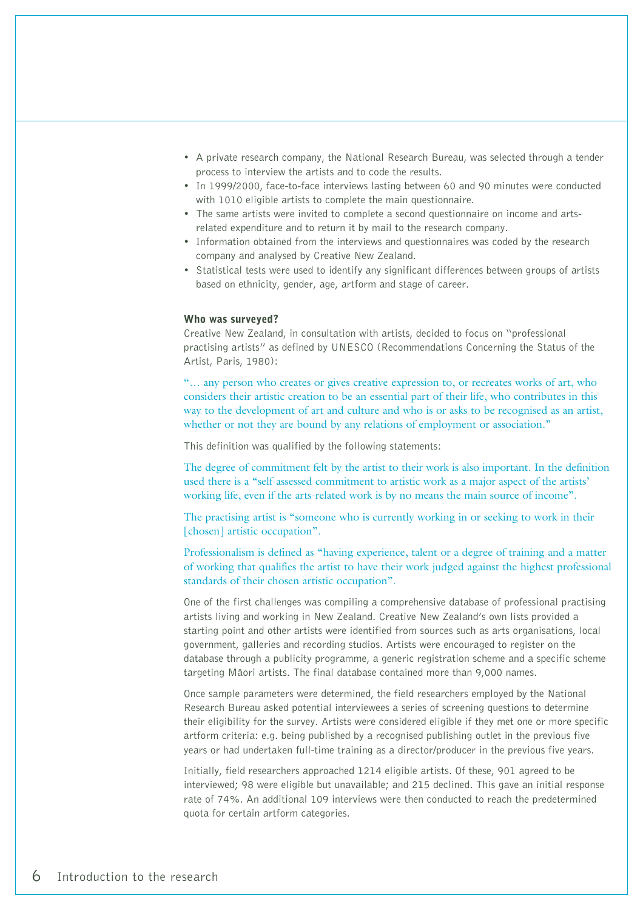- A private research company, the National Research Bureau, was selected through a tender process to interview the artists and to code the results.
- In 1999/2000, face-to-face interviews lasting between 60 and 90 minutes were conducted with 1010 eligible artists to complete the main questionnaire.
- The same artists were invited to complete a second questionnaire on income and arts-related expenditure and to return it by mail to the research company.
- Information obtained from the interviews and questionnaires was coded by the research company and analysed by Creative New Zealand.
- Statistical tests were used to identify any significant differences between groups of artists based on ethnicity, gender, age, artform and stage of career.

### Who was surveyed?

Creative New Zealand, in consultation with artists, decided to focus on "professional practising artists" as defined by UNESCO (Recommendations Concerning the Status of the Artist, Paris, 1980):

"… any person who creates or gives creative expression to, or recreates works of art, who considers their artistic creation to be an essential part of their life, who contributes in this way to the development of art and culture and who is or asks to be recognised as an artist, whether or not they are bound by any relations of employment or association."

This definition was qualified by the following statements:

The degree of commitment felt by the artist to their work is also important. In the definition used there is a "self-assessed commitment to artistic work as a major aspect of the artists' working life, even if the arts-related work is by no means the main source of income".

The practising artist is "someone who is currently working in or seeking to work in their [chosen] artistic occupation".

Professionalism is defined as "having experience, talent or a degree of training and a matter of working that qualifies the artist to have their work judged against the highest professional standards of their chosen artistic occupation".

One of the first challenges was compiling a comprehensive database of professional practising artists living and working in New Zealand. Creative New Zealand's own lists provided a starting point and other artists were identified from sources such as arts organisations, local government, galleries and recording studios. Artists were encouraged to register on the database through a publicity programme, a generic registration scheme and a specific scheme targeting Māori artists. The final database contained more than 9,000 names.

Once sample parameters were determined, the field researchers employed by the National Research Bureau asked potential interviewees a series of screening questions to determine their eligibility for the survey. Artists were considered eligible if they met one or more specific artform criteria: e.g. being published by a recognised publishing outlet in the previous five years or had undertaken full-time training as a director/producer in the previous five years.

Initially, field researchers approached 1214 eligible artists. Of these, 901 agreed to be interviewed; 98 were eligible but unavailable; and 215 declined. This gave an initial response rate of 74%. An additional 109 interviews were then conducted to reach the predetermined quota for certain artform categories.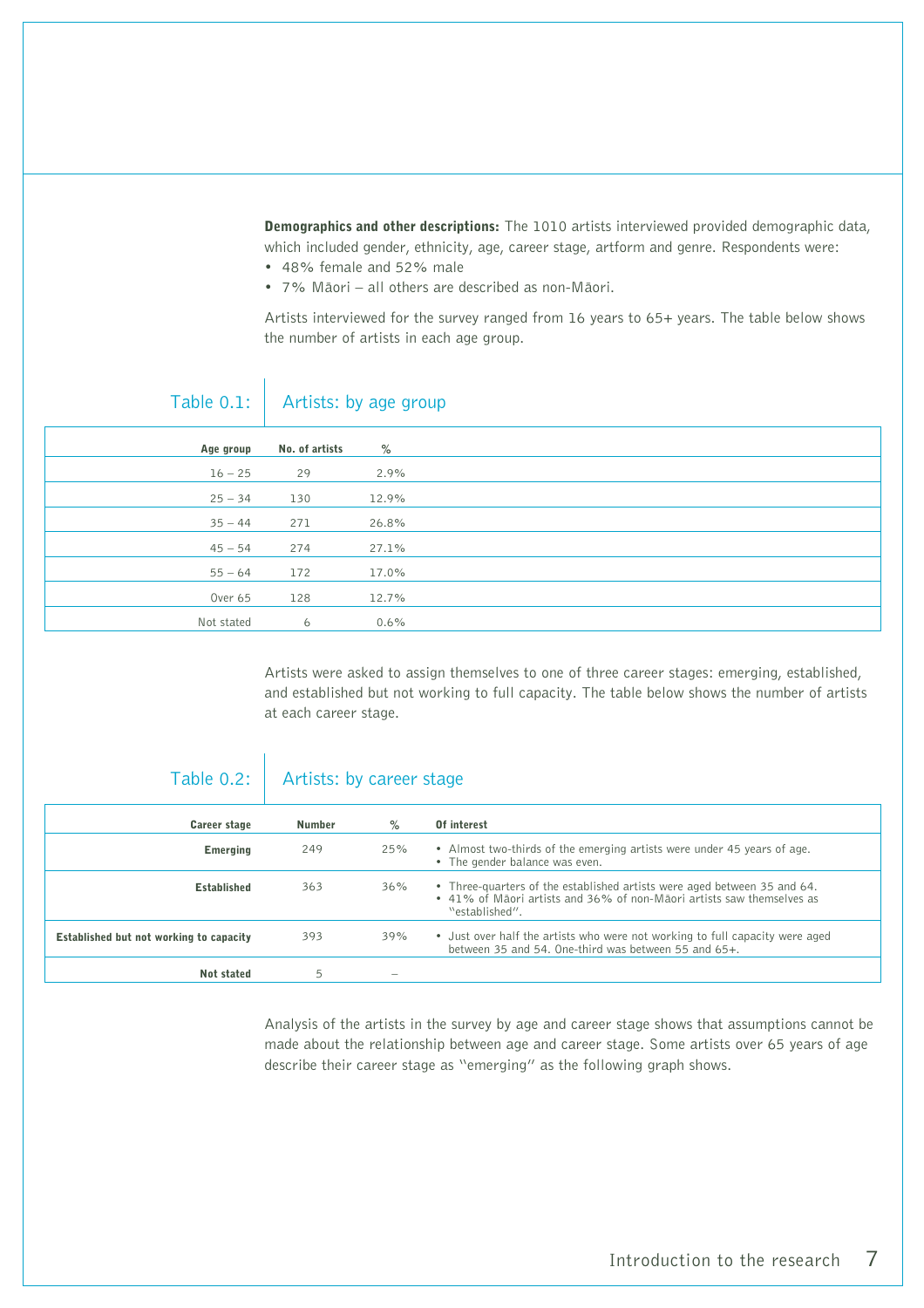**Demographics and other descriptions:** The 1010 artists interviewed provided demographic data, which included gender, ethnicity, age, career stage, artform and genre. Respondents were:

- 48% female and 52% male
- 7% Māori – all others are described as non-Māori.

Artists interviewed for the survey ranged from 16 years to 65+ years. The table below shows the number of artists in each age group.

Table 0.1: Artists: by age group

| Age group | No. of artists | % |
|---|---|---|
| 16 – 25 | 29 | 2.9% |
| 25 – 34 | 130 | 12.9% |
| 35 – 44 | 271 | 26.8% |
| 45 – 54 | 274 | 27.1% |
| 55 – 64 | 172 | 17.0% |
| Over 65 | 128 | 12.7% |
| Not stated | 6 | 0.6% |

Artists were asked to assign themselves to one of three career stages: emerging, established, and established but not working to full capacity. The table below shows the number of artists at each career stage.

Table 0.2: Artists: by career stage

| Career stage | Number | % | Of interest |
|---|---|---|---|
| **Emerging** | 249 | 25% | • Almost two-thirds of the emerging artists were under 45 years of age. • The gender balance was even. |
| **Established** | 363 | 36% | • Three-quarters of the established artists were aged between 35 and 64. • 41% of Māori artists and 36% of non-Māori artists saw themselves as "established". |
| **Established but not working to capacity** | 393 | 39% | • Just over half the artists who were not working to full capacity were aged between 35 and 54. One-third was between 55 and 65+. |
| **Not stated** | 5 | – | |

Analysis of the artists in the survey by age and career stage shows that assumptions cannot be made about the relationship between age and career stage. Some artists over 65 years of age describe their career stage as "emerging" as the following graph shows.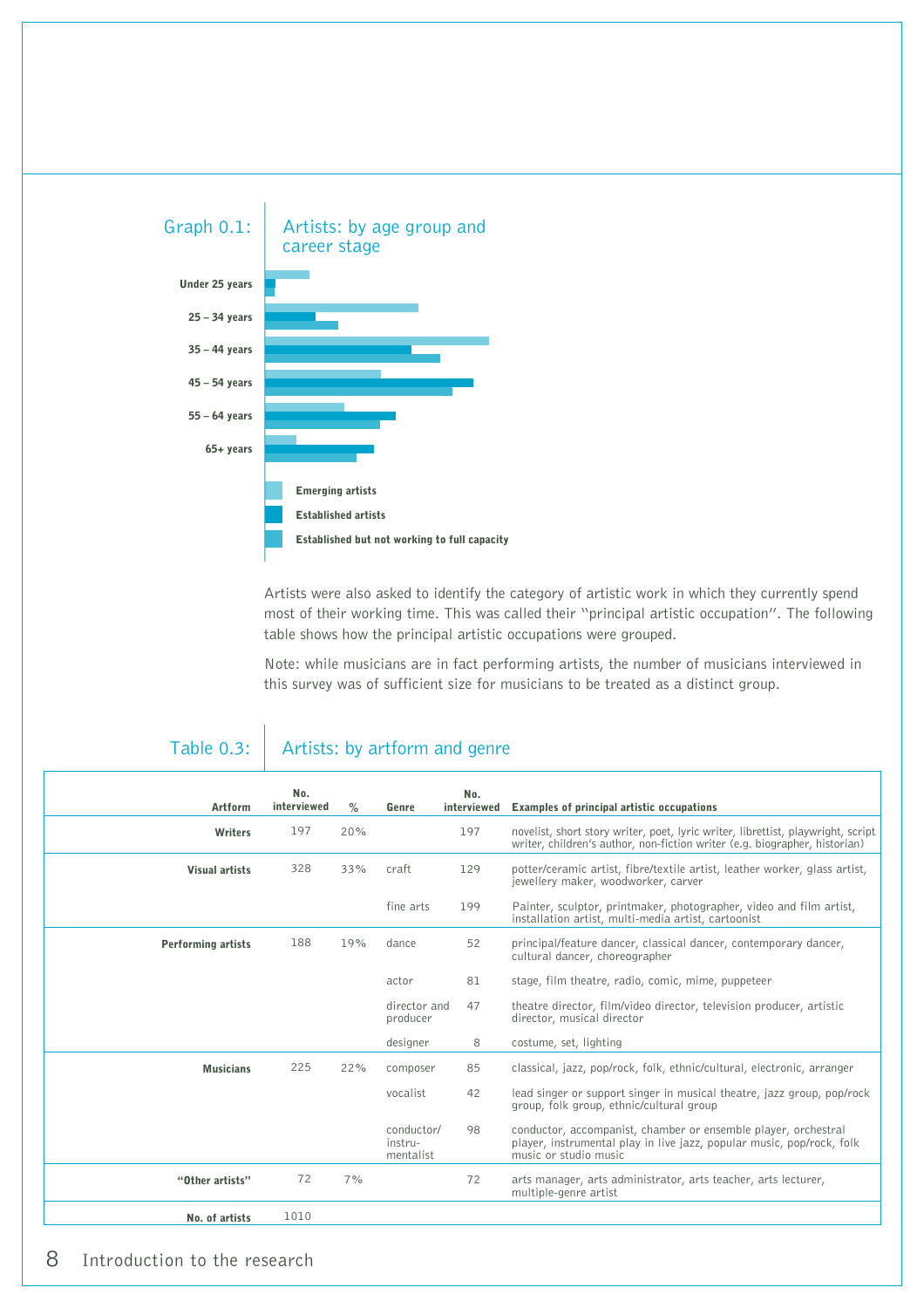## Graph 0.1: Artists: by age group and career stage

Under 25 years

25 – 34 years

35 – 44 years

45 – 54 years

55 – 64 years

65+ years

Emerging artists

Established artists

Established but not working to full capacity

Artists were also asked to identify the category of artistic work in which they currently spend most of their working time. This was called their "principal artistic occupation". The following table shows how the principal artistic occupations were grouped.

Note: while musicians are in fact performing artists, the number of musicians interviewed in this survey was of sufficient size for musicians to be treated as a distinct group.

## Table 0.3: Artists: by artform and genre

| Artform | No. interviewed | % | Genre | No. interviewed | Examples of principal artistic occupations |
|---|---|---|---|---|---|
| **Writers** | 197 | 20% | | 197 | novelist, short story writer, poet, lyric writer, librettist, playwright, script writer, children's author, non-fiction writer (e.g. biographer, historian) |
| **Visual artists** | 328 | 33% | craft | 129 | potter/ceramic artist, fibre/textile artist, leather worker, glass artist, jewellery maker, woodworker, carver |
| | | | fine arts | 199 | Painter, sculptor, printmaker, photographer, video and film artist, installation artist, multi-media artist, cartoonist |
| **Performing artists** | 188 | 19% | dance | 52 | principal/feature dancer, classical dancer, contemporary dancer, cultural dancer, choreographer |
| | | | actor | 81 | stage, film theatre, radio, comic, mime, puppeteer |
| | | | director and producer | 47 | theatre director, film/video director, television producer, artistic director, musical director |
| | | | designer | 8 | costume, set, lighting |
| **Musicians** | 225 | 22% | composer | 85 | classical, jazz, pop/rock, folk, ethnic/cultural, electronic, arranger |
| | | | vocalist | 42 | lead singer or support singer in musical theatre, jazz group, pop/rock group, folk group, ethnic/cultural group |
| | | | conductor/ instru-mentalist | 98 | conductor, accompanist, chamber or ensemble player, orchestral player, instrumental play in live jazz, popular music, pop/rock, folk music or studio music |
| **"Other artists"** | 72 | 7% | | 72 | arts manager, arts administrator, arts teacher, arts lecturer, multiple-genre artist |
| **No. of artists** | 1010 | | | | |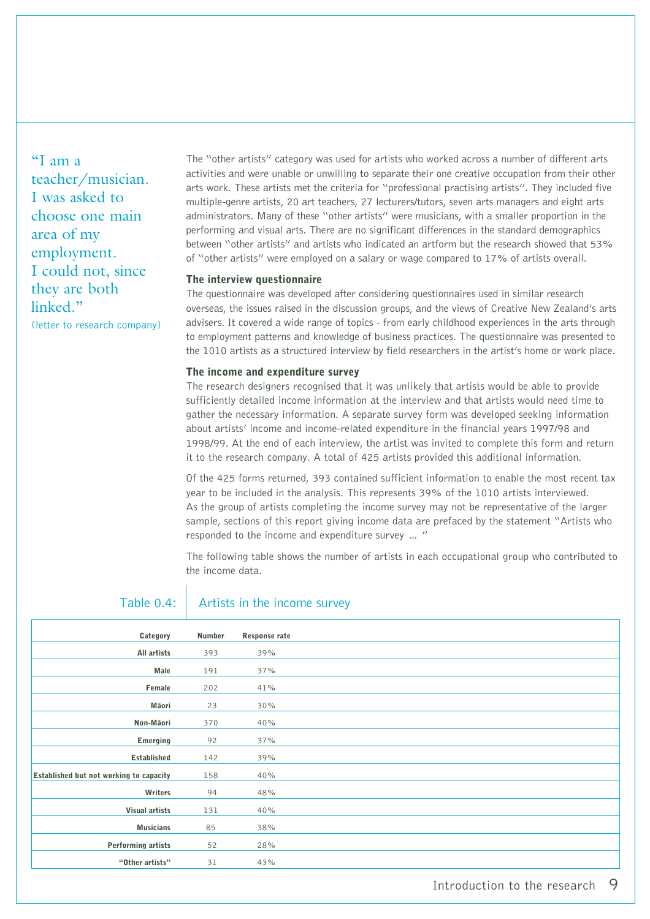> "I am a teacher/musician. I was asked to choose one main area of my employment. I could not, since they are both linked."
> (letter to research company)

The "other artists" category was used for artists who worked across a number of different arts activities and were unable or unwilling to separate their one creative occupation from their other arts work. These artists met the criteria for "professional practising artists". They included five multiple-genre artists, 20 art teachers, 27 lecturers/tutors, seven arts managers and eight arts administrators. Many of these "other artists" were musicians, with a smaller proportion in the performing and visual arts. There are no significant differences in the standard demographics between "other artists" and artists who indicated an artform but the research showed that 53% of "other artists" were employed on a salary or wage compared to 17% of artists overall.

### The interview questionnaire

The questionnaire was developed after considering questionnaires used in similar research overseas, the issues raised in the discussion groups, and the views of Creative New Zealand's arts advisers. It covered a wide range of topics - from early childhood experiences in the arts through to employment patterns and knowledge of business practices. The questionnaire was presented to the 1010 artists as a structured interview by field researchers in the artist's home or work place.

### The income and expenditure survey

The research designers recognised that it was unlikely that artists would be able to provide sufficiently detailed income information at the interview and that artists would need time to gather the necessary information. A separate survey form was developed seeking information about artists' income and income-related expenditure in the financial years 1997/98 and 1998/99. At the end of each interview, the artist was invited to complete this form and return it to the research company. A total of 425 artists provided this additional information.

Of the 425 forms returned, 393 contained sufficient information to enable the most recent tax year to be included in the analysis. This represents 39% of the 1010 artists interviewed. As the group of artists completing the income survey may not be representative of the larger sample, sections of this report giving income data are prefaced by the statement "Artists who responded to the income and expenditure survey ... "

The following table shows the number of artists in each occupational group who contributed to the income data.

Table 0.4: Artists in the income survey

| Category | Number | Response rate |
|---|---|---|
| All artists | 393 | 39% |
| Male | 191 | 37% |
| Female | 202 | 41% |
| Māori | 23 | 30% |
| Non-Māori | 370 | 40% |
| Emerging | 92 | 37% |
| Established | 142 | 39% |
| Established but not working to capacity | 158 | 40% |
| Writers | 94 | 48% |
| Visual artists | 131 | 40% |
| Musicians | 85 | 38% |
| Performing artists | 52 | 28% |
| "Other artists" | 31 | 43% |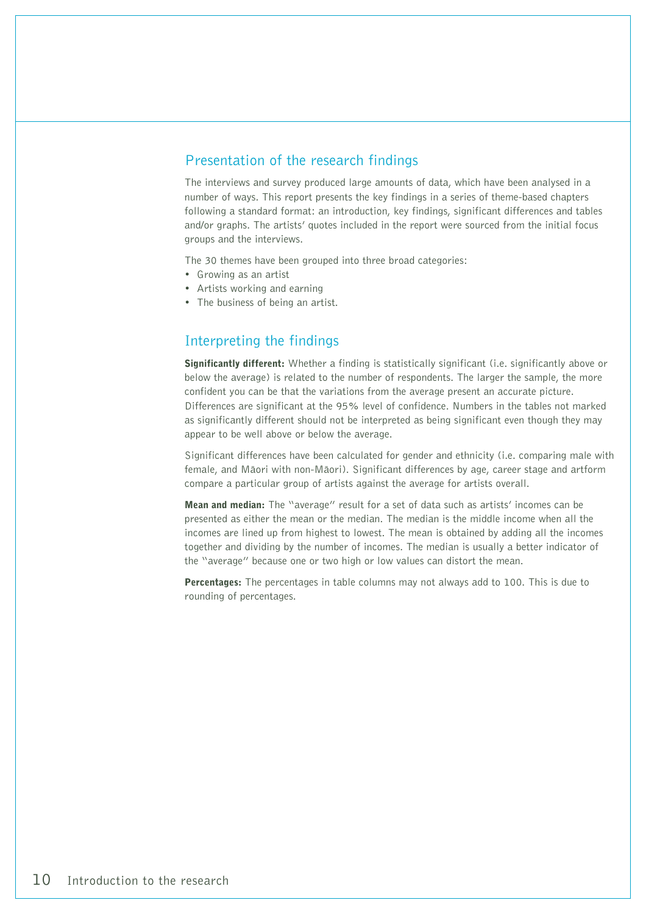## Presentation of the research findings

The interviews and survey produced large amounts of data, which have been analysed in a number of ways. This report presents the key findings in a series of theme-based chapters following a standard format: an introduction, key findings, significant differences and tables and/or graphs. The artists' quotes included in the report were sourced from the initial focus groups and the interviews.

The 30 themes have been grouped into three broad categories:

- Growing as an artist
- Artists working and earning
- The business of being an artist.

## Interpreting the findings

**Significantly different:** Whether a finding is statistically significant (i.e. significantly above or below the average) is related to the number of respondents. The larger the sample, the more confident you can be that the variations from the average present an accurate picture. Differences are significant at the 95% level of confidence. Numbers in the tables not marked as significantly different should not be interpreted as being significant even though they may appear to be well above or below the average.

Significant differences have been calculated for gender and ethnicity (i.e. comparing male with female, and Māori with non-Māori). Significant differences by age, career stage and artform compare a particular group of artists against the average for artists overall.

**Mean and median:** The "average" result for a set of data such as artists' incomes can be presented as either the mean or the median. The median is the middle income when all the incomes are lined up from highest to lowest. The mean is obtained by adding all the incomes together and dividing by the number of incomes. The median is usually a better indicator of the "average" because one or two high or low values can distort the mean.

**Percentages:** The percentages in table columns may not always add to 100. This is due to rounding of percentages.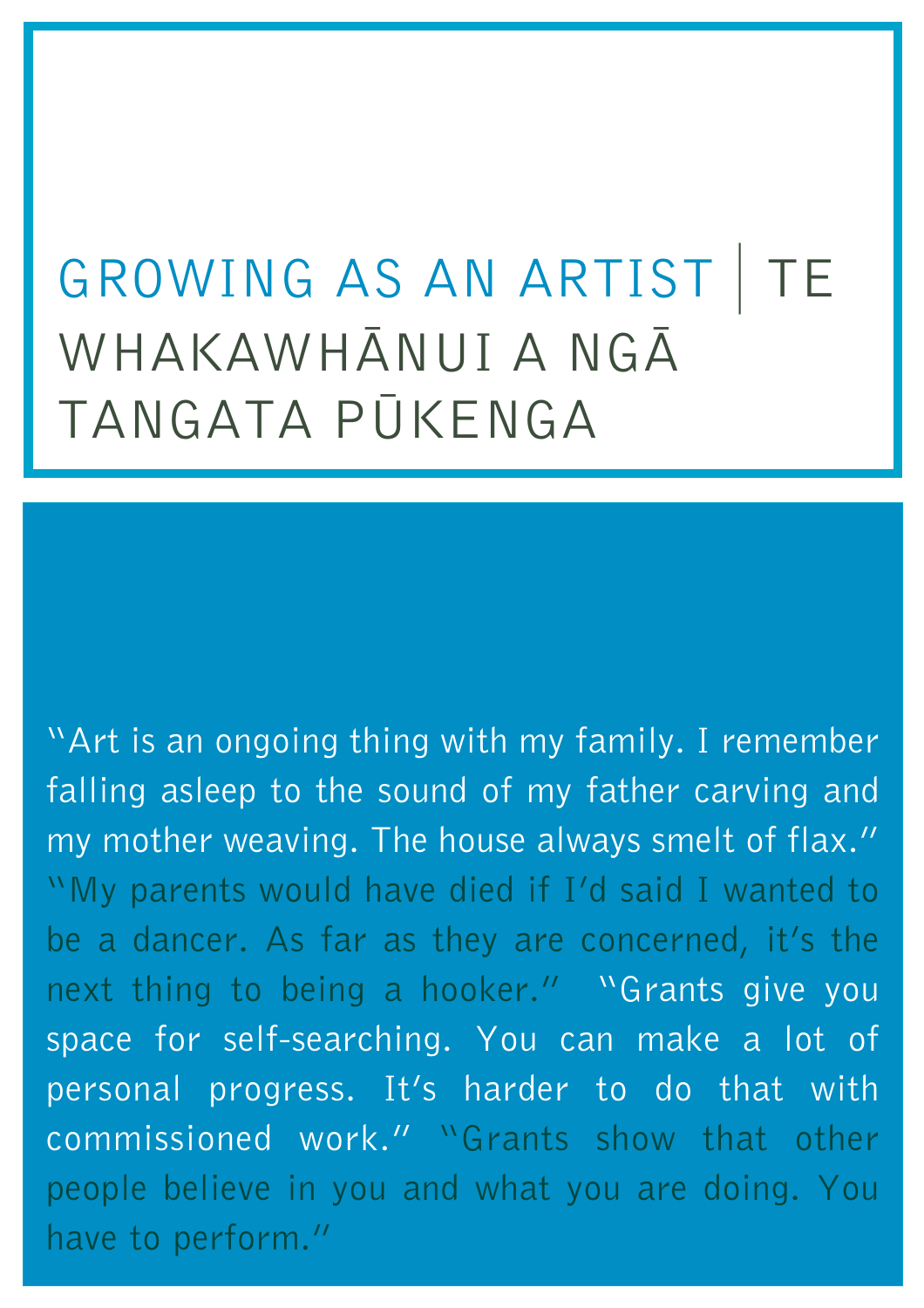# GROWING AS AN ARTIST | TE WHAKAWHĀNUI A NGĀ TANGATA PŪKENGA

"Art is an ongoing thing with my family. I remember falling asleep to the sound of my father carving and my mother weaving. The house always smelt of flax." "My parents would have died if I'd said I wanted to be a dancer. As far as they are concerned, it's the next thing to being a hooker." "Grants give you space for self-searching. You can make a lot of personal progress. It's harder to do that with commissioned work." "Grants show that other people believe in you and what you are doing. You have to perform."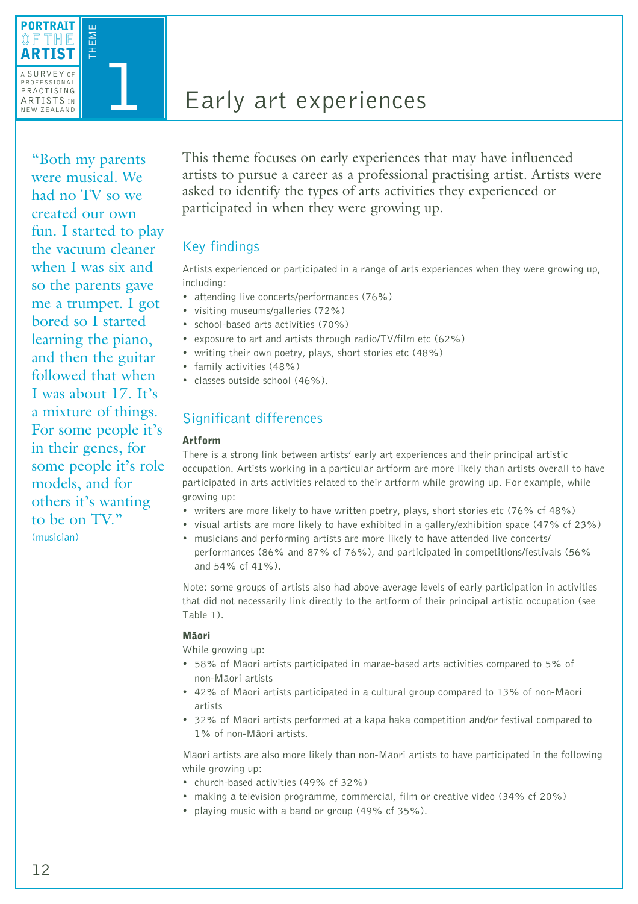# Theme 1: Early art experiences

"Both my parents were musical. We had no TV so we created our own fun. I started to play the vacuum cleaner when I was six and so the parents gave me a trumpet. I got bored so I started learning the piano, and then the guitar followed that when I was about 17. It's a mixture of things. For some people it's in their genes, for some people it's role models, and for others it's wanting to be on TV."
(musician)

This theme focuses on early experiences that may have influenced artists to pursue a career as a professional practising artist. Artists were asked to identify the types of arts activities they experienced or participated in when they were growing up.

## Key findings

Artists experienced or participated in a range of arts experiences when they were growing up, including:

- attending live concerts/performances (76%)
- visiting museums/galleries (72%)
- school-based arts activities (70%)
- exposure to art and artists through radio/TV/film etc (62%)
- writing their own poetry, plays, short stories etc (48%)
- family activities (48%)
- classes outside school (46%).

## Significant differences

### Artform

There is a strong link between artists' early art experiences and their principal artistic occupation. Artists working in a particular artform are more likely than artists overall to have participated in arts activities related to their artform while growing up. For example, while growing up:

- writers are more likely to have written poetry, plays, short stories etc (76% cf 48%)
- visual artists are more likely to have exhibited in a gallery/exhibition space (47% cf 23%)
- musicians and performing artists are more likely to have attended live concerts/performances (86% and 87% cf 76%), and participated in competitions/festivals (56% and 54% cf 41%).

Note: some groups of artists also had above-average levels of early participation in activities that did not necessarily link directly to the artform of their principal artistic occupation (see Table 1).

### Māori

While growing up:

- 58% of Māori artists participated in marae-based arts activities compared to 5% of non-Māori artists
- 42% of Māori artists participated in a cultural group compared to 13% of non-Māori artists
- 32% of Māori artists performed at a kapa haka competition and/or festival compared to 1% of non-Māori artists.

Māori artists are also more likely than non-Māori artists to have participated in the following while growing up:

- church-based activities (49% cf 32%)
- making a television programme, commercial, film or creative video (34% cf 20%)
- playing music with a band or group (49% cf 35%).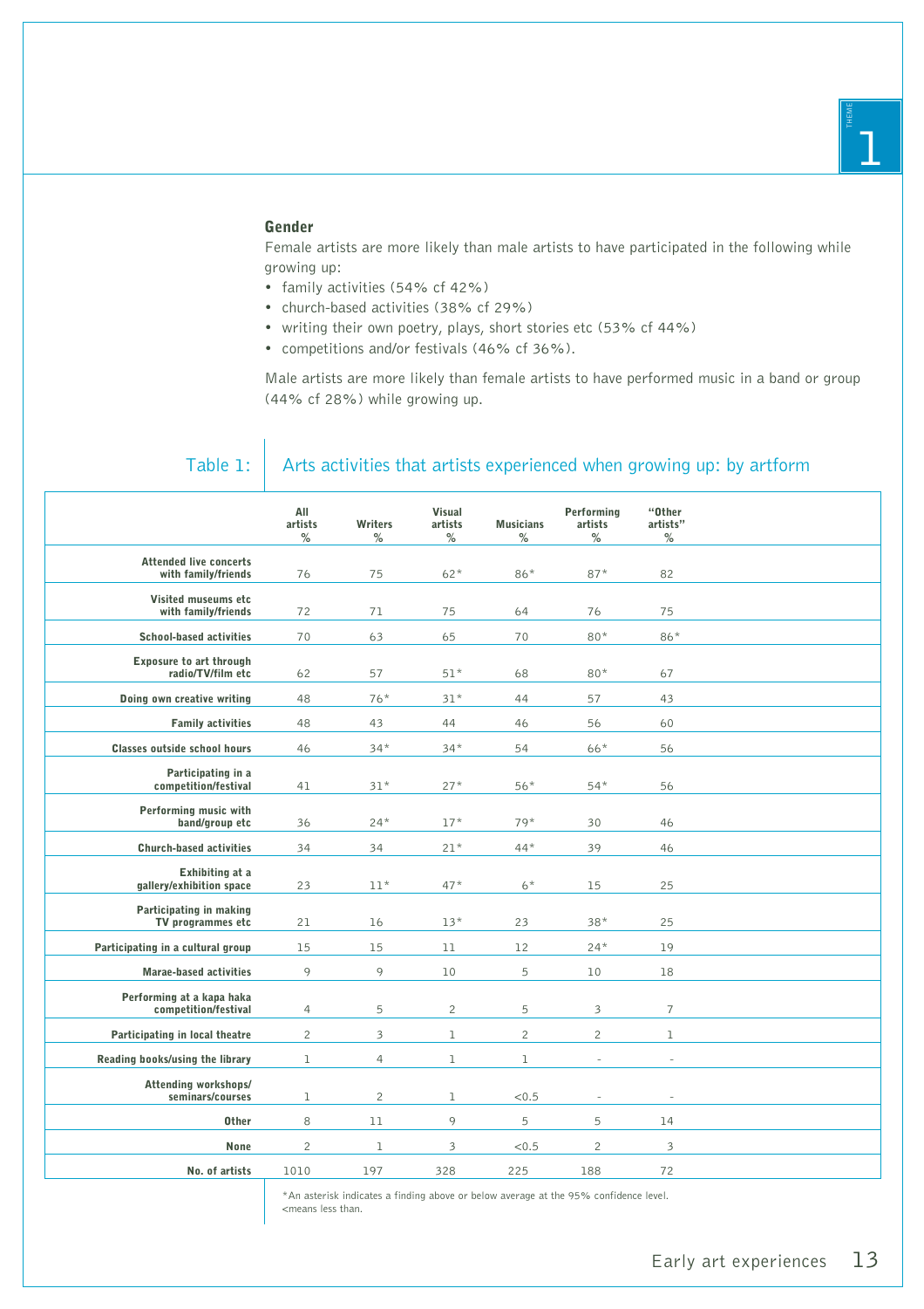### Gender

Female artists are more likely than male artists to have participated in the following while growing up:

- family activities (54% cf 42%)
- church-based activities (38% cf 29%)
- writing their own poetry, plays, short stories etc (53% cf 44%)
- competitions and/or festivals (46% cf 36%).

Male artists are more likely than female artists to have performed music in a band or group (44% cf 28%) while growing up.

Table 1: Arts activities that artists experienced when growing up: by artform

| | All artists % | Writers % | Visual artists % | Musicians % | Performing artists % | "Other artists" % |
|---|---|---|---|---|---|---|
| Attended live concerts with family/friends | 76 | 75 | 62* | 86* | 87* | 82 |
| Visited museums etc with family/friends | 72 | 71 | 75 | 64 | 76 | 75 |
| School-based activities | 70 | 63 | 65 | 70 | 80* | 86* |
| Exposure to art through radio/TV/film etc | 62 | 57 | 51* | 68 | 80* | 67 |
| Doing own creative writing | 48 | 76* | 31* | 44 | 57 | 43 |
| Family activities | 48 | 43 | 44 | 46 | 56 | 60 |
| Classes outside school hours | 46 | 34* | 34* | 54 | 66* | 56 |
| Participating in a competition/festival | 41 | 31* | 27* | 56* | 54* | 56 |
| Performing music with band/group etc | 36 | 24* | 17* | 79* | 30 | 46 |
| Church-based activities | 34 | 34 | 21* | 44* | 39 | 46 |
| Exhibiting at a gallery/exhibition space | 23 | 11* | 47* | 6* | 15 | 25 |
| Participating in making TV programmes etc | 21 | 16 | 13* | 23 | 38* | 25 |
| Participating in a cultural group | 15 | 15 | 11 | 12 | 24* | 19 |
| Marae-based activities | 9 | 9 | 10 | 5 | 10 | 18 |
| Performing at a kapa haka competition/festival | 4 | 5 | 2 | 5 | 3 | 7 |
| Participating in local theatre | 2 | 3 | 1 | 2 | 2 | 1 |
| Reading books/using the library | 1 | 4 | 1 | 1 | - | - |
| Attending workshops/ seminars/courses | 1 | 2 | 1 | <0.5 | - | - |
| Other | 8 | 11 | 9 | 5 | 5 | 14 |
| None | 2 | 1 | 3 | <0.5 | 2 | 3 |
| No. of artists | 1010 | 197 | 328 | 225 | 188 | 72 |

*An asterisk indicates a finding above or below average at the 95% confidence level.
<means less than.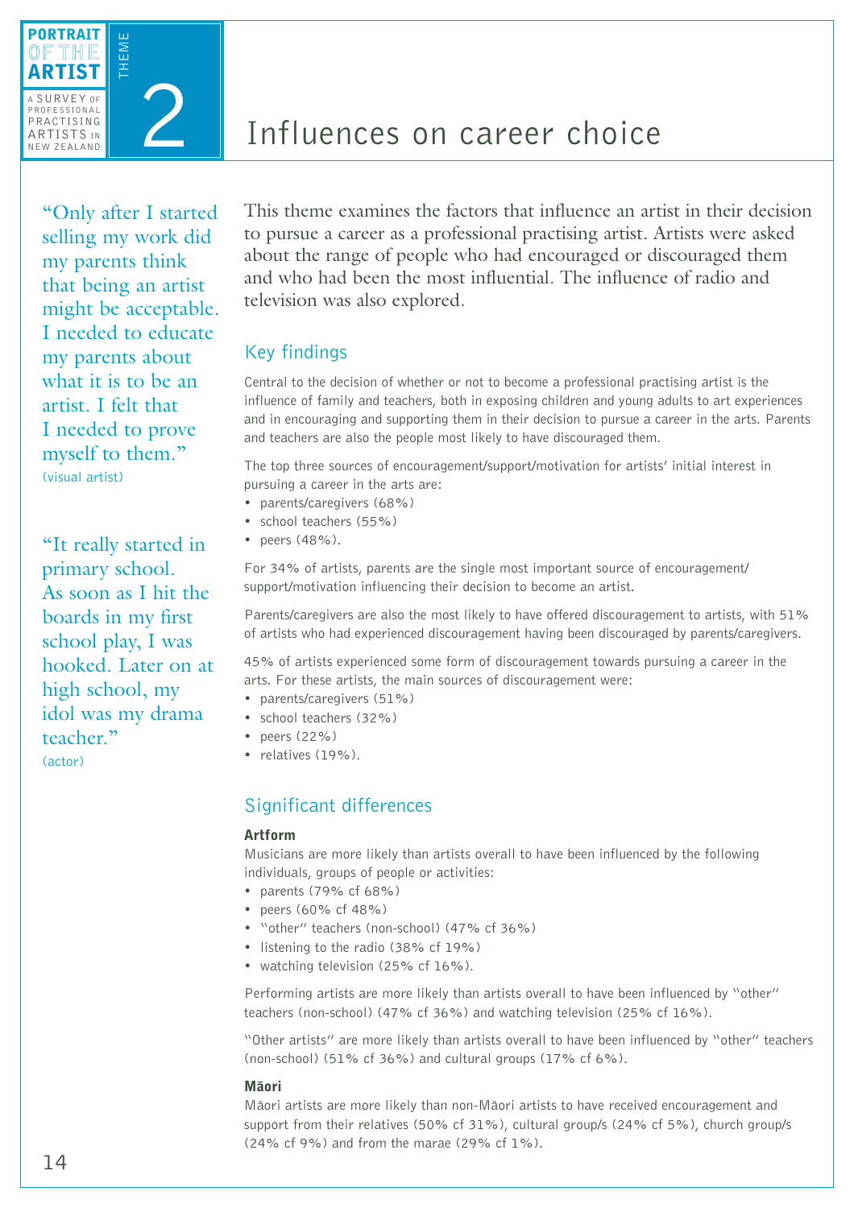# THEME 2 Influences on career choice

"Only after I started selling my work did my parents think that being an artist might be acceptable. I needed to educate my parents about what it is to be an artist. I felt that I needed to prove myself to them."
(visual artist)

"It really started in primary school. As soon as I hit the boards in my first school play, I was hooked. Later on at high school, my idol was my drama teacher."
(actor)

This theme examines the factors that influence an artist in their decision to pursue a career as a professional practising artist. Artists were asked about the range of people who had encouraged or discouraged them and who had been the most influential. The influence of radio and television was also explored.

## Key findings

Central to the decision of whether or not to become a professional practising artist is the influence of family and teachers, both in exposing children and young adults to art experiences and in encouraging and supporting them in their decision to pursue a career in the arts. Parents and teachers are also the people most likely to have discouraged them.

The top three sources of encouragement/support/motivation for artists' initial interest in pursuing a career in the arts are:

- parents/caregivers (68%)
- school teachers (55%)
- peers (48%).

For 34% of artists, parents are the single most important source of encouragement/support/motivation influencing their decision to become an artist.

Parents/caregivers are also the most likely to have offered discouragement to artists, with 51% of artists who had experienced discouragement having been discouraged by parents/caregivers.

45% of artists experienced some form of discouragement towards pursuing a career in the arts. For these artists, the main sources of discouragement were:

- parents/caregivers (51%)
- school teachers (32%)
- peers (22%)
- relatives (19%).

## Significant differences

**Artform**

Musicians are more likely than artists overall to have been influenced by the following individuals, groups of people or activities:

- parents (79% cf 68%)
- peers (60% cf 48%)
- "other" teachers (non-school) (47% cf 36%)
- listening to the radio (38% cf 19%)
- watching television (25% cf 16%).

Performing artists are more likely than artists overall to have been influenced by "other" teachers (non-school) (47% cf 36%) and watching television (25% cf 16%).

"Other artists" are more likely than artists overall to have been influenced by "other" teachers (non-school) (51% cf 36%) and cultural groups (17% cf 6%).

**Māori**

Māori artists are more likely than non-Māori artists to have received encouragement and support from their relatives (50% cf 31%), cultural group/s (24% cf 5%), church group/s (24% cf 9%) and from the marae (29% cf 1%).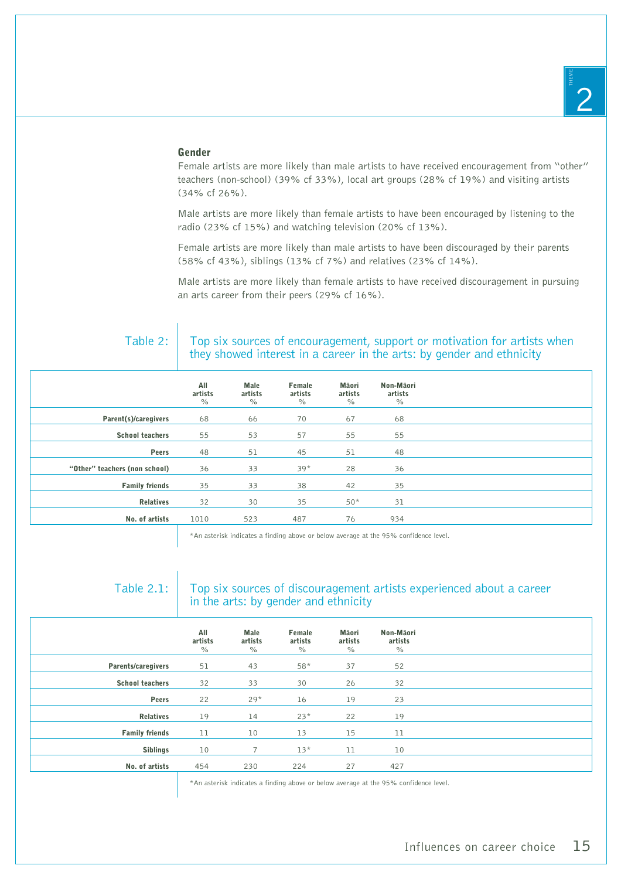### Gender

Female artists are more likely than male artists to have received encouragement from "other" teachers (non-school) (39% cf 33%), local art groups (28% cf 19%) and visiting artists (34% cf 26%).

Male artists are more likely than female artists to have been encouraged by listening to the radio (23% cf 15%) and watching television (20% cf 13%).

Female artists are more likely than male artists to have been discouraged by their parents (58% cf 43%), siblings (13% cf 7%) and relatives (23% cf 14%).

Male artists are more likely than female artists to have received discouragement in pursuing an arts career from their peers (29% cf 16%).

**Table 2:** Top six sources of encouragement, support or motivation for artists when they showed interest in a career in the arts: by gender and ethnicity

| | All artists % | Male artists % | Female artists % | Māori artists % | Non-Māori artists % |
|---|---|---|---|---|---|
| Parent(s)/caregivers | 68 | 66 | 70 | 67 | 68 |
| School teachers | 55 | 53 | 57 | 55 | 55 |
| Peers | 48 | 51 | 45 | 51 | 48 |
| "Other" teachers (non school) | 36 | 33 | 39* | 28 | 36 |
| Family friends | 35 | 33 | 38 | 42 | 35 |
| Relatives | 32 | 30 | 35 | 50* | 31 |
| No. of artists | 1010 | 523 | 487 | 76 | 934 |

*An asterisk indicates a finding above or below average at the 95% confidence level.

**Table 2.1:** Top six sources of discouragement artists experienced about a career in the arts: by gender and ethnicity

| | All artists % | Male artists % | Female artists % | Māori artists % | Non-Māori artists % |
|---|---|---|---|---|---|
| Parents/caregivers | 51 | 43 | 58* | 37 | 52 |
| School teachers | 32 | 33 | 30 | 26 | 32 |
| Peers | 22 | 29* | 16 | 19 | 23 |
| Relatives | 19 | 14 | 23* | 22 | 19 |
| Family friends | 11 | 10 | 13 | 15 | 11 |
| Siblings | 10 | 7 | 13* | 11 | 10 |
| No. of artists | 454 | 230 | 224 | 27 | 427 |

*An asterisk indicates a finding above or below average at the 95% confidence level.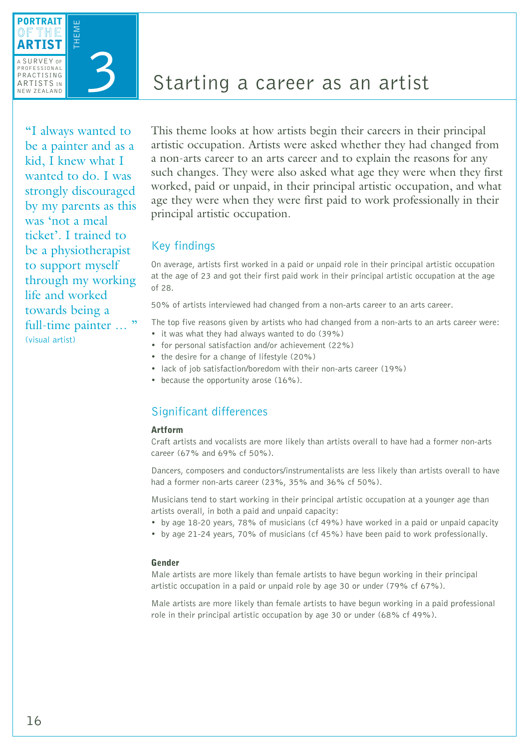# 3 Starting a career as an artist

> "I always wanted to be a painter and as a kid, I knew what I wanted to do. I was strongly discouraged by my parents as this was 'not a meal ticket'. I trained to be a physiotherapist to support myself through my working life and worked towards being a full-time painter … "
> (visual artist)

This theme looks at how artists begin their careers in their principal artistic occupation. Artists were asked whether they had changed from a non-arts career to an arts career and to explain the reasons for any such changes. They were also asked what age they were when they first worked, paid or unpaid, in their principal artistic occupation, and what age they were when they were first paid to work professionally in their principal artistic occupation.

## Key findings

On average, artists first worked in a paid or unpaid role in their principal artistic occupation at the age of 23 and got their first paid work in their principal artistic occupation at the age of 28.

50% of artists interviewed had changed from a non-arts career to an arts career.

The top five reasons given by artists who had changed from a non-arts to an arts career were:

- it was what they had always wanted to do (39%)
- for personal satisfaction and/or achievement (22%)
- the desire for a change of lifestyle (20%)
- lack of job satisfaction/boredom with their non-arts career (19%)
- because the opportunity arose (16%).

## Significant differences

### Artform

Craft artists and vocalists are more likely than artists overall to have had a former non-arts career (67% and 69% cf 50%).

Dancers, composers and conductors/instrumentalists are less likely than artists overall to have had a former non-arts career (23%, 35% and 36% cf 50%).

Musicians tend to start working in their principal artistic occupation at a younger age than artists overall, in both a paid and unpaid capacity:

- by age 18-20 years, 78% of musicians (cf 49%) have worked in a paid or unpaid capacity
- by age 21-24 years, 70% of musicians (cf 45%) have been paid to work professionally.

### Gender

Male artists are more likely than female artists to have begun working in their principal artistic occupation in a paid or unpaid role by age 30 or under (79% cf 67%).

Male artists are more likely than female artists to have begun working in a paid professional role in their principal artistic occupation by age 30 or under (68% cf 49%).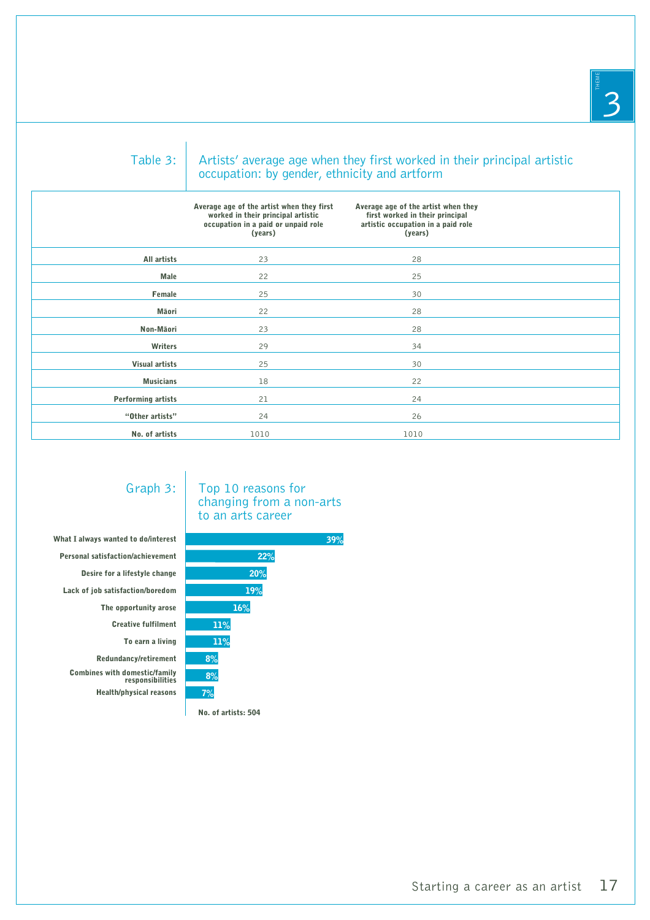## Table 3: Artists' average age when they first worked in their principal artistic occupation: by gender, ethnicity and artform

| | Average age of the artist when they first worked in their principal artistic occupation in a paid or unpaid role (years) | Average age of the artist when they first worked in their principal artistic occupation in a paid role (years) |
|---|---|---|
| **All artists** | 23 | 28 |
| **Male** | 22 | 25 |
| **Female** | 25 | 30 |
| **Māori** | 22 | 28 |
| **Non-Māori** | 23 | 28 |
| **Writers** | 29 | 34 |
| **Visual artists** | 25 | 30 |
| **Musicians** | 18 | 22 |
| **Performing artists** | 21 | 24 |
| **"Other artists"** | 24 | 26 |
| **No. of artists** | 1010 | 1010 |

## Graph 3: Top 10 reasons for changing from a non-arts to an arts career

| Reason | % |
|---|---|
| What I always wanted to do/interest | 39% |
| Personal satisfaction/achievement | 22% |
| Desire for a lifestyle change | 20% |
| Lack of job satisfaction/boredom | 19% |
| The opportunity arose | 16% |
| Creative fulfilment | 11% |
| To earn a living | 11% |
| Redundancy/retirement | 8% |
| Combines with domestic/family responsibilities | 8% |
| Health/physical reasons | 7% |

**No. of artists: 504**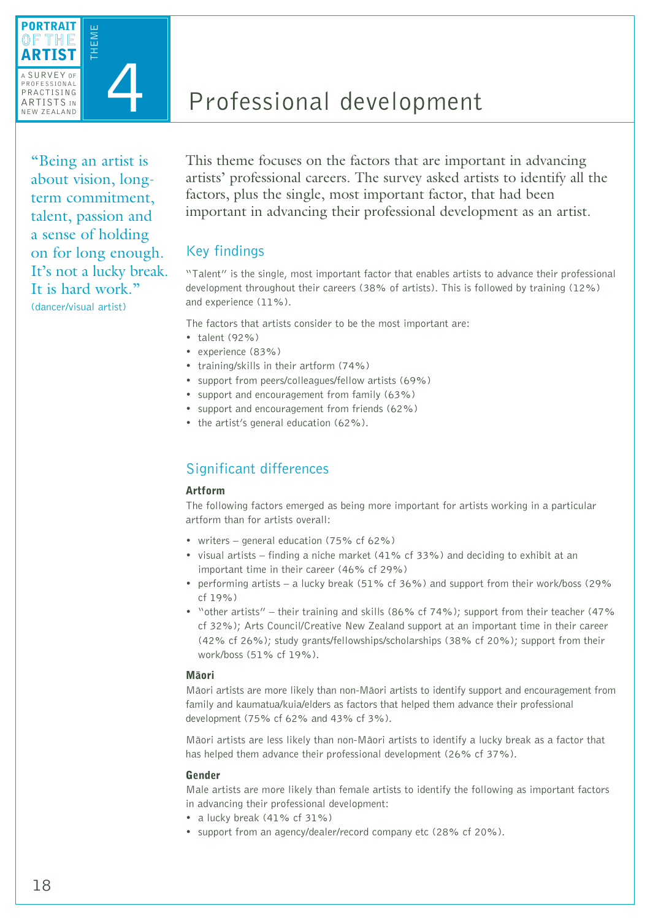# Theme 4: Professional development

> "Being an artist is about vision, long-term commitment, talent, passion and a sense of holding on for long enough. It's not a lucky break. It is hard work."
> (dancer/visual artist)

This theme focuses on the factors that are important in advancing artists' professional careers. The survey asked artists to identify all the factors, plus the single, most important factor, that had been important in advancing their professional development as an artist.

## Key findings

"Talent" is the single, most important factor that enables artists to advance their professional development throughout their careers (38% of artists). This is followed by training (12%) and experience (11%).

The factors that artists consider to be the most important are:

- talent (92%)
- experience (83%)
- training/skills in their artform (74%)
- support from peers/colleagues/fellow artists (69%)
- support and encouragement from family (63%)
- support and encouragement from friends (62%)
- the artist's general education (62%).

## Significant differences

### Artform

The following factors emerged as being more important for artists working in a particular artform than for artists overall:

- writers – general education (75% cf 62%)
- visual artists – finding a niche market (41% cf 33%) and deciding to exhibit at an important time in their career (46% cf 29%)
- performing artists – a lucky break (51% cf 36%) and support from their work/boss (29% cf 19%)
- "other artists" – their training and skills (86% cf 74%); support from their teacher (47% cf 32%); Arts Council/Creative New Zealand support at an important time in their career (42% cf 26%); study grants/fellowships/scholarships (38% cf 20%); support from their work/boss (51% cf 19%).

### Māori

Māori artists are more likely than non-Māori artists to identify support and encouragement from family and kaumatua/kuia/elders as factors that helped them advance their professional development (75% cf 62% and 43% cf 3%).

Māori artists are less likely than non-Māori artists to identify a lucky break as a factor that has helped them advance their professional development (26% cf 37%).

### Gender

Male artists are more likely than female artists to identify the following as important factors in advancing their professional development:

- a lucky break (41% cf 31%)
- support from an agency/dealer/record company etc (28% cf 20%).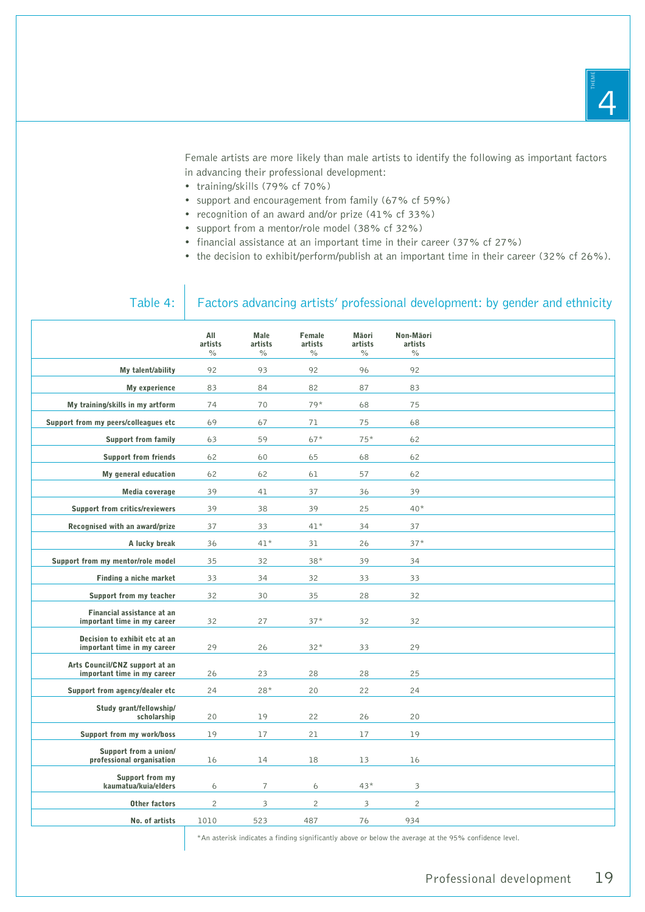Female artists are more likely than male artists to identify the following as important factors in advancing their professional development:

- training/skills (79% cf 70%)
- support and encouragement from family (67% cf 59%)
- recognition of an award and/or prize (41% cf 33%)
- support from a mentor/role model (38% cf 32%)
- financial assistance at an important time in their career (37% cf 27%)
- the decision to exhibit/perform/publish at an important time in their career (32% cf 26%).

## Table 4: Factors advancing artists' professional development: by gender and ethnicity

| | All artists % | Male artists % | Female artists % | Māori artists % | Non-Māori artists % |
|---|---|---|---|---|---|
| My talent/ability | 92 | 93 | 92 | 96 | 92 |
| My experience | 83 | 84 | 82 | 87 | 83 |
| My training/skills in my artform | 74 | 70 | 79* | 68 | 75 |
| Support from my peers/colleagues etc | 69 | 67 | 71 | 75 | 68 |
| Support from family | 63 | 59 | 67* | 75* | 62 |
| Support from friends | 62 | 60 | 65 | 68 | 62 |
| My general education | 62 | 62 | 61 | 57 | 62 |
| Media coverage | 39 | 41 | 37 | 36 | 39 |
| Support from critics/reviewers | 39 | 38 | 39 | 25 | 40* |
| Recognised with an award/prize | 37 | 33 | 41* | 34 | 37 |
| A lucky break | 36 | 41* | 31 | 26 | 37* |
| Support from my mentor/role model | 35 | 32 | 38* | 39 | 34 |
| Finding a niche market | 33 | 34 | 32 | 33 | 33 |
| Support from my teacher | 32 | 30 | 35 | 28 | 32 |
| Financial assistance at an important time in my career | 32 | 27 | 37* | 32 | 32 |
| Decision to exhibit etc at an important time in my career | 29 | 26 | 32* | 33 | 29 |
| Arts Council/CNZ support at an important time in my career | 26 | 23 | 28 | 28 | 25 |
| Support from agency/dealer etc | 24 | 28* | 20 | 22 | 24 |
| Study grant/fellowship/scholarship | 20 | 19 | 22 | 26 | 20 |
| Support from my work/boss | 19 | 17 | 21 | 17 | 19 |
| Support from a union/professional organisation | 16 | 14 | 18 | 13 | 16 |
| Support from my kaumatua/kuia/elders | 6 | 7 | 6 | 43* | 3 |
| Other factors | 2 | 3 | 2 | 3 | 2 |
| No. of artists | 1010 | 523 | 487 | 76 | 934 |

*An asterisk indicates a finding significantly above or below the average at the 95% confidence level.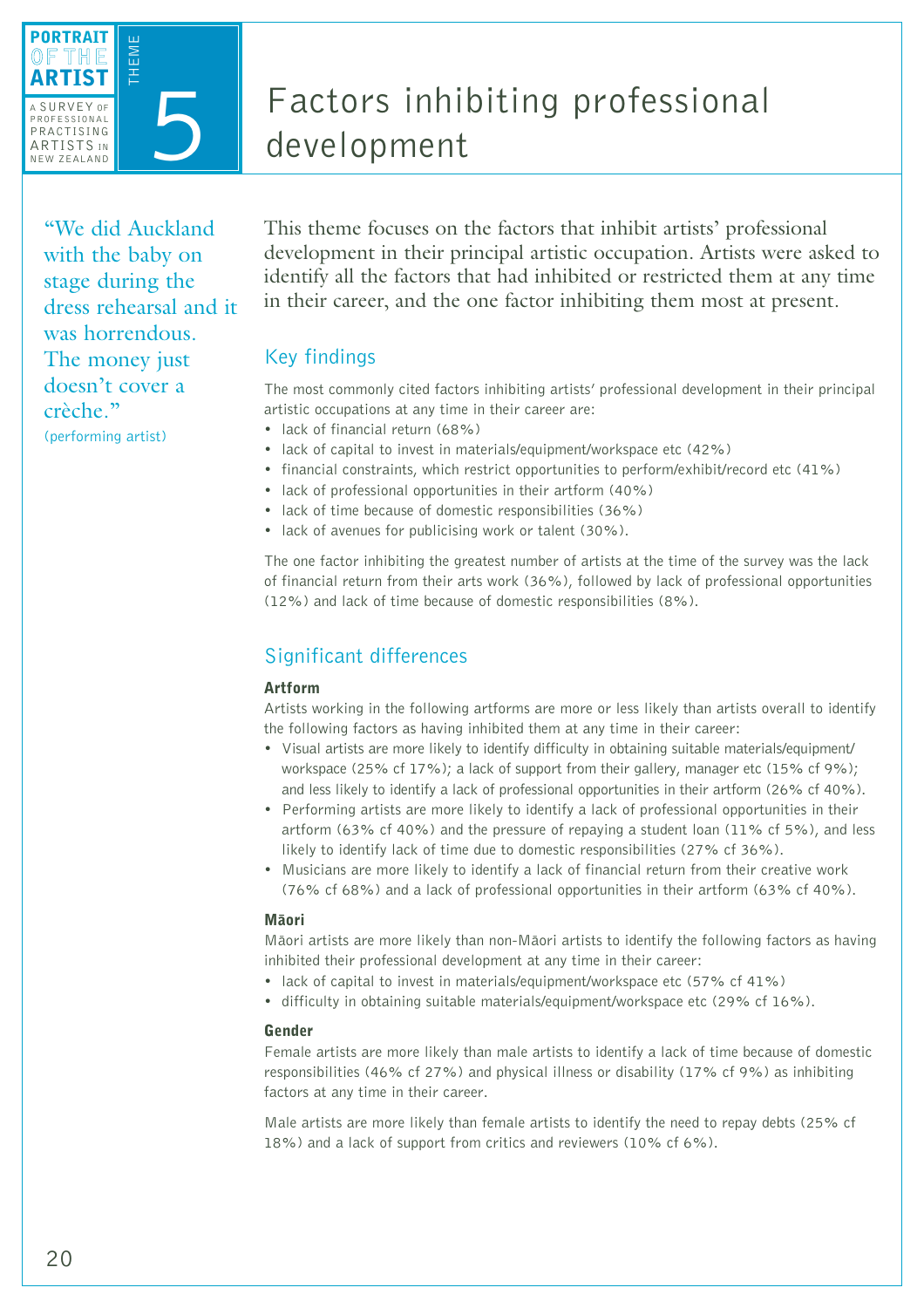# Factors inhibiting professional development

"We did Auckland with the baby on stage during the dress rehearsal and it was horrendous. The money just doesn't cover a crèche."
(performing artist)

This theme focuses on the factors that inhibit artists' professional development in their principal artistic occupation. Artists were asked to identify all the factors that had inhibited or restricted them at any time in their career, and the one factor inhibiting them most at present.

## Key findings

The most commonly cited factors inhibiting artists' professional development in their principal artistic occupations at any time in their career are:

- lack of financial return (68%)
- lack of capital to invest in materials/equipment/workspace etc (42%)
- financial constraints, which restrict opportunities to perform/exhibit/record etc (41%)
- lack of professional opportunities in their artform (40%)
- lack of time because of domestic responsibilities (36%)
- lack of avenues for publicising work or talent (30%).

The one factor inhibiting the greatest number of artists at the time of the survey was the lack of financial return from their arts work (36%), followed by lack of professional opportunities (12%) and lack of time because of domestic responsibilities (8%).

## Significant differences

### Artform

Artists working in the following artforms are more or less likely than artists overall to identify the following factors as having inhibited them at any time in their career:

- Visual artists are more likely to identify difficulty in obtaining suitable materials/equipment/workspace (25% cf 17%); a lack of support from their gallery, manager etc (15% cf 9%); and less likely to identify a lack of professional opportunities in their artform (26% cf 40%).
- Performing artists are more likely to identify a lack of professional opportunities in their artform (63% cf 40%) and the pressure of repaying a student loan (11% cf 5%), and less likely to identify lack of time due to domestic responsibilities (27% cf 36%).
- Musicians are more likely to identify a lack of financial return from their creative work (76% cf 68%) and a lack of professional opportunities in their artform (63% cf 40%).

### Māori

Māori artists are more likely than non-Māori artists to identify the following factors as having inhibited their professional development at any time in their career:

- lack of capital to invest in materials/equipment/workspace etc (57% cf 41%)
- difficulty in obtaining suitable materials/equipment/workspace etc (29% cf 16%).

### Gender

Female artists are more likely than male artists to identify a lack of time because of domestic responsibilities (46% cf 27%) and physical illness or disability (17% cf 9%) as inhibiting factors at any time in their career.

Male artists are more likely than female artists to identify the need to repay debts (25% cf 18%) and a lack of support from critics and reviewers (10% cf 6%).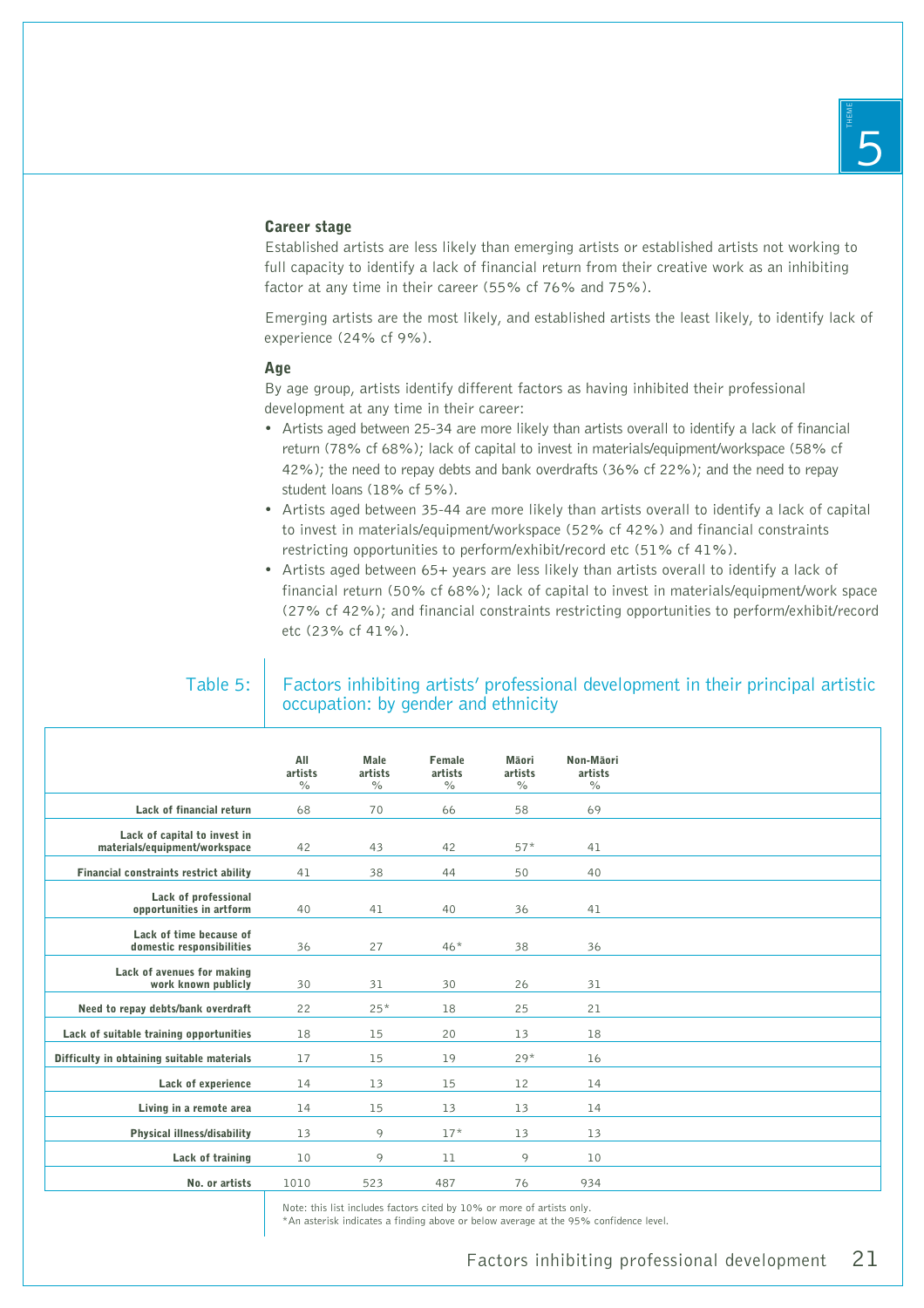### Career stage

Established artists are less likely than emerging artists or established artists not working to full capacity to identify a lack of financial return from their creative work as an inhibiting factor at any time in their career (55% cf 76% and 75%).

Emerging artists are the most likely, and established artists the least likely, to identify lack of experience (24% cf 9%).

### Age

By age group, artists identify different factors as having inhibited their professional development at any time in their career:

- Artists aged between 25-34 are more likely than artists overall to identify a lack of financial return (78% cf 68%); lack of capital to invest in materials/equipment/workspace (58% cf 42%); the need to repay debts and bank overdrafts (36% cf 22%); and the need to repay student loans (18% cf 5%).
- Artists aged between 35-44 are more likely than artists overall to identify a lack of capital to invest in materials/equipment/workspace (52% cf 42%) and financial constraints restricting opportunities to perform/exhibit/record etc (51% cf 41%).
- Artists aged between 65+ years are less likely than artists overall to identify a lack of financial return (50% cf 68%); lack of capital to invest in materials/equipment/work space (27% cf 42%); and financial constraints restricting opportunities to perform/exhibit/record etc (23% cf 41%).

Table 5: Factors inhibiting artists' professional development in their principal artistic occupation: by gender and ethnicity

| | All artists % | Male artists % | Female artists % | Māori artists % | Non-Māori artists % |
|---|---|---|---|---|---|
| Lack of financial return | 68 | 70 | 66 | 58 | 69 |
| Lack of capital to invest in materials/equipment/workspace | 42 | 43 | 42 | 57* | 41 |
| Financial constraints restrict ability | 41 | 38 | 44 | 50 | 40 |
| Lack of professional opportunities in artform | 40 | 41 | 40 | 36 | 41 |
| Lack of time because of domestic responsibilities | 36 | 27 | 46* | 38 | 36 |
| Lack of avenues for making work known publicly | 30 | 31 | 30 | 26 | 31 |
| Need to repay debts/bank overdraft | 22 | 25* | 18 | 25 | 21 |
| Lack of suitable training opportunities | 18 | 15 | 20 | 13 | 18 |
| Difficulty in obtaining suitable materials | 17 | 15 | 19 | 29* | 16 |
| Lack of experience | 14 | 13 | 15 | 12 | 14 |
| Living in a remote area | 14 | 15 | 13 | 13 | 14 |
| Physical illness/disability | 13 | 9 | 17* | 13 | 13 |
| Lack of training | 10 | 9 | 11 | 9 | 10 |
| No. or artists | 1010 | 523 | 487 | 76 | 934 |

Note: this list includes factors cited by 10% or more of artists only.
*An asterisk indicates a finding above or below average at the 95% confidence level.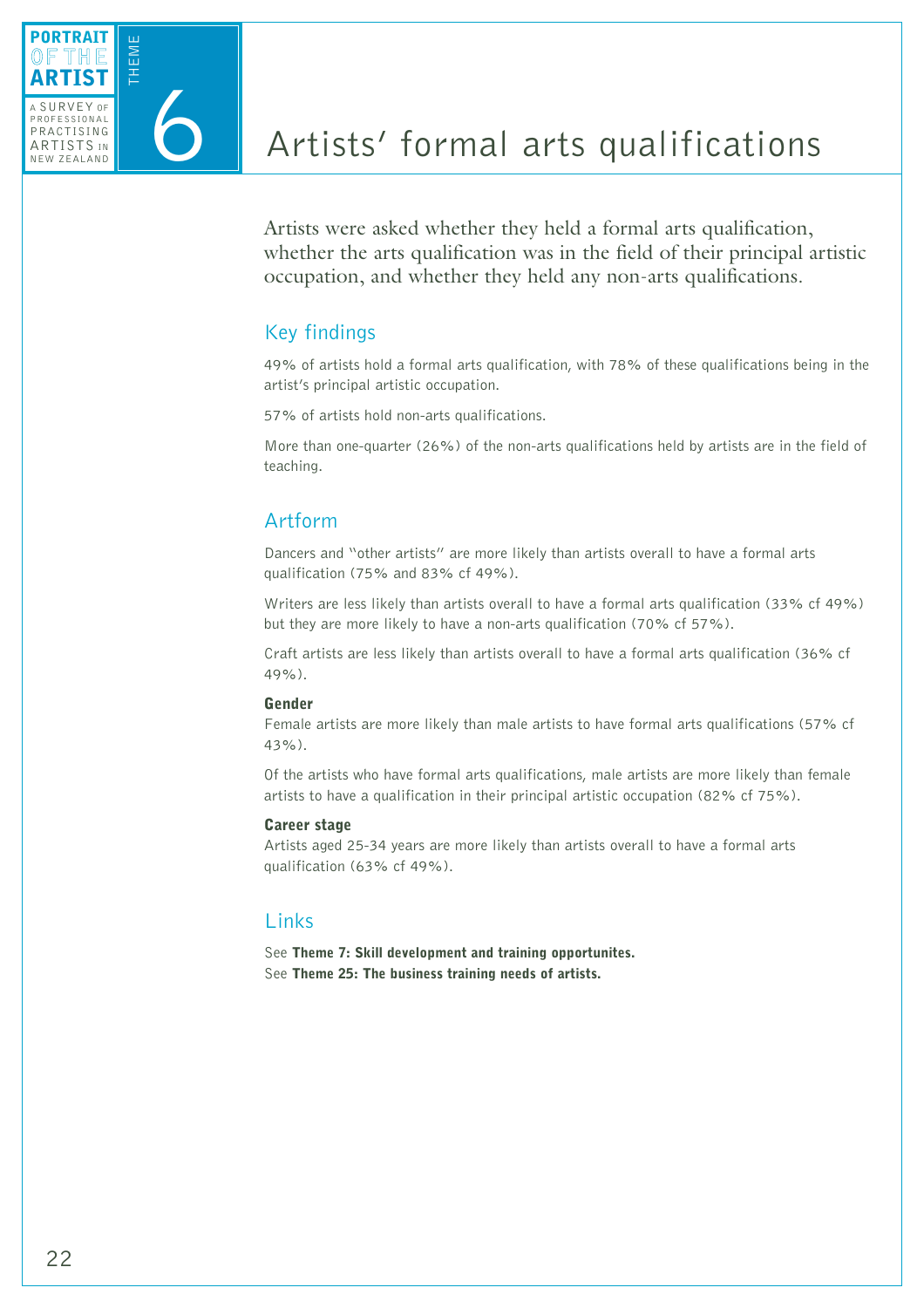# Theme 6: Artists' formal arts qualifications

Artists were asked whether they held a formal arts qualification, whether the arts qualification was in the field of their principal artistic occupation, and whether they held any non-arts qualifications.

## Key findings

49% of artists hold a formal arts qualification, with 78% of these qualifications being in the artist's principal artistic occupation.

57% of artists hold non-arts qualifications.

More than one-quarter (26%) of the non-arts qualifications held by artists are in the field of teaching.

## Artform

Dancers and "other artists" are more likely than artists overall to have a formal arts qualification (75% and 83% cf 49%).

Writers are less likely than artists overall to have a formal arts qualification (33% cf 49%) but they are more likely to have a non-arts qualification (70% cf 57%).

Craft artists are less likely than artists overall to have a formal arts qualification (36% cf 49%).

### Gender

Female artists are more likely than male artists to have formal arts qualifications (57% cf 43%).

Of the artists who have formal arts qualifications, male artists are more likely than female artists to have a qualification in their principal artistic occupation (82% cf 75%).

### Career stage

Artists aged 25-34 years are more likely than artists overall to have a formal arts qualification (63% cf 49%).

## Links

See **Theme 7: Skill development and training opportunites.**
See **Theme 25: The business training needs of artists.**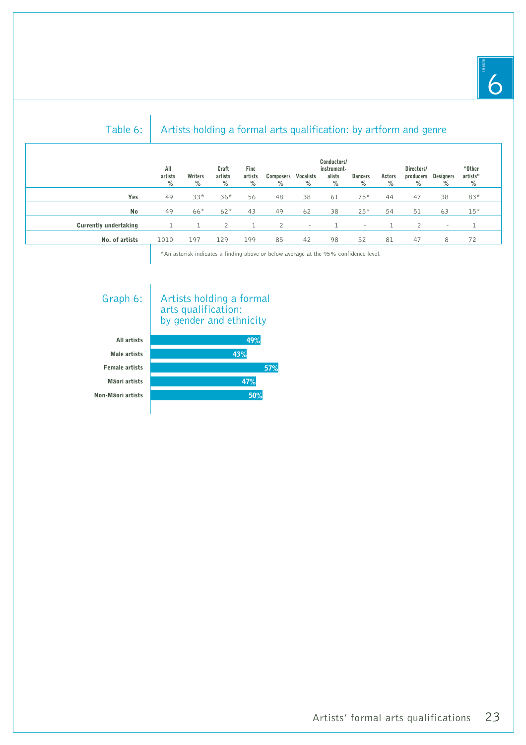## Table 6: Artists holding a formal arts qualification: by artform and genre

| | All artists % | Writers % | Craft artists % | Fine artists % | Composers % | Vocalists % | Conductors/ instrument-alists % | Dancers % | Actors % | Directors/ producers % | Designers % | "Other artists" % |
|---|---|---|---|---|---|---|---|---|---|---|---|---|
| **Yes** | 49 | 33* | 36* | 56 | 48 | 38 | 61 | 75* | 44 | 47 | 38 | 83* |
| **No** | 49 | 66* | 62* | 43 | 49 | 62 | 38 | 25* | 54 | 51 | 63 | 15* |
| **Currently undertaking** | 1 | 1 | 2 | 1 | 2 | - | 1 | - | 1 | 2 | - | 1 |
| **No. of artists** | 1010 | 197 | 129 | 199 | 85 | 42 | 98 | 52 | 81 | 47 | 8 | 72 |

*An asterisk indicates a finding above or below average at the 95% confidence level.

## Graph 6: Artists holding a formal arts qualification: by gender and ethnicity

| | % |
|---|---|
| All artists | 49% |
| Male artists | 43% |
| Female artists | 57% |
| Māori artists | 47% |
| Non-Māori artists | 50% |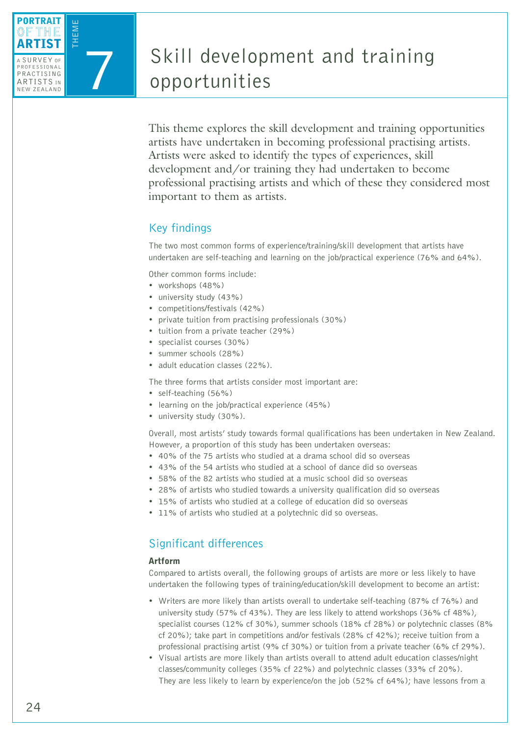# Skill development and training opportunities

This theme explores the skill development and training opportunities artists have undertaken in becoming professional practising artists. Artists were asked to identify the types of experiences, skill development and/or training they had undertaken to become professional practising artists and which of these they considered most important to them as artists.

## Key findings

The two most common forms of experience/training/skill development that artists have undertaken are self-teaching and learning on the job/practical experience (76% and 64%).

Other common forms include:

- workshops (48%)
- university study (43%)
- competitions/festivals (42%)
- private tuition from practising professionals (30%)
- tuition from a private teacher (29%)
- specialist courses (30%)
- summer schools (28%)
- adult education classes (22%).

The three forms that artists consider most important are:

- self-teaching (56%)
- learning on the job/practical experience (45%)
- university study (30%).

Overall, most artists' study towards formal qualifications has been undertaken in New Zealand. However, a proportion of this study has been undertaken overseas:

- 40% of the 75 artists who studied at a drama school did so overseas
- 43% of the 54 artists who studied at a school of dance did so overseas
- 58% of the 82 artists who studied at a music school did so overseas
- 28% of artists who studied towards a university qualification did so overseas
- 15% of artists who studied at a college of education did so overseas
- 11% of artists who studied at a polytechnic did so overseas.

## Significant differences

### Artform

Compared to artists overall, the following groups of artists are more or less likely to have undertaken the following types of training/education/skill development to become an artist:

- Writers are more likely than artists overall to undertake self-teaching (87% cf 76%) and university study (57% cf 43%). They are less likely to attend workshops (36% cf 48%), specialist courses (12% cf 30%), summer schools (18% cf 28%) or polytechnic classes (8% cf 20%); take part in competitions and/or festivals (28% cf 42%); receive tuition from a professional practising artist (9% cf 30%) or tuition from a private teacher (6% cf 29%).
- Visual artists are more likely than artists overall to attend adult education classes/night classes/community colleges (35% cf 22%) and polytechnic classes (33% cf 20%). They are less likely to learn by experience/on the job (52% cf 64%); have lessons from a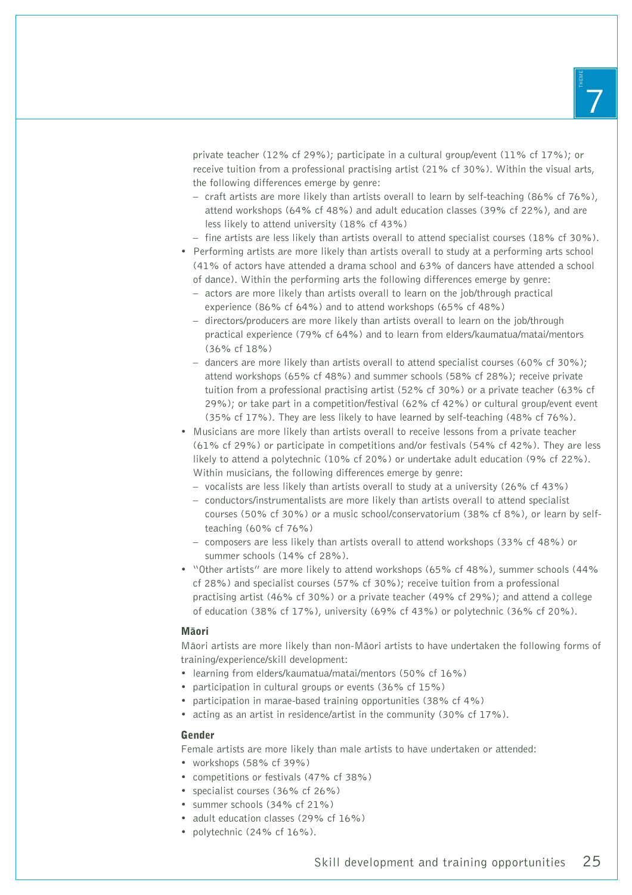private teacher (12% cf 29%); participate in a cultural group/event (11% cf 17%); or receive tuition from a professional practising artist (21% cf 30%). Within the visual arts, the following differences emerge by genre:
  - craft artists are more likely than artists overall to learn by self-teaching (86% cf 76%), attend workshops (64% cf 48%) and adult education classes (39% cf 22%), and are less likely to attend university (18% cf 43%)
  - fine artists are less likely than artists overall to attend specialist courses (18% cf 30%).
- Performing artists are more likely than artists overall to study at a performing arts school (41% of actors have attended a drama school and 63% of dancers have attended a school of dance). Within the performing arts the following differences emerge by genre:
  - actors are more likely than artists overall to learn on the job/through practical experience (86% cf 64%) and to attend workshops (65% cf 48%)
  - directors/producers are more likely than artists overall to learn on the job/through practical experience (79% cf 64%) and to learn from elders/kaumatua/matai/mentors (36% cf 18%)
  - dancers are more likely than artists overall to attend specialist courses (60% cf 30%); attend workshops (65% cf 48%) and summer schools (58% cf 28%); receive private tuition from a professional practising artist (52% cf 30%) or a private teacher (63% cf 29%); or take part in a competition/festival (62% cf 42%) or cultural group/event event (35% cf 17%). They are less likely to have learned by self-teaching (48% cf 76%).
- Musicians are more likely than artists overall to receive lessons from a private teacher (61% cf 29%) or participate in competitions and/or festivals (54% cf 42%). They are less likely to attend a polytechnic (10% cf 20%) or undertake adult education (9% cf 22%). Within musicians, the following differences emerge by genre:
  - vocalists are less likely than artists overall to study at a university (26% cf 43%)
  - conductors/instrumentalists are more likely than artists overall to attend specialist courses (50% cf 30%) or a music school/conservatorium (38% cf 8%), or learn by self-teaching (60% cf 76%)
  - composers are less likely than artists overall to attend workshops (33% cf 48%) or summer schools (14% cf 28%).
- "Other artists" are more likely to attend workshops (65% cf 48%), summer schools (44% cf 28%) and specialist courses (57% cf 30%); receive tuition from a professional practising artist (46% cf 30%) or a private teacher (49% cf 29%); and attend a college of education (38% cf 17%), university (69% cf 43%) or polytechnic (36% cf 20%).

### Māori

Māori artists are more likely than non-Māori artists to have undertaken the following forms of training/experience/skill development:

- learning from elders/kaumatua/matai/mentors (50% cf 16%)
- participation in cultural groups or events (36% cf 15%)
- participation in marae-based training opportunities (38% cf 4%)
- acting as an artist in residence/artist in the community (30% cf 17%).

### Gender

Female artists are more likely than male artists to have undertaken or attended:

- workshops (58% cf 39%)
- competitions or festivals (47% cf 38%)
- specialist courses (36% cf 26%)
- summer schools (34% cf 21%)
- adult education classes (29% cf 16%)
- polytechnic (24% cf 16%).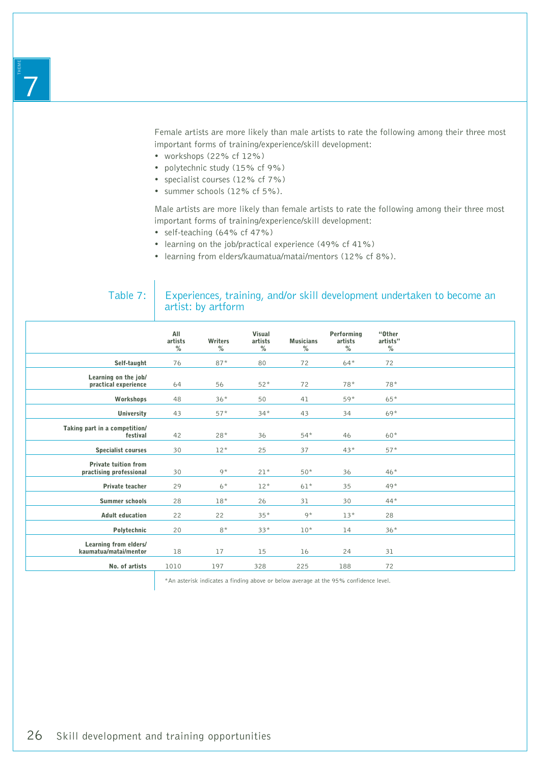Female artists are more likely than male artists to rate the following among their three most important forms of training/experience/skill development:

- workshops (22% cf 12%)
- polytechnic study (15% cf 9%)
- specialist courses (12% cf 7%)
- summer schools (12% cf 5%).

Male artists are more likely than female artists to rate the following among their three most important forms of training/experience/skill development:

- self-teaching (64% cf 47%)
- learning on the job/practical experience (49% cf 41%)
- learning from elders/kaumatua/matai/mentors (12% cf 8%).

Table 7: Experiences, training, and/or skill development undertaken to become an artist: by artform

| | All artists % | Writers % | Visual artists % | Musicians % | Performing artists % | "Other artists" % |
|---|---|---|---|---|---|---|
| **Self-taught** | 76 | 87* | 80 | 72 | 64* | 72 |
| **Learning on the job/ practical experience** | 64 | 56 | 52* | 72 | 78* | 78* |
| **Workshops** | 48 | 36* | 50 | 41 | 59* | 65* |
| **University** | 43 | 57* | 34* | 43 | 34 | 69* |
| **Taking part in a competition/ festival** | 42 | 28* | 36 | 54* | 46 | 60* |
| **Specialist courses** | 30 | 12* | 25 | 37 | 43* | 57* |
| **Private tuition from practising professional** | 30 | 9* | 21* | 50* | 36 | 46* |
| **Private teacher** | 29 | 6* | 12* | 61* | 35 | 49* |
| **Summer schools** | 28 | 18* | 26 | 31 | 30 | 44* |
| **Adult education** | 22 | 22 | 35* | 9* | 13* | 28 |
| **Polytechnic** | 20 | 8* | 33* | 10* | 14 | 36* |
| **Learning from elders/ kaumatua/matai/mentor** | 18 | 17 | 15 | 16 | 24 | 31 |
| **No. of artists** | 1010 | 197 | 328 | 225 | 188 | 72 |

*An asterisk indicates a finding above or below average at the 95% confidence level.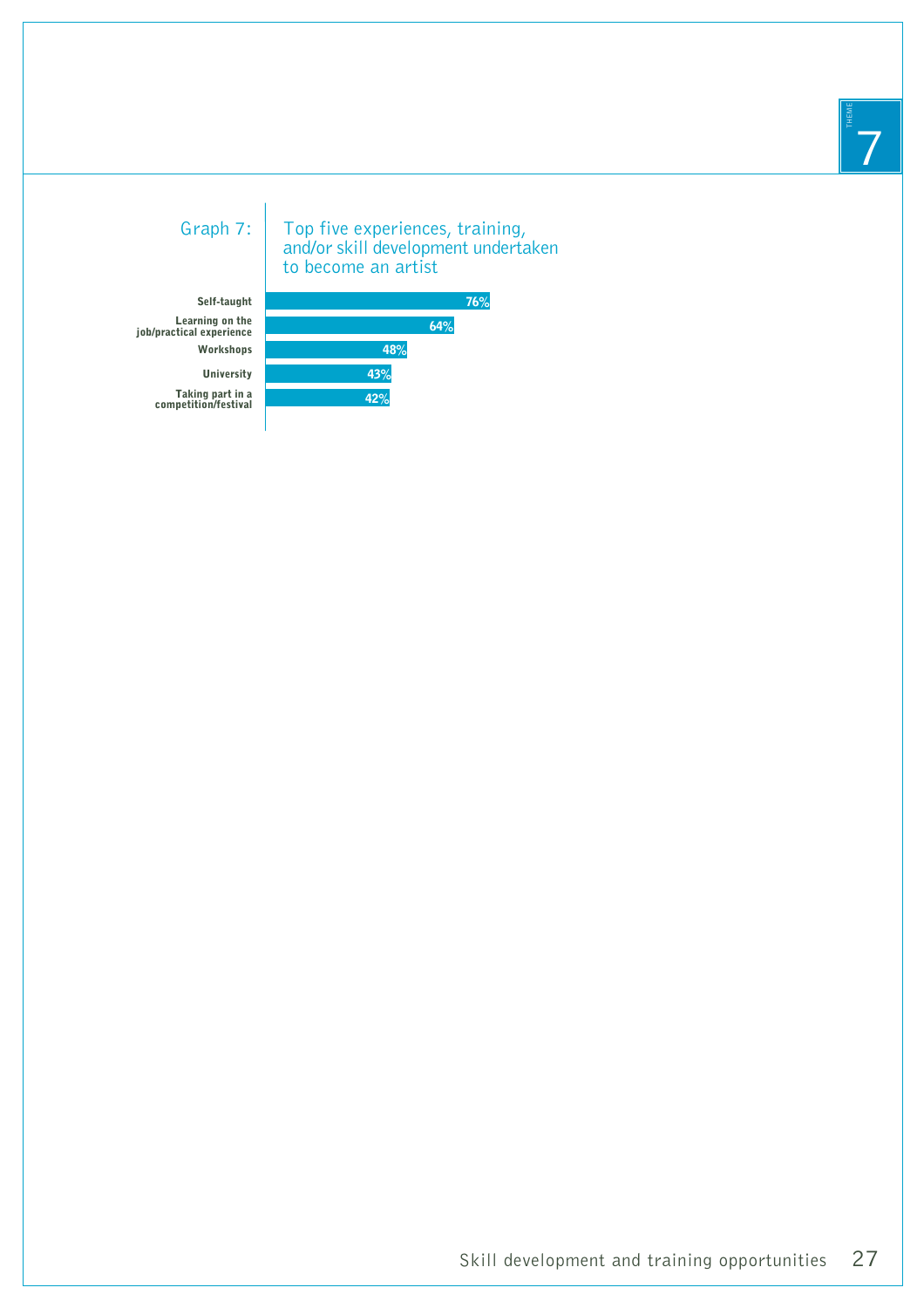Graph 7: Top five experiences, training, and/or skill development undertaken to become an artist

| Experience | Percentage |
| --- | --- |
| Self-taught | 76% |
| Learning on the job/practical experience | 64% |
| Workshops | 48% |
| University | 43% |
| Taking part in a competition/festival | 42% |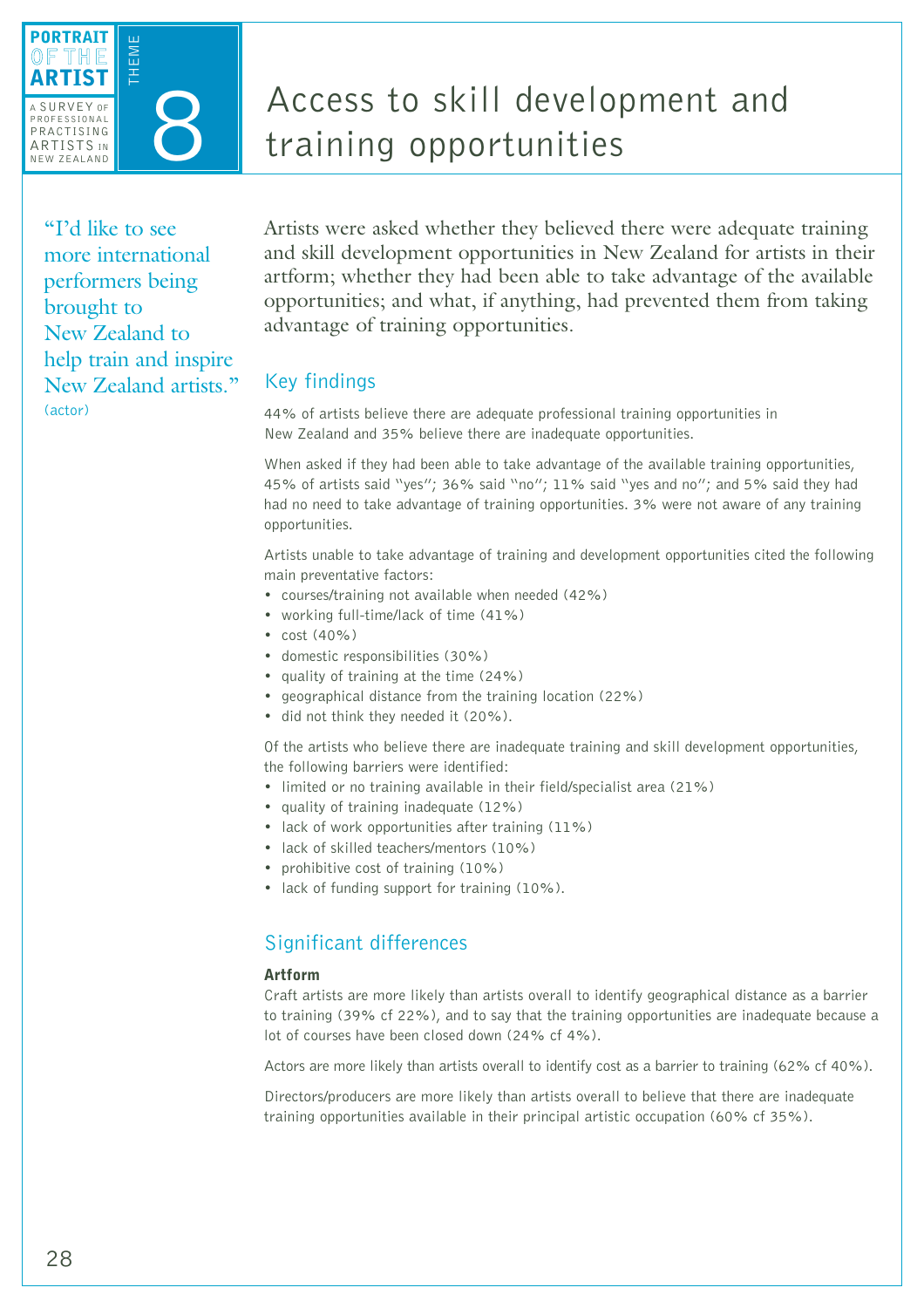# Access to skill development and training opportunities

> "I'd like to see more international performers being brought to New Zealand to help train and inspire New Zealand artists."
> (actor)

Artists were asked whether they believed there were adequate training and skill development opportunities in New Zealand for artists in their artform; whether they had been able to take advantage of the available opportunities; and what, if anything, had prevented them from taking advantage of training opportunities.

## Key findings

44% of artists believe there are adequate professional training opportunities in New Zealand and 35% believe there are inadequate opportunities.

When asked if they had been able to take advantage of the available training opportunities, 45% of artists said "yes"; 36% said "no"; 11% said "yes and no"; and 5% said they had had no need to take advantage of training opportunities. 3% were not aware of any training opportunities.

Artists unable to take advantage of training and development opportunities cited the following main preventative factors:

- courses/training not available when needed (42%)
- working full-time/lack of time (41%)
- cost (40%)
- domestic responsibilities (30%)
- quality of training at the time (24%)
- geographical distance from the training location (22%)
- did not think they needed it (20%).

Of the artists who believe there are inadequate training and skill development opportunities, the following barriers were identified:

- limited or no training available in their field/specialist area (21%)
- quality of training inadequate (12%)
- lack of work opportunities after training (11%)
- lack of skilled teachers/mentors (10%)
- prohibitive cost of training (10%)
- lack of funding support for training (10%).

## Significant differences

### Artform

Craft artists are more likely than artists overall to identify geographical distance as a barrier to training (39% cf 22%), and to say that the training opportunities are inadequate because a lot of courses have been closed down (24% cf 4%).

Actors are more likely than artists overall to identify cost as a barrier to training (62% cf 40%).

Directors/producers are more likely than artists overall to believe that there are inadequate training opportunities available in their principal artistic occupation (60% cf 35%).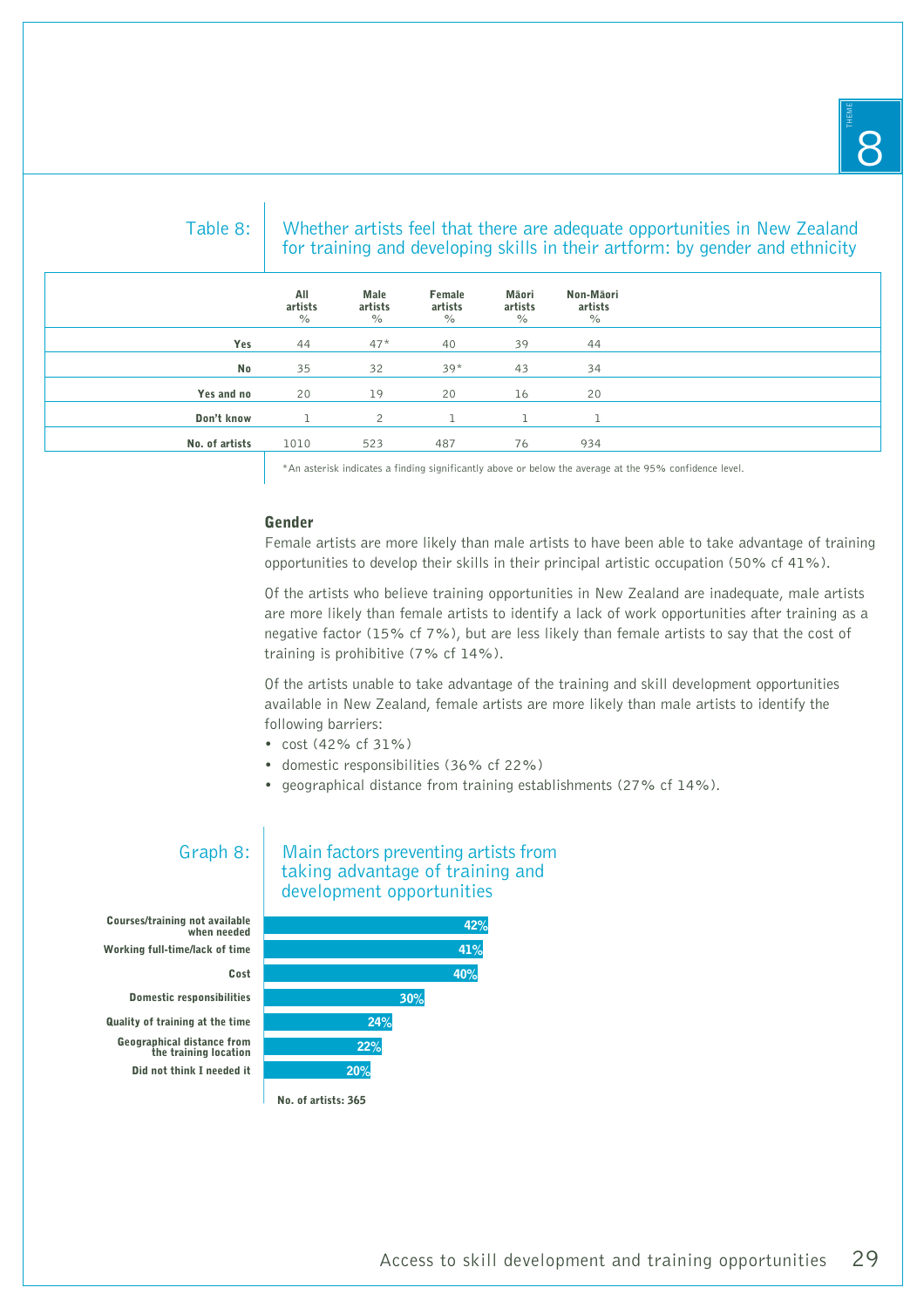Table 8: Whether artists feel that there are adequate opportunities in New Zealand for training and developing skills in their artform: by gender and ethnicity

| | All artists % | Male artists % | Female artists % | Māori artists % | Non-Māori artists % |
|---|---|---|---|---|---|
| **Yes** | 44 | 47* | 40 | 39 | 44 |
| **No** | 35 | 32 | 39* | 43 | 34 |
| **Yes and no** | 20 | 19 | 20 | 16 | 20 |
| **Don't know** | 1 | 2 | 1 | 1 | 1 |
| **No. of artists** | 1010 | 523 | 487 | 76 | 934 |

*An asterisk indicates a finding significantly above or below the average at the 95% confidence level.

### Gender

Female artists are more likely than male artists to have been able to take advantage of training opportunities to develop their skills in their principal artistic occupation (50% cf 41%).

Of the artists who believe training opportunities in New Zealand are inadequate, male artists are more likely than female artists to identify a lack of work opportunities after training as a negative factor (15% cf 7%), but are less likely than female artists to say that the cost of training is prohibitive (7% cf 14%).

Of the artists unable to take advantage of the training and skill development opportunities available in New Zealand, female artists are more likely than male artists to identify the following barriers:

- cost (42% cf 31%)
- domestic responsibilities (36% cf 22%)
- geographical distance from training establishments (27% cf 14%).

Graph 8: Main factors preventing artists from taking advantage of training and development opportunities

| Factor | % |
|---|---|
| Courses/training not available when needed | 42% |
| Working full-time/lack of time | 41% |
| Cost | 40% |
| Domestic responsibilities | 30% |
| Quality of training at the time | 24% |
| Geographical distance from the training location | 22% |
| Did not think I needed it | 20% |

No. of artists: 365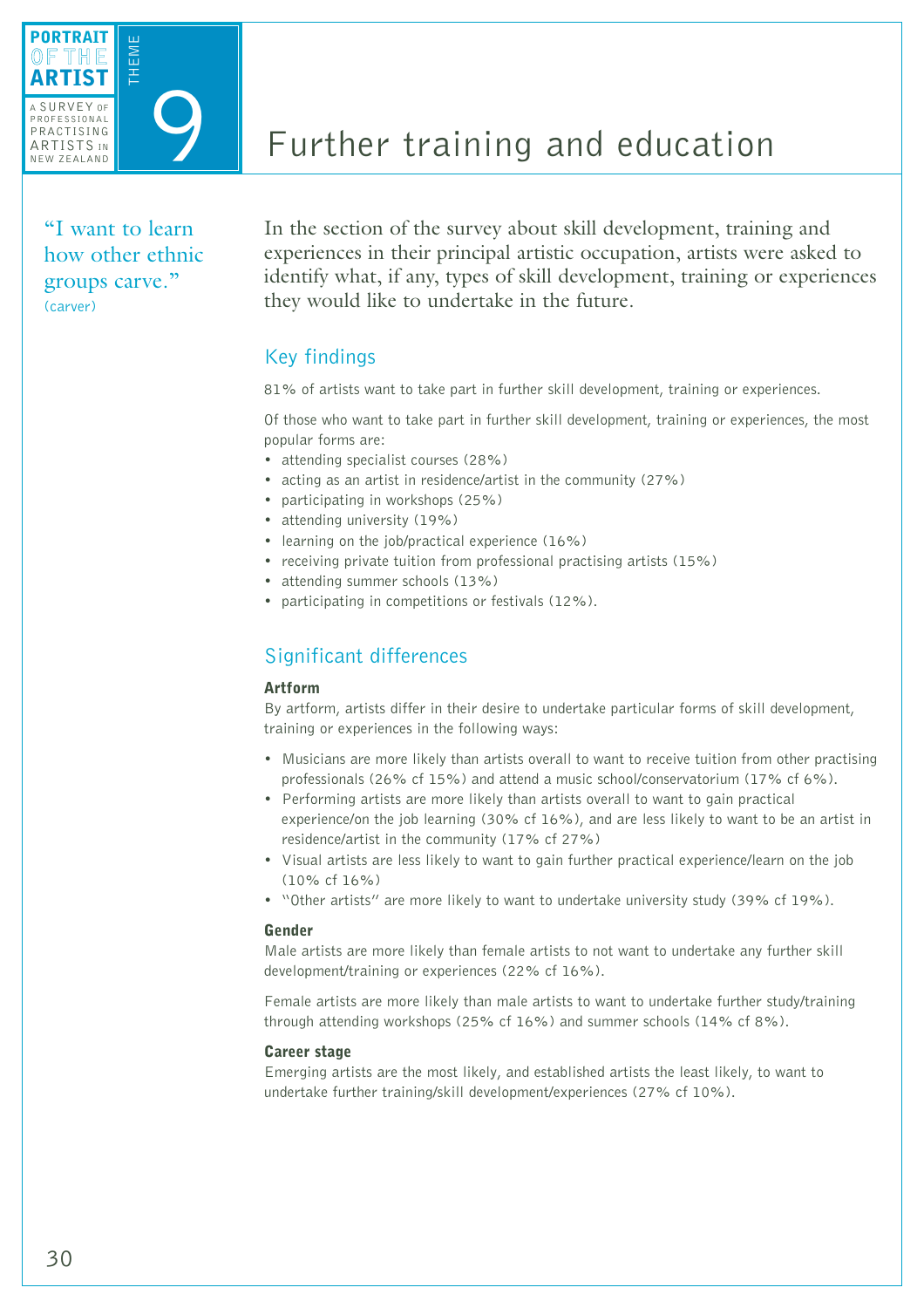# Further training and education

"I want to learn how other ethnic groups carve."
(carver)

In the section of the survey about skill development, training and experiences in their principal artistic occupation, artists were asked to identify what, if any, types of skill development, training or experiences they would like to undertake in the future.

## Key findings

81% of artists want to take part in further skill development, training or experiences.

Of those who want to take part in further skill development, training or experiences, the most popular forms are:

- attending specialist courses (28%)
- acting as an artist in residence/artist in the community (27%)
- participating in workshops (25%)
- attending university (19%)
- learning on the job/practical experience (16%)
- receiving private tuition from professional practising artists (15%)
- attending summer schools (13%)
- participating in competitions or festivals (12%).

## Significant differences

### Artform

By artform, artists differ in their desire to undertake particular forms of skill development, training or experiences in the following ways:

- Musicians are more likely than artists overall to want to receive tuition from other practising professionals (26% cf 15%) and attend a music school/conservatorium (17% cf 6%).
- Performing artists are more likely than artists overall to want to gain practical experience/on the job learning (30% cf 16%), and are less likely to want to be an artist in residence/artist in the community (17% cf 27%)
- Visual artists are less likely to want to gain further practical experience/learn on the job (10% cf 16%)
- "Other artists" are more likely to want to undertake university study (39% cf 19%).

### Gender

Male artists are more likely than female artists to not want to undertake any further skill development/training or experiences (22% cf 16%).

Female artists are more likely than male artists to want to undertake further study/training through attending workshops (25% cf 16%) and summer schools (14% cf 8%).

### Career stage

Emerging artists are the most likely, and established artists the least likely, to want to undertake further training/skill development/experiences (27% cf 10%).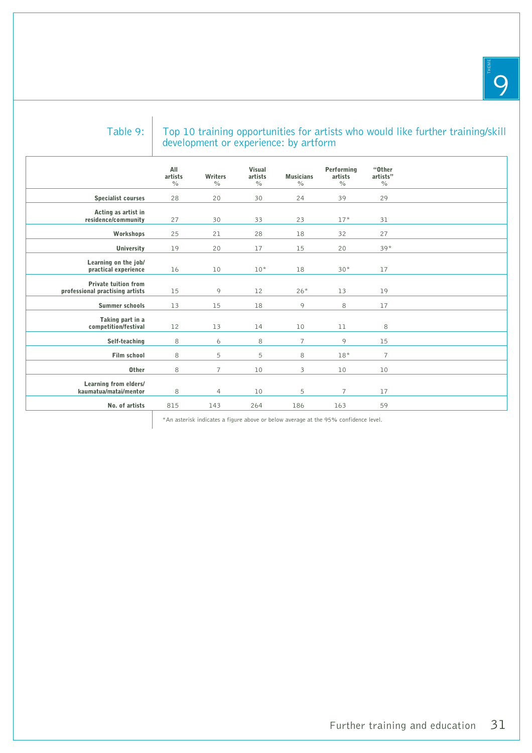Table 9: Top 10 training opportunities for artists who would like further training/skill development or experience: by artform

| | All artists % | Writers % | Visual artists % | Musicians % | Performing artists % | "Other artists" % |
|---|---|---|---|---|---|---|
| **Specialist courses** | 28 | 20 | 30 | 24 | 39 | 29 |
| **Acting as artist in residence/community** | 27 | 30 | 33 | 23 | 17* | 31 |
| **Workshops** | 25 | 21 | 28 | 18 | 32 | 27 |
| **University** | 19 | 20 | 17 | 15 | 20 | 39* |
| **Learning on the job/ practical experience** | 16 | 10 | 10* | 18 | 30* | 17 |
| **Private tuition from professional practising artists** | 15 | 9 | 12 | 26* | 13 | 19 |
| **Summer schools** | 13 | 15 | 18 | 9 | 8 | 17 |
| **Taking part in a competition/festival** | 12 | 13 | 14 | 10 | 11 | 8 |
| **Self-teaching** | 8 | 6 | 8 | 7 | 9 | 15 |
| **Film school** | 8 | 5 | 5 | 8 | 18* | 7 |
| **Other** | 8 | 7 | 10 | 3 | 10 | 10 |
| **Learning from elders/ kaumatua/matai/mentor** | 8 | 4 | 10 | 5 | 7 | 17 |
| **No. of artists** | 815 | 143 | 264 | 186 | 163 | 59 |

*An asterisk indicates a figure above or below average at the 95% confidence level.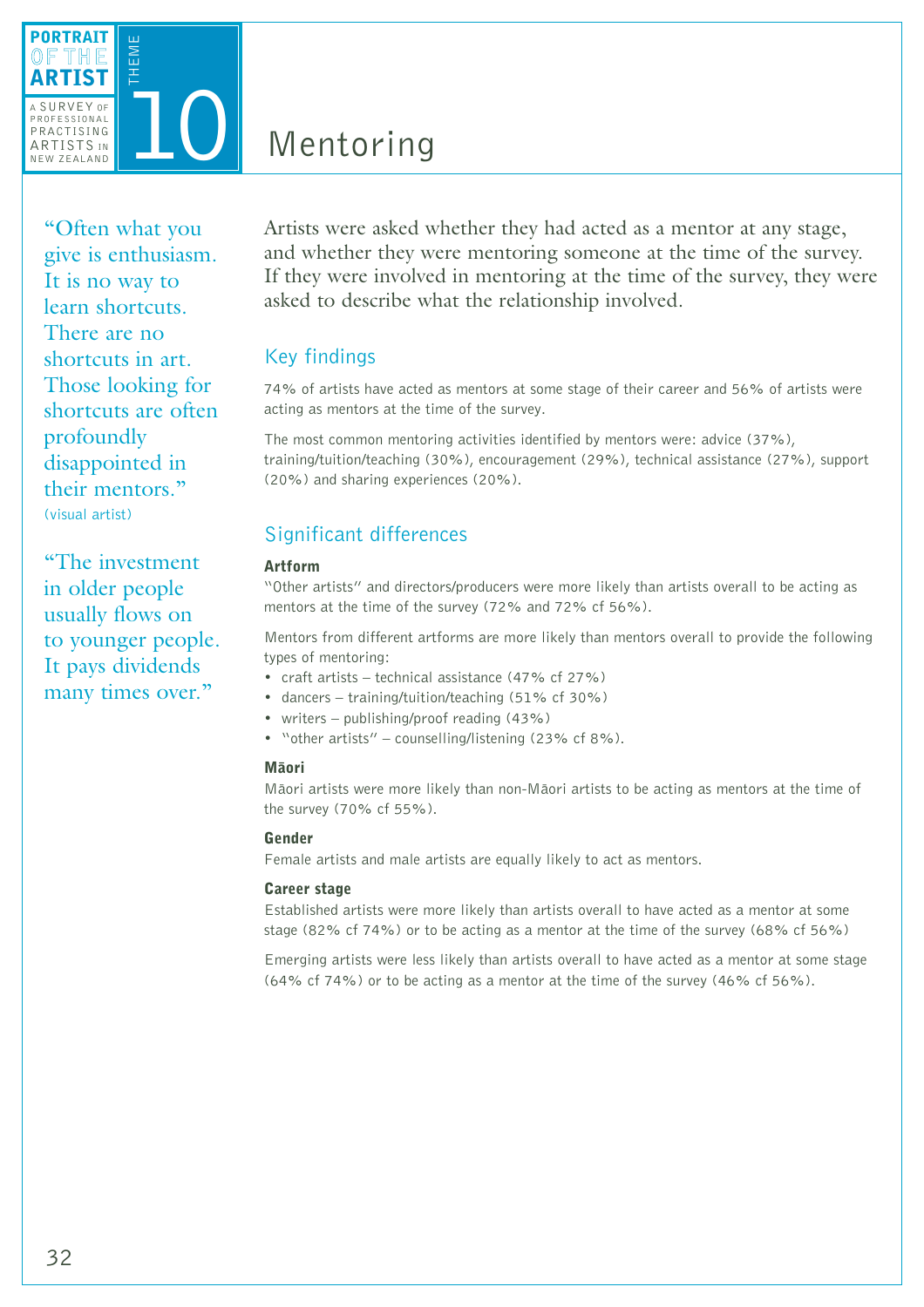# Theme 10: Mentoring

> "Often what you give is enthusiasm. It is no way to learn shortcuts. There are no shortcuts in art. Those looking for shortcuts are often profoundly disappointed in their mentors."
> (visual artist)

> "The investment in older people usually flows on to younger people. It pays dividends many times over."

Artists were asked whether they had acted as a mentor at any stage, and whether they were mentoring someone at the time of the survey. If they were involved in mentoring at the time of the survey, they were asked to describe what the relationship involved.

## Key findings

74% of artists have acted as mentors at some stage of their career and 56% of artists were acting as mentors at the time of the survey.

The most common mentoring activities identified by mentors were: advice (37%), training/tuition/teaching (30%), encouragement (29%), technical assistance (27%), support (20%) and sharing experiences (20%).

## Significant differences

### Artform

"Other artists" and directors/producers were more likely than artists overall to be acting as mentors at the time of the survey (72% and 72% cf 56%).

Mentors from different artforms are more likely than mentors overall to provide the following types of mentoring:

- craft artists – technical assistance (47% cf 27%)
- dancers – training/tuition/teaching (51% cf 30%)
- writers – publishing/proof reading (43%)
- "other artists" – counselling/listening (23% cf 8%).

### Māori

Māori artists were more likely than non-Māori artists to be acting as mentors at the time of the survey (70% cf 55%).

### Gender

Female artists and male artists are equally likely to act as mentors.

### Career stage

Established artists were more likely than artists overall to have acted as a mentor at some stage (82% cf 74%) or to be acting as a mentor at the time of the survey (68% cf 56%)

Emerging artists were less likely than artists overall to have acted as a mentor at some stage (64% cf 74%) or to be acting as a mentor at the time of the survey (46% cf 56%).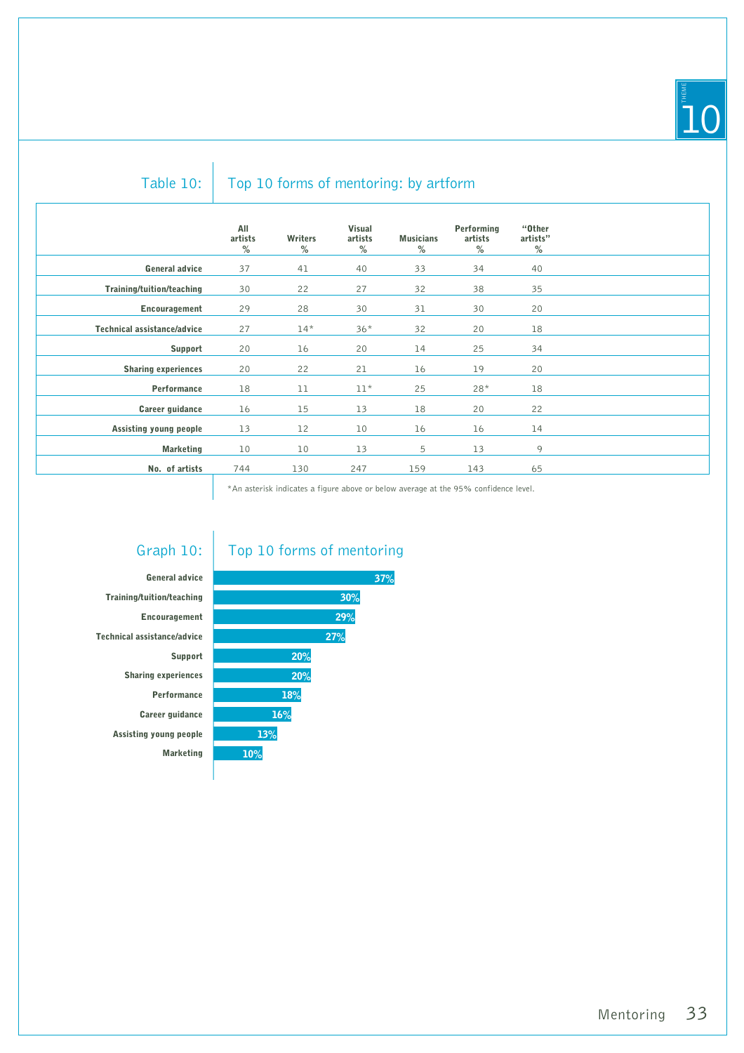## Table 10: Top 10 forms of mentoring: by artform

| | All artists % | Writers % | Visual artists % | Musicians % | Performing artists % | "Other artists" % |
|---|---|---|---|---|---|---|
| **General advice** | 37 | 41 | 40 | 33 | 34 | 40 |
| **Training/tuition/teaching** | 30 | 22 | 27 | 32 | 38 | 35 |
| **Encouragement** | 29 | 28 | 30 | 31 | 30 | 20 |
| **Technical assistance/advice** | 27 | 14* | 36* | 32 | 20 | 18 |
| **Support** | 20 | 16 | 20 | 14 | 25 | 34 |
| **Sharing experiences** | 20 | 22 | 21 | 16 | 19 | 20 |
| **Performance** | 18 | 11 | 11* | 25 | 28* | 18 |
| **Career guidance** | 16 | 15 | 13 | 18 | 20 | 22 |
| **Assisting young people** | 13 | 12 | 10 | 16 | 16 | 14 |
| **Marketing** | 10 | 10 | 13 | 5 | 13 | 9 |
| **No. of artists** | 744 | 130 | 247 | 159 | 143 | 65 |

*An asterisk indicates a figure above or below average at the 95% confidence level.

## Graph 10: Top 10 forms of mentoring

| Form of mentoring | % |
|---|---|
| General advice | 37% |
| Training/tuition/teaching | 30% |
| Encouragement | 29% |
| Technical assistance/advice | 27% |
| Support | 20% |
| Sharing experiences | 20% |
| Performance | 18% |
| Career guidance | 16% |
| Assisting young people | 13% |
| Marketing | 10% |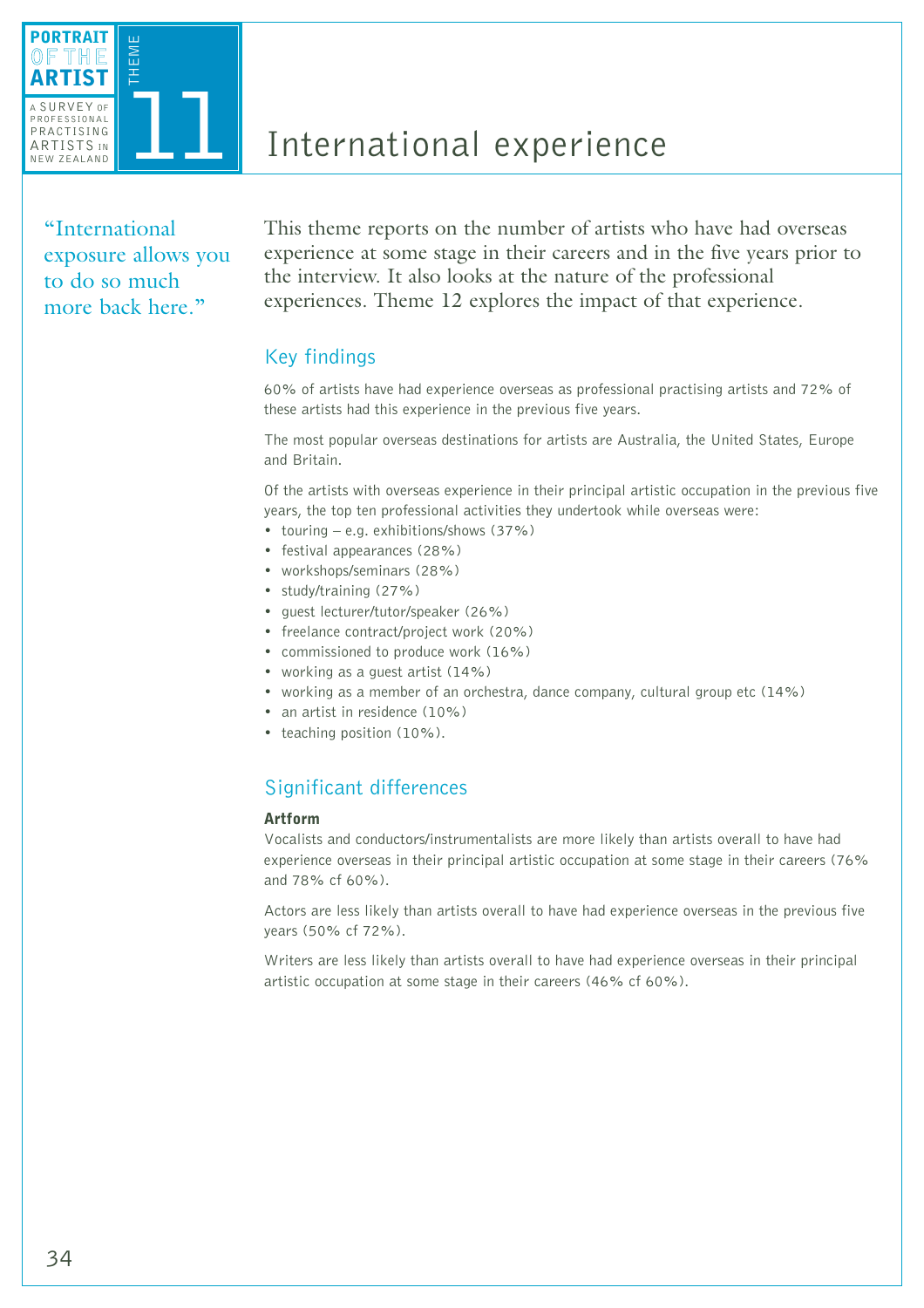# International experience

> "International exposure allows you to do so much more back here."

This theme reports on the number of artists who have had overseas experience at some stage in their careers and in the five years prior to the interview. It also looks at the nature of the professional experiences. Theme 12 explores the impact of that experience.

## Key findings

60% of artists have had experience overseas as professional practising artists and 72% of these artists had this experience in the previous five years.

The most popular overseas destinations for artists are Australia, the United States, Europe and Britain.

Of the artists with overseas experience in their principal artistic occupation in the previous five years, the top ten professional activities they undertook while overseas were:

- touring – e.g. exhibitions/shows (37%)
- festival appearances (28%)
- workshops/seminars (28%)
- study/training (27%)
- guest lecturer/tutor/speaker (26%)
- freelance contract/project work (20%)
- commissioned to produce work (16%)
- working as a guest artist (14%)
- working as a member of an orchestra, dance company, cultural group etc (14%)
- an artist in residence (10%)
- teaching position (10%).

## Significant differences

**Artform**

Vocalists and conductors/instrumentalists are more likely than artists overall to have had experience overseas in their principal artistic occupation at some stage in their careers (76% and 78% cf 60%).

Actors are less likely than artists overall to have had experience overseas in the previous five years (50% cf 72%).

Writers are less likely than artists overall to have had experience overseas in their principal artistic occupation at some stage in their careers (46% cf 60%).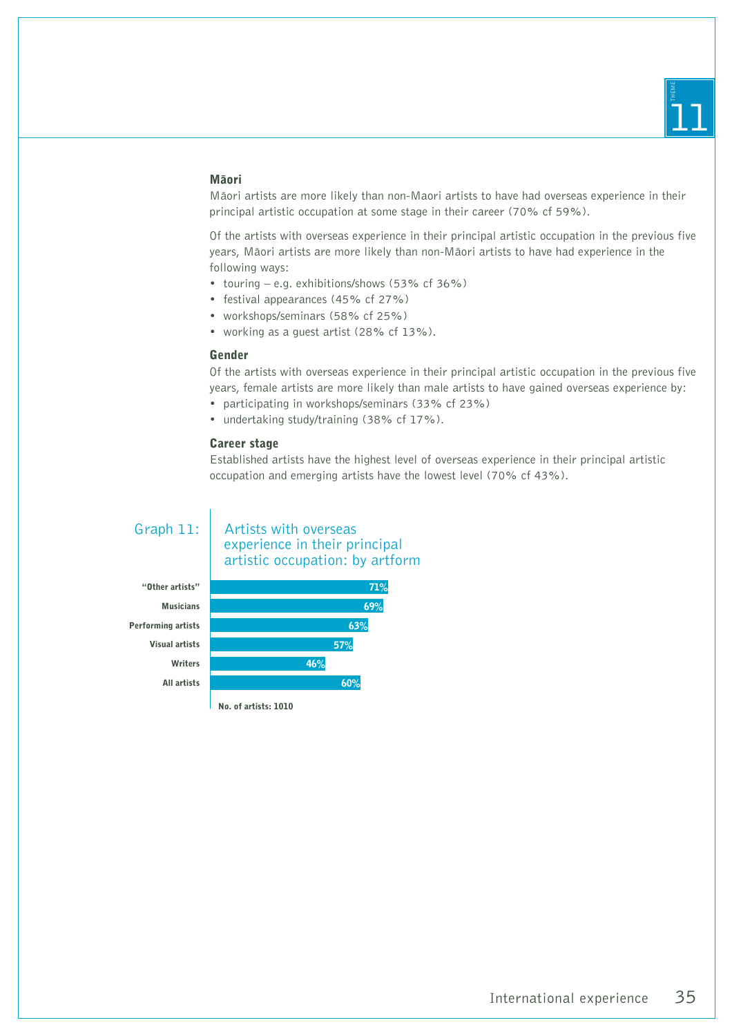### Māori

Māori artists are more likely than non-Maori artists to have had overseas experience in their principal artistic occupation at some stage in their career (70% cf 59%).

Of the artists with overseas experience in their principal artistic occupation in the previous five years, Māori artists are more likely than non-Māori artists to have had experience in the following ways:

- touring – e.g. exhibitions/shows (53% cf 36%)
- festival appearances (45% cf 27%)
- workshops/seminars (58% cf 25%)
- working as a guest artist (28% cf 13%).

### Gender

Of the artists with overseas experience in their principal artistic occupation in the previous five years, female artists are more likely than male artists to have gained overseas experience by:

- participating in workshops/seminars (33% cf 23%)
- undertaking study/training (38% cf 17%).

### Career stage

Established artists have the highest level of overseas experience in their principal artistic occupation and emerging artists have the lowest level (70% cf 43%).

Graph 11: Artists with overseas experience in their principal artistic occupation: by artform

| Artform | % |
|---|---|
| "Other artists" | 71% |
| Musicians | 69% |
| Performing artists | 63% |
| Visual artists | 57% |
| Writers | 46% |
| All artists | 60% |

No. of artists: 1010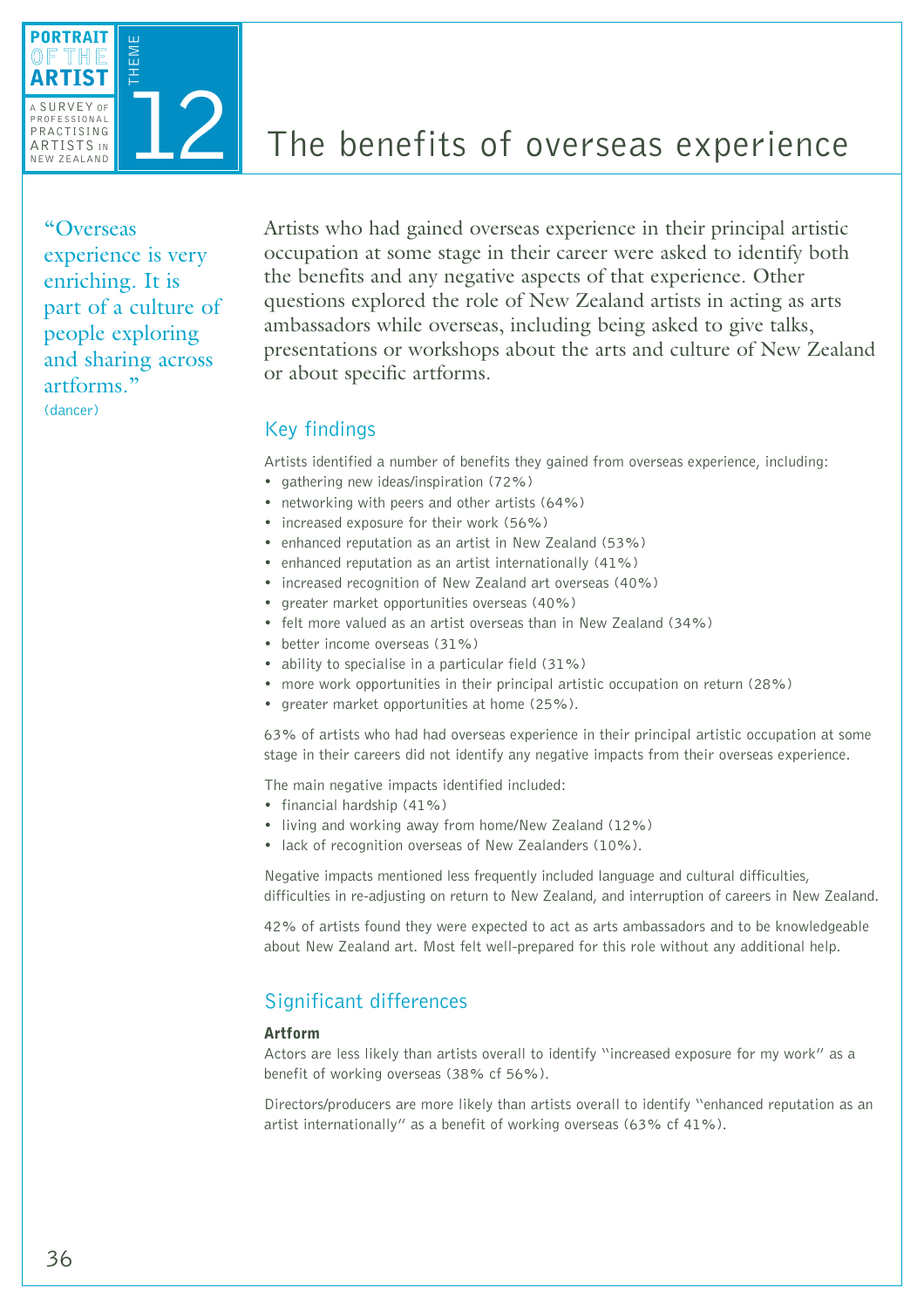# 12 The benefits of overseas experience

> "Overseas experience is very enriching. It is part of a culture of people exploring and sharing across artforms."
> (dancer)

Artists who had gained overseas experience in their principal artistic occupation at some stage in their career were asked to identify both the benefits and any negative aspects of that experience. Other questions explored the role of New Zealand artists in acting as arts ambassadors while overseas, including being asked to give talks, presentations or workshops about the arts and culture of New Zealand or about specific artforms.

## Key findings

Artists identified a number of benefits they gained from overseas experience, including:

- gathering new ideas/inspiration (72%)
- networking with peers and other artists (64%)
- increased exposure for their work (56%)
- enhanced reputation as an artist in New Zealand (53%)
- enhanced reputation as an artist internationally (41%)
- increased recognition of New Zealand art overseas (40%)
- greater market opportunities overseas (40%)
- felt more valued as an artist overseas than in New Zealand (34%)
- better income overseas (31%)
- ability to specialise in a particular field (31%)
- more work opportunities in their principal artistic occupation on return (28%)
- greater market opportunities at home (25%).

63% of artists who had had overseas experience in their principal artistic occupation at some stage in their careers did not identify any negative impacts from their overseas experience.

The main negative impacts identified included:

- financial hardship (41%)
- living and working away from home/New Zealand (12%)
- lack of recognition overseas of New Zealanders (10%).

Negative impacts mentioned less frequently included language and cultural difficulties, difficulties in re-adjusting on return to New Zealand, and interruption of careers in New Zealand.

42% of artists found they were expected to act as arts ambassadors and to be knowledgeable about New Zealand art. Most felt well-prepared for this role without any additional help.

## Significant differences

### Artform

Actors are less likely than artists overall to identify "increased exposure for my work" as a benefit of working overseas (38% cf 56%).

Directors/producers are more likely than artists overall to identify "enhanced reputation as an artist internationally" as a benefit of working overseas (63% cf 41%).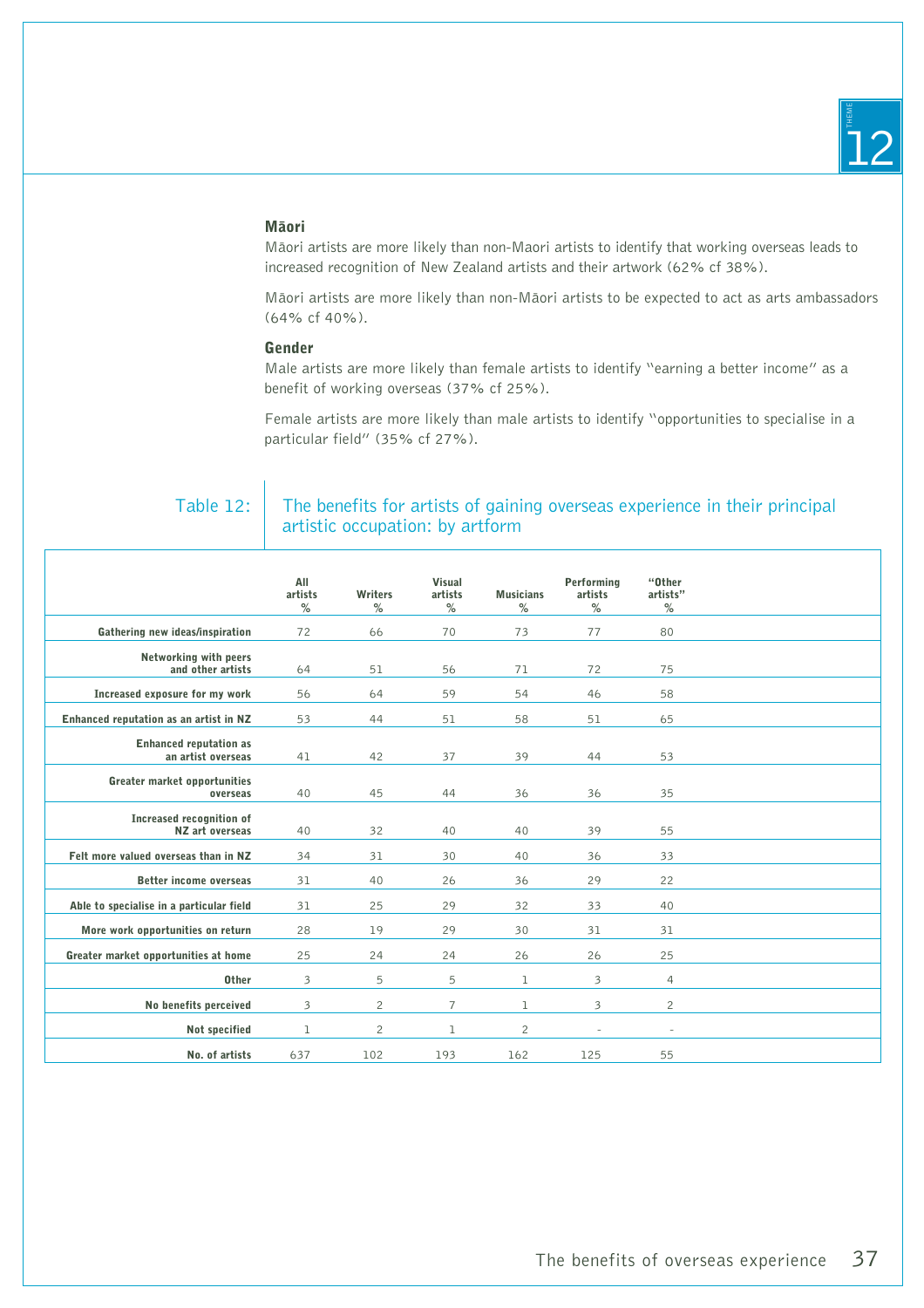### Māori

Māori artists are more likely than non-Maori artists to identify that working overseas leads to increased recognition of New Zealand artists and their artwork (62% cf 38%).

Māori artists are more likely than non-Māori artists to be expected to act as arts ambassadors (64% cf 40%).

### Gender

Male artists are more likely than female artists to identify "earning a better income" as a benefit of working overseas (37% cf 25%).

Female artists are more likely than male artists to identify "opportunities to specialise in a particular field" (35% cf 27%).

Table 12: The benefits for artists of gaining overseas experience in their principal artistic occupation: by artform

| | All artists % | Writers % | Visual artists % | Musicians % | Performing artists % | "Other artists" % |
|---|---|---|---|---|---|---|
| Gathering new ideas/inspiration | 72 | 66 | 70 | 73 | 77 | 80 |
| Networking with peers and other artists | 64 | 51 | 56 | 71 | 72 | 75 |
| Increased exposure for my work | 56 | 64 | 59 | 54 | 46 | 58 |
| Enhanced reputation as an artist in NZ | 53 | 44 | 51 | 58 | 51 | 65 |
| Enhanced reputation as an artist overseas | 41 | 42 | 37 | 39 | 44 | 53 |
| Greater market opportunities overseas | 40 | 45 | 44 | 36 | 36 | 35 |
| Increased recognition of NZ art overseas | 40 | 32 | 40 | 40 | 39 | 55 |
| Felt more valued overseas than in NZ | 34 | 31 | 30 | 40 | 36 | 33 |
| Better income overseas | 31 | 40 | 26 | 36 | 29 | 22 |
| Able to specialise in a particular field | 31 | 25 | 29 | 32 | 33 | 40 |
| More work opportunities on return | 28 | 19 | 29 | 30 | 31 | 31 |
| Greater market opportunities at home | 25 | 24 | 24 | 26 | 26 | 25 |
| Other | 3 | 5 | 5 | 1 | 3 | 4 |
| No benefits perceived | 3 | 2 | 7 | 1 | 3 | 2 |
| Not specified | 1 | 2 | 1 | 2 | - | - |
| No. of artists | 637 | 102 | 193 | 162 | 125 | 55 |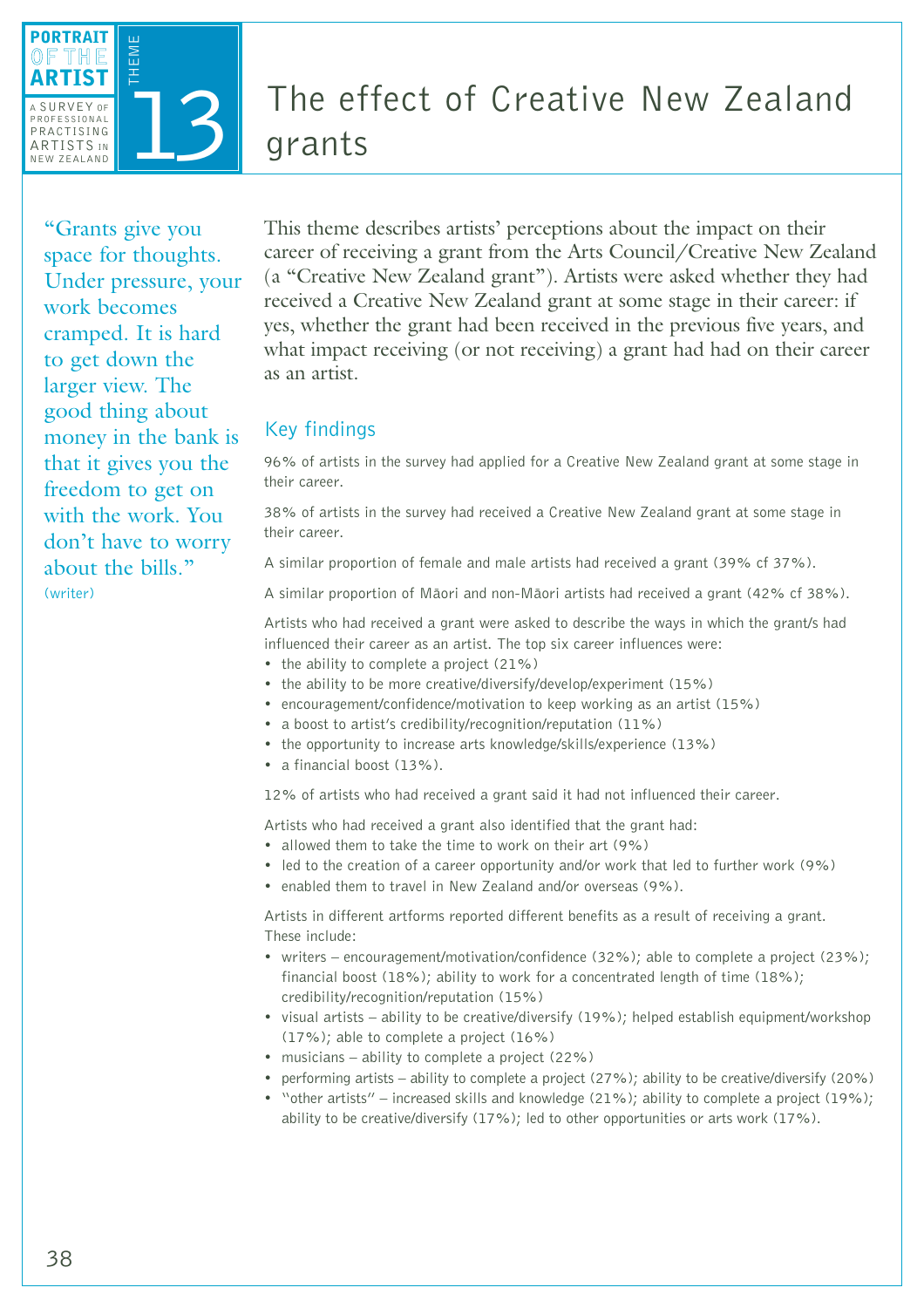# The effect of Creative New Zealand grants

Theme 13

> "Grants give you space for thoughts. Under pressure, your work becomes cramped. It is hard to get down the larger view. The good thing about money in the bank is that it gives you the freedom to get on with the work. You don't have to worry about the bills."
> (writer)

This theme describes artists' perceptions about the impact on their career of receiving a grant from the Arts Council/Creative New Zealand (a "Creative New Zealand grant"). Artists were asked whether they had received a Creative New Zealand grant at some stage in their career: if yes, whether the grant had been received in the previous five years, and what impact receiving (or not receiving) a grant had had on their career as an artist.

## Key findings

96% of artists in the survey had applied for a Creative New Zealand grant at some stage in their career.

38% of artists in the survey had received a Creative New Zealand grant at some stage in their career.

A similar proportion of female and male artists had received a grant (39% cf 37%).

A similar proportion of Māori and non-Māori artists had received a grant (42% cf 38%).

Artists who had received a grant were asked to describe the ways in which the grant/s had influenced their career as an artist. The top six career influences were:

- the ability to complete a project (21%)
- the ability to be more creative/diversify/develop/experiment (15%)
- encouragement/confidence/motivation to keep working as an artist (15%)
- a boost to artist's credibility/recognition/reputation (11%)
- the opportunity to increase arts knowledge/skills/experience (13%)
- a financial boost (13%).

12% of artists who had received a grant said it had not influenced their career.

Artists who had received a grant also identified that the grant had:

- allowed them to take the time to work on their art (9%)
- led to the creation of a career opportunity and/or work that led to further work (9%)
- enabled them to travel in New Zealand and/or overseas (9%).

Artists in different artforms reported different benefits as a result of receiving a grant. These include:

- writers – encouragement/motivation/confidence (32%); able to complete a project (23%); financial boost (18%); ability to work for a concentrated length of time (18%); credibility/recognition/reputation (15%)
- visual artists – ability to be creative/diversify (19%); helped establish equipment/workshop (17%); able to complete a project (16%)
- musicians – ability to complete a project (22%)
- performing artists – ability to complete a project (27%); ability to be creative/diversify (20%)
- "other artists" – increased skills and knowledge (21%); ability to complete a project (19%); ability to be creative/diversify (17%); led to other opportunities or arts work (17%).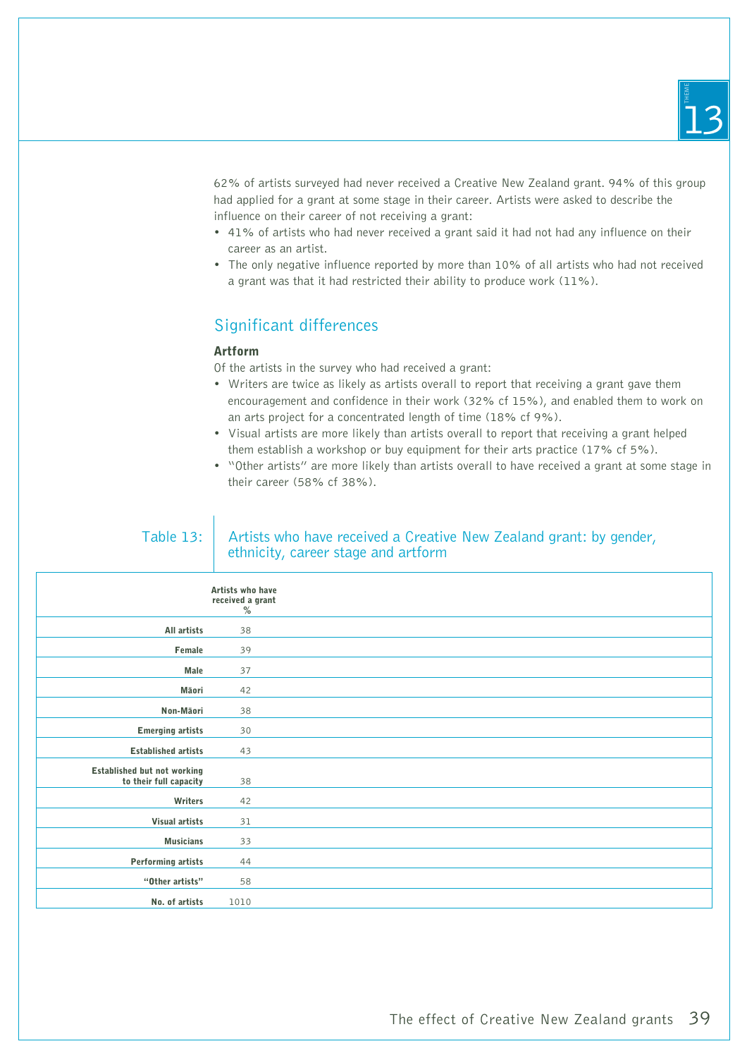62% of artists surveyed had never received a Creative New Zealand grant. 94% of this group had applied for a grant at some stage in their career. Artists were asked to describe the influence on their career of not receiving a grant:

- 41% of artists who had never received a grant said it had not had any influence on their career as an artist.
- The only negative influence reported by more than 10% of all artists who had not received a grant was that it had restricted their ability to produce work (11%).

## Significant differences

### Artform

Of the artists in the survey who had received a grant:

- Writers are twice as likely as artists overall to report that receiving a grant gave them encouragement and confidence in their work (32% cf 15%), and enabled them to work on an arts project for a concentrated length of time (18% cf 9%).
- Visual artists are more likely than artists overall to report that receiving a grant helped them establish a workshop or buy equipment for their arts practice (17% cf 5%).
- "Other artists" are more likely than artists overall to have received a grant at some stage in their career (58% cf 38%).

Table 13: Artists who have received a Creative New Zealand grant: by gender, ethnicity, career stage and artform

| | Artists who have received a grant % |
|---|---|
| All artists | 38 |
| Female | 39 |
| Male | 37 |
| Māori | 42 |
| Non-Māori | 38 |
| Emerging artists | 30 |
| Established artists | 43 |
| Established but not working to their full capacity | 38 |
| Writers | 42 |
| Visual artists | 31 |
| Musicians | 33 |
| Performing artists | 44 |
| "Other artists" | 58 |
| No. of artists | 1010 |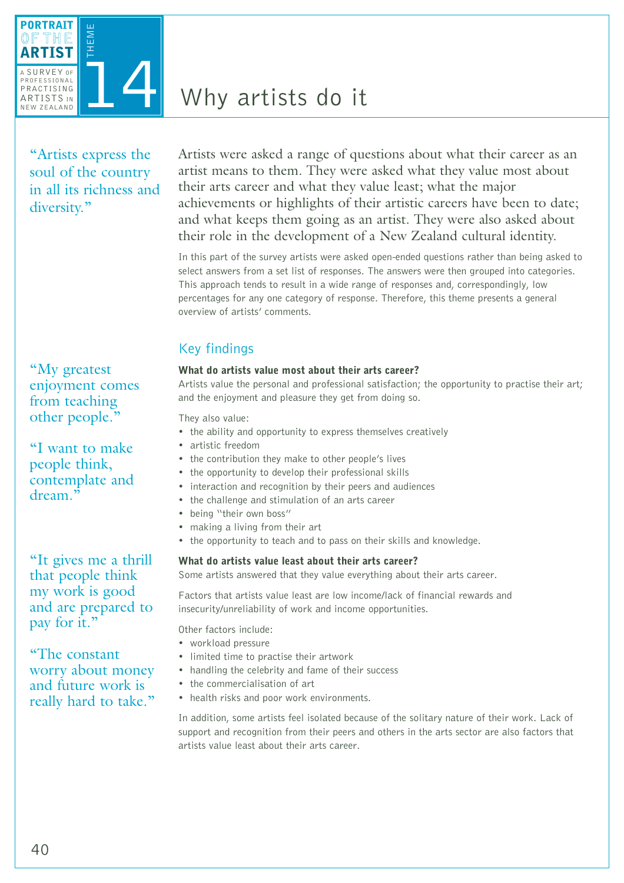# Why artists do it

> "Artists express the soul of the country in all its richness and diversity."

Artists were asked a range of questions about what their career as an artist means to them. They were asked what they value most about their arts career and what they value least; what the major achievements or highlights of their artistic careers have been to date; and what keeps them going as an artist. They were also asked about their role in the development of a New Zealand cultural identity.

In this part of the survey artists were asked open-ended questions rather than being asked to select answers from a set list of responses. The answers were then grouped into categories. This approach tends to result in a wide range of responses and, correspondingly, low percentages for any one category of response. Therefore, this theme presents a general overview of artists' comments.

## Key findings

> "My greatest enjoyment comes from teaching other people."

> "I want to make people think, contemplate and dream."

### What do artists value most about their arts career?

Artists value the personal and professional satisfaction; the opportunity to practise their art; and the enjoyment and pleasure they get from doing so.

They also value:

- the ability and opportunity to express themselves creatively
- artistic freedom
- the contribution they make to other people's lives
- the opportunity to develop their professional skills
- interaction and recognition by their peers and audiences
- the challenge and stimulation of an arts career
- being "their own boss"
- making a living from their art
- the opportunity to teach and to pass on their skills and knowledge.

> "It gives me a thrill that people think my work is good and are prepared to pay for it."

> "The constant worry about money and future work is really hard to take."

### What do artists value least about their arts career?

Some artists answered that they value everything about their arts career.

Factors that artists value least are low income/lack of financial rewards and insecurity/unreliability of work and income opportunities.

Other factors include:

- workload pressure
- limited time to practise their artwork
- handling the celebrity and fame of their success
- the commercialisation of art
- health risks and poor work environments.

In addition, some artists feel isolated because of the solitary nature of their work. Lack of support and recognition from their peers and others in the arts sector are also factors that artists value least about their arts career.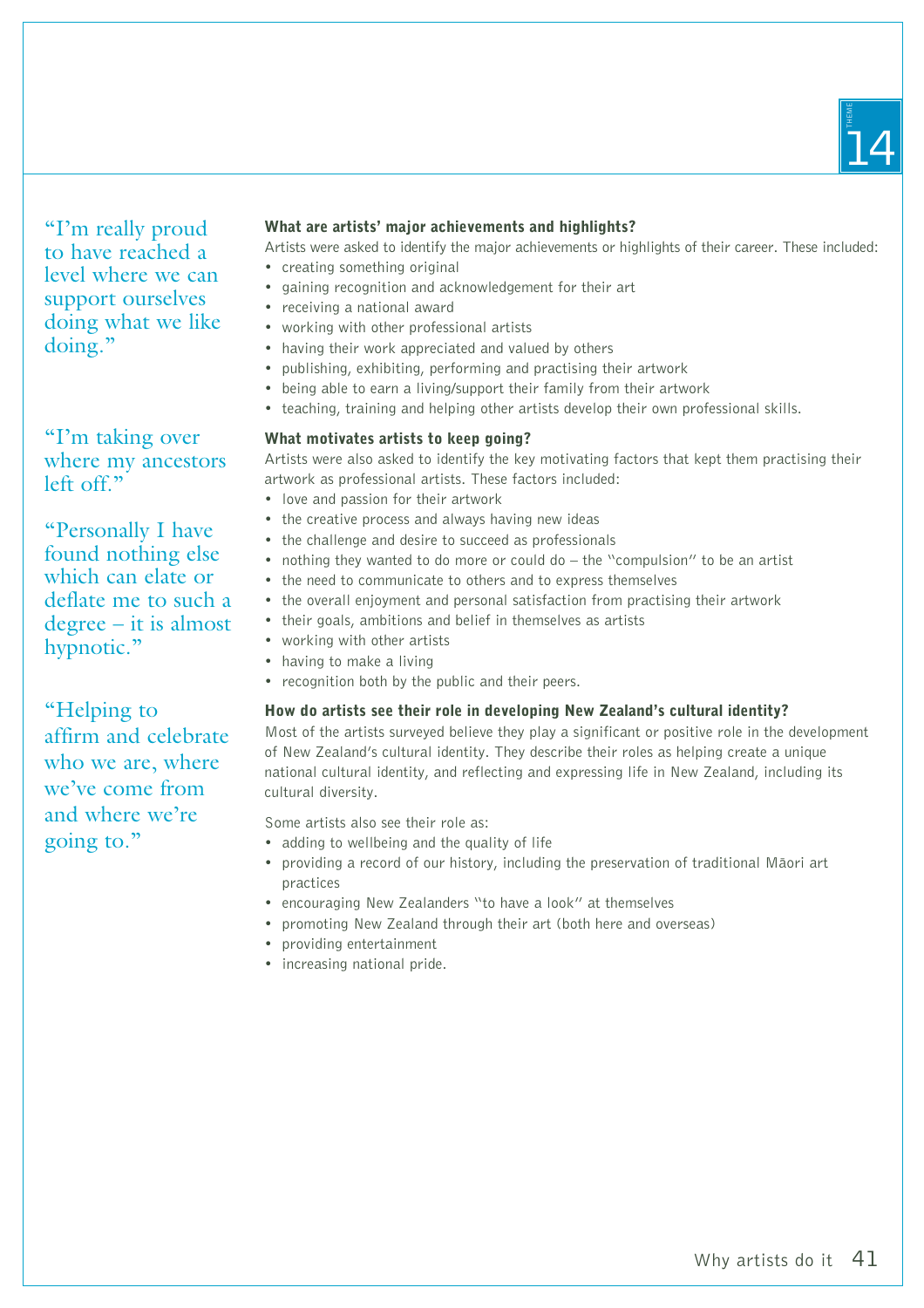"I'm really proud to have reached a level where we can support ourselves doing what we like doing."

"I'm taking over where my ancestors left off."

"Personally I have found nothing else which can elate or deflate me to such a degree – it is almost hypnotic."

"Helping to affirm and celebrate who we are, where we've come from and where we're going to."

### What are artists' major achievements and highlights?

Artists were asked to identify the major achievements or highlights of their career. These included:

- creating something original
- gaining recognition and acknowledgement for their art
- receiving a national award
- working with other professional artists
- having their work appreciated and valued by others
- publishing, exhibiting, performing and practising their artwork
- being able to earn a living/support their family from their artwork
- teaching, training and helping other artists develop their own professional skills.

### What motivates artists to keep going?

Artists were also asked to identify the key motivating factors that kept them practising their artwork as professional artists. These factors included:

- love and passion for their artwork
- the creative process and always having new ideas
- the challenge and desire to succeed as professionals
- nothing they wanted to do more or could do – the "compulsion" to be an artist
- the need to communicate to others and to express themselves
- the overall enjoyment and personal satisfaction from practising their artwork
- their goals, ambitions and belief in themselves as artists
- working with other artists
- having to make a living
- recognition both by the public and their peers.

### How do artists see their role in developing New Zealand's cultural identity?

Most of the artists surveyed believe they play a significant or positive role in the development of New Zealand's cultural identity. They describe their roles as helping create a unique national cultural identity, and reflecting and expressing life in New Zealand, including its cultural diversity.

Some artists also see their role as:

- adding to wellbeing and the quality of life
- providing a record of our history, including the preservation of traditional Māori art practices
- encouraging New Zealanders "to have a look" at themselves
- promoting New Zealand through their art (both here and overseas)
- providing entertainment
- increasing national pride.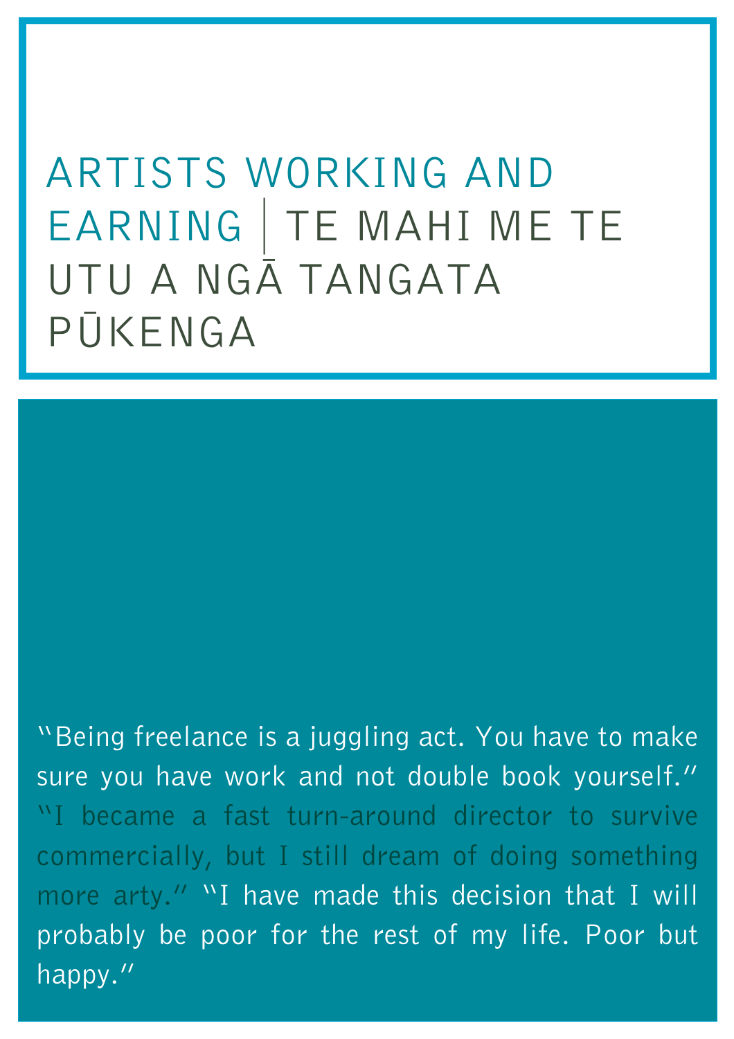# ARTISTS WORKING AND EARNING | TE MAHI ME TE UTU A NGĀ TANGATA PŪKENGA

"Being freelance is a juggling act. You have to make sure you have work and not double book yourself." "I became a fast turn-around director to survive commercially, but I still dream of doing something more arty." "I have made this decision that I will probably be poor for the rest of my life. Poor but happy."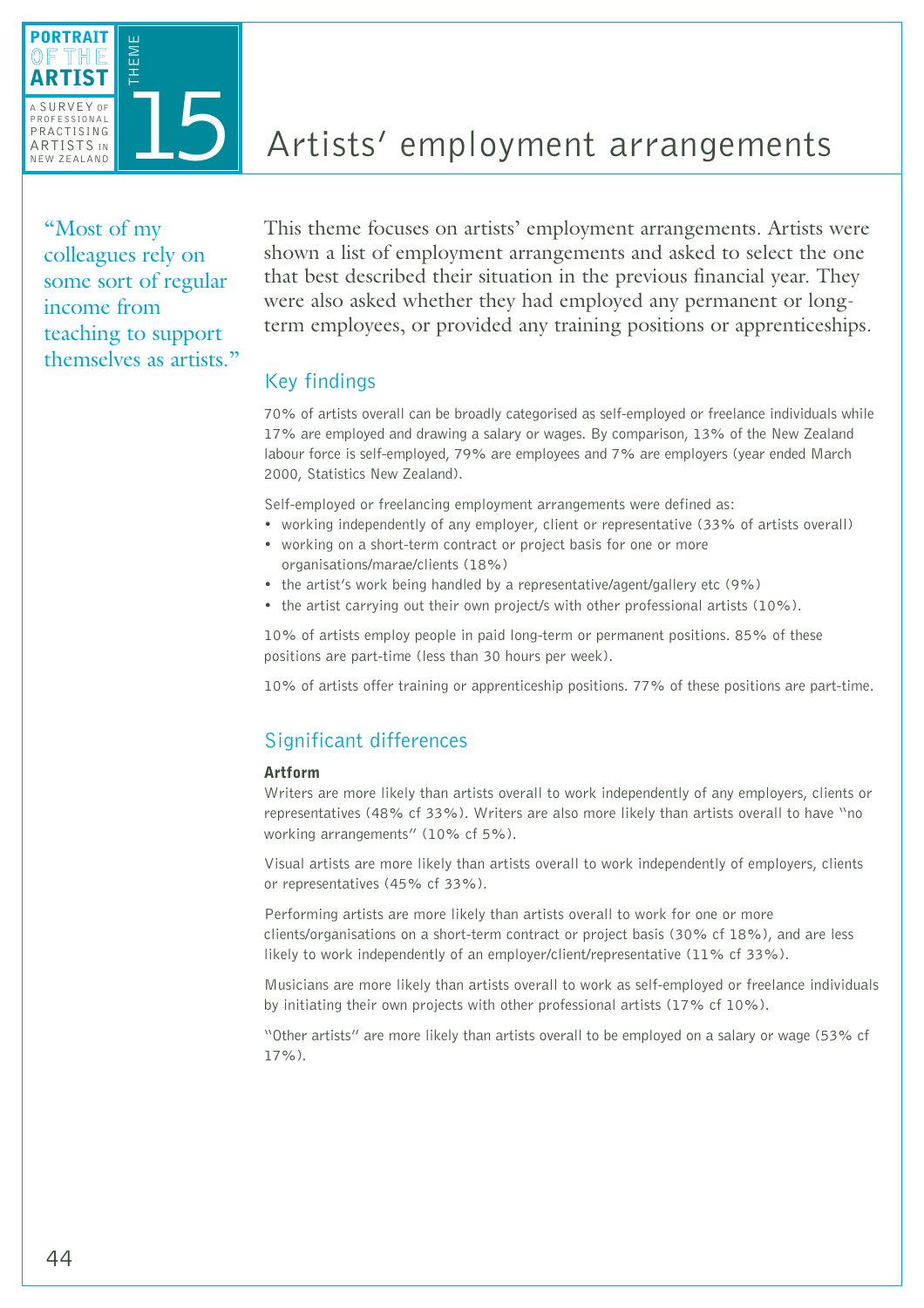# Artists' employment arrangements

"Most of my colleagues rely on some sort of regular income from teaching to support themselves as artists."

This theme focuses on artists' employment arrangements. Artists were shown a list of employment arrangements and asked to select the one that best described their situation in the previous financial year. They were also asked whether they had employed any permanent or long-term employees, or provided any training positions or apprenticeships.

## Key findings

70% of artists overall can be broadly categorised as self-employed or freelance individuals while 17% are employed and drawing a salary or wages. By comparison, 13% of the New Zealand labour force is self-employed, 79% are employees and 7% are employers (year ended March 2000, Statistics New Zealand).

Self-employed or freelancing employment arrangements were defined as:

- working independently of any employer, client or representative (33% of artists overall)
- working on a short-term contract or project basis for one or more organisations/marae/clients (18%)
- the artist's work being handled by a representative/agent/gallery etc (9%)
- the artist carrying out their own project/s with other professional artists (10%).

10% of artists employ people in paid long-term or permanent positions. 85% of these positions are part-time (less than 30 hours per week).

10% of artists offer training or apprenticeship positions. 77% of these positions are part-time.

## Significant differences

### Artform

Writers are more likely than artists overall to work independently of any employers, clients or representatives (48% cf 33%). Writers are also more likely than artists overall to have "no working arrangements" (10% cf 5%).

Visual artists are more likely than artists overall to work independently of employers, clients or representatives (45% cf 33%).

Performing artists are more likely than artists overall to work for one or more clients/organisations on a short-term contract or project basis (30% cf 18%), and are less likely to work independently of an employer/client/representative (11% cf 33%).

Musicians are more likely than artists overall to work as self-employed or freelance individuals by initiating their own projects with other professional artists (17% cf 10%).

"Other artists" are more likely than artists overall to be employed on a salary or wage (53% cf 17%).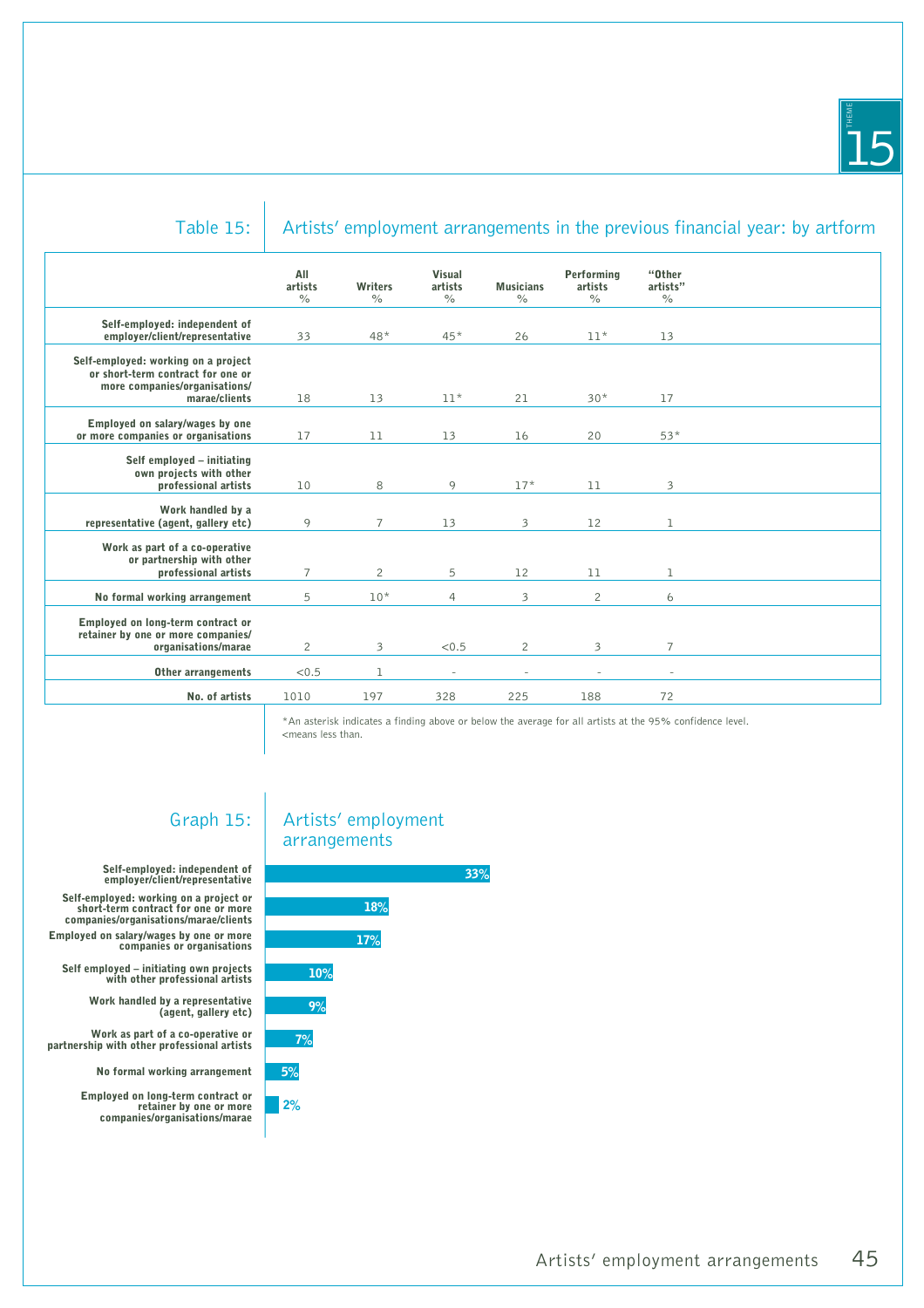## Table 15: Artists' employment arrangements in the previous financial year: by artform

| | All artists % | Writers % | Visual artists % | Musicians % | Performing artists % | "Other artists" % |
|---|---|---|---|---|---|---|
| Self-employed: independent of employer/client/representative | 33 | 48* | 45* | 26 | 11* | 13 |
| Self-employed: working on a project or short-term contract for one or more companies/organisations/marae/clients | 18 | 13 | 11* | 21 | 30* | 17 |
| Employed on salary/wages by one or more companies or organisations | 17 | 11 | 13 | 16 | 20 | 53* |
| Self employed – initiating own projects with other professional artists | 10 | 8 | 9 | 17* | 11 | 3 |
| Work handled by a representative (agent, gallery etc) | 9 | 7 | 13 | 3 | 12 | 1 |
| Work as part of a co-operative or partnership with other professional artists | 7 | 2 | 5 | 12 | 11 | 1 |
| No formal working arrangement | 5 | 10* | 4 | 3 | 2 | 6 |
| Employed on long-term contract or retainer by one or more companies/organisations/marae | 2 | 3 | <0.5 | 2 | 3 | 7 |
| Other arrangements | <0.5 | 1 | - | - | - | - |
| No. of artists | 1010 | 197 | 328 | 225 | 188 | 72 |

*An asterisk indicates a finding above or below the average for all artists at the 95% confidence level.
<means less than.

## Graph 15: Artists' employment arrangements

| Arrangement | % |
|---|---|
| Self-employed: independent of employer/client/representative | 33% |
| Self-employed: working on a project or short-term contract for one or more companies/organisations/marae/clients | 18% |
| Employed on salary/wages by one or more companies or organisations | 17% |
| Self employed – initiating own projects with other professional artists | 10% |
| Work handled by a representative (agent, gallery etc) | 9% |
| Work as part of a co-operative or partnership with other professional artists | 7% |
| No formal working arrangement | 5% |
| Employed on long-term contract or retainer by one or more companies/organisations/marae | 2% |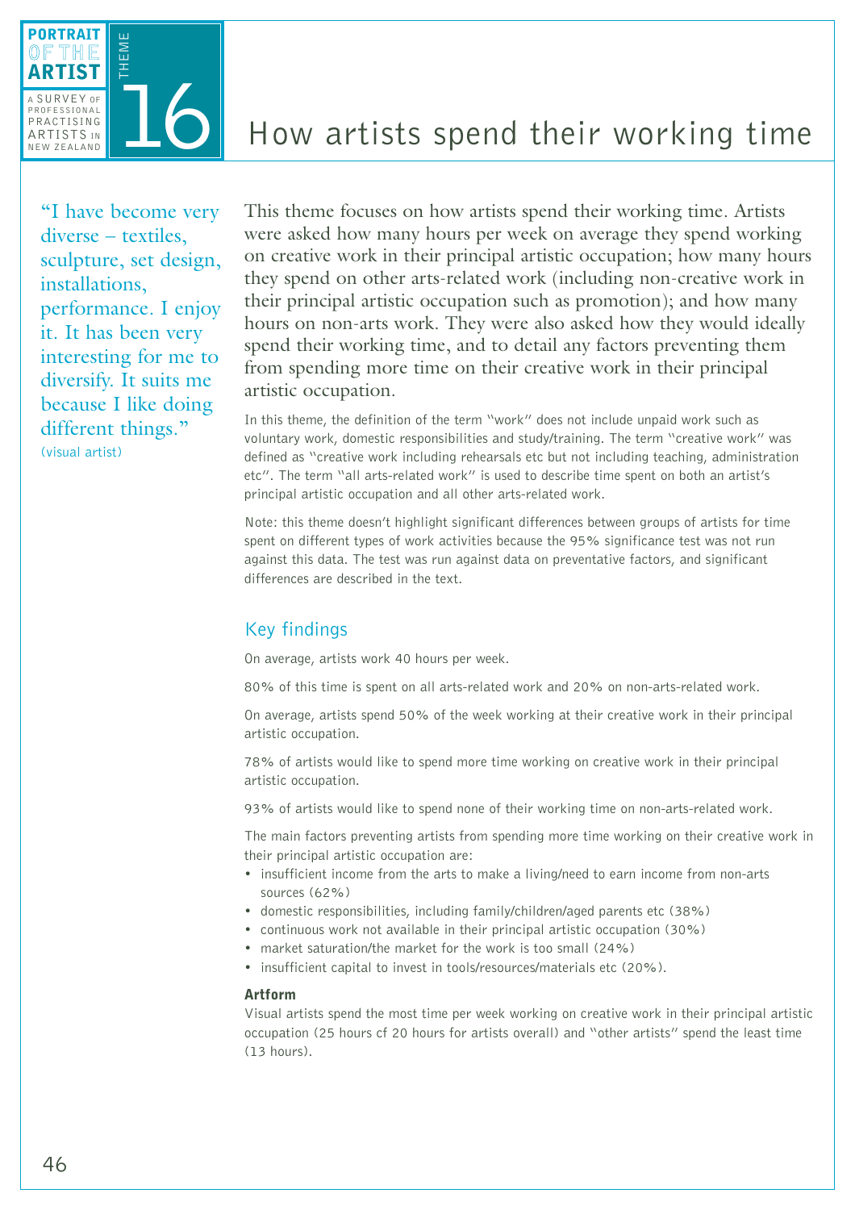# Theme 16: How artists spend their working time

> "I have become very diverse – textiles, sculpture, set design, installations, performance. I enjoy it. It has been very interesting for me to diversify. It suits me because I like doing different things."
> (visual artist)

This theme focuses on how artists spend their working time. Artists were asked how many hours per week on average they spend working on creative work in their principal artistic occupation; how many hours they spend on other arts-related work (including non-creative work in their principal artistic occupation such as promotion); and how many hours on non-arts work. They were also asked how they would ideally spend their working time, and to detail any factors preventing them from spending more time on their creative work in their principal artistic occupation.

In this theme, the definition of the term "work" does not include unpaid work such as voluntary work, domestic responsibilities and study/training. The term "creative work" was defined as "creative work including rehearsals etc but not including teaching, administration etc". The term "all arts-related work" is used to describe time spent on both an artist's principal artistic occupation and all other arts-related work.

Note: this theme doesn't highlight significant differences between groups of artists for time spent on different types of work activities because the 95% significance test was not run against this data. The test was run against data on preventative factors, and significant differences are described in the text.

## Key findings

On average, artists work 40 hours per week.

80% of this time is spent on all arts-related work and 20% on non-arts-related work.

On average, artists spend 50% of the week working at their creative work in their principal artistic occupation.

78% of artists would like to spend more time working on creative work in their principal artistic occupation.

93% of artists would like to spend none of their working time on non-arts-related work.

The main factors preventing artists from spending more time working on their creative work in their principal artistic occupation are:

- insufficient income from the arts to make a living/need to earn income from non-arts sources (62%)
- domestic responsibilities, including family/children/aged parents etc (38%)
- continuous work not available in their principal artistic occupation (30%)
- market saturation/the market for the work is too small (24%)
- insufficient capital to invest in tools/resources/materials etc (20%).

**Artform**

Visual artists spend the most time per week working on creative work in their principal artistic occupation (25 hours cf 20 hours for artists overall) and "other artists" spend the least time (13 hours).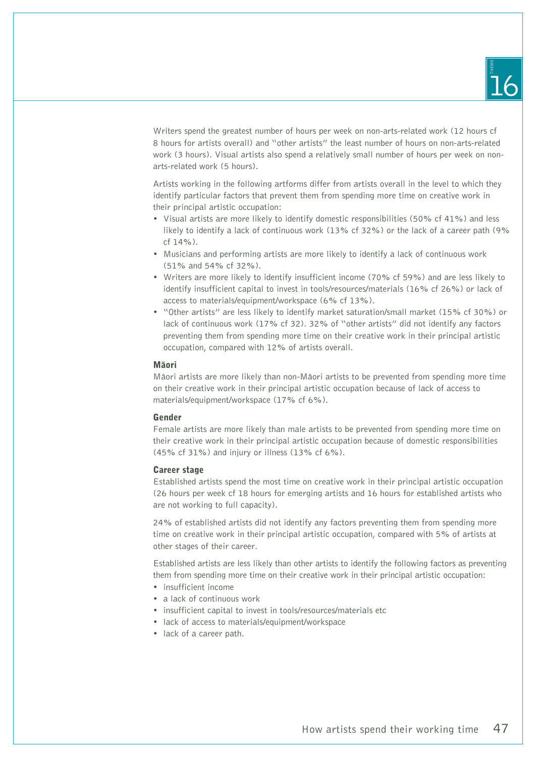Writers spend the greatest number of hours per week on non-arts-related work (12 hours cf 8 hours for artists overall) and "other artists" the least number of hours on non-arts-related work (3 hours). Visual artists also spend a relatively small number of hours per week on non-arts-related work (5 hours).

Artists working in the following artforms differ from artists overall in the level to which they identify particular factors that prevent them from spending more time on creative work in their principal artistic occupation:

- Visual artists are more likely to identify domestic responsibilities (50% cf 41%) and less likely to identify a lack of continuous work (13% cf 32%) or the lack of a career path (9% cf 14%).
- Musicians and performing artists are more likely to identify a lack of continuous work (51% and 54% cf 32%).
- Writers are more likely to identify insufficient income (70% cf 59%) and are less likely to identify insufficient capital to invest in tools/resources/materials (16% cf 26%) or lack of access to materials/equipment/workspace (6% cf 13%).
- "Other artists" are less likely to identify market saturation/small market (15% cf 30%) or lack of continuous work (17% cf 32). 32% of "other artists" did not identify any factors preventing them from spending more time on their creative work in their principal artistic occupation, compared with 12% of artists overall.

#### Māori

Māori artists are more likely than non-Māori artists to be prevented from spending more time on their creative work in their principal artistic occupation because of lack of access to materials/equipment/workspace (17% cf 6%).

#### Gender

Female artists are more likely than male artists to be prevented from spending more time on their creative work in their principal artistic occupation because of domestic responsibilities (45% cf 31%) and injury or illness (13% cf 6%).

#### Career stage

Established artists spend the most time on creative work in their principal artistic occupation (26 hours per week cf 18 hours for emerging artists and 16 hours for established artists who are not working to full capacity).

24% of established artists did not identify any factors preventing them from spending more time on creative work in their principal artistic occupation, compared with 5% of artists at other stages of their career.

Established artists are less likely than other artists to identify the following factors as preventing them from spending more time on their creative work in their principal artistic occupation:

- insufficient income
- a lack of continuous work
- insufficient capital to invest in tools/resources/materials etc
- lack of access to materials/equipment/workspace
- lack of a career path.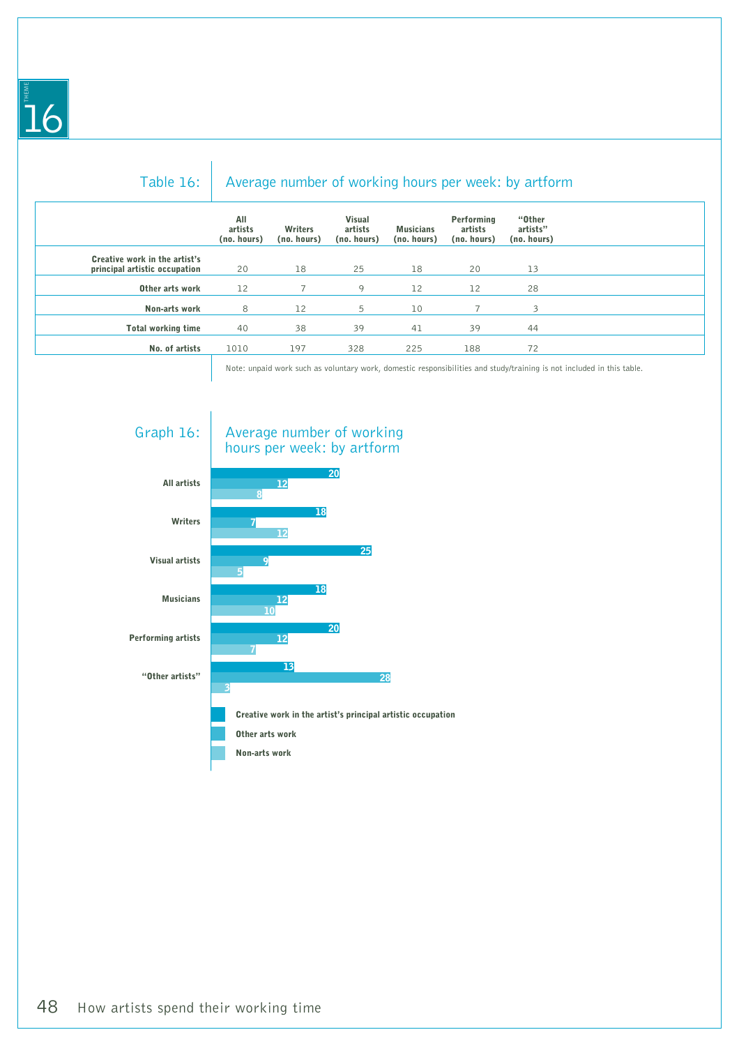THEME 16

## Table 16: Average number of working hours per week: by artform

| | All artists (no. hours) | Writers (no. hours) | Visual artists (no. hours) | Musicians (no. hours) | Performing artists (no. hours) | "Other artists" (no. hours) |
|---|---|---|---|---|---|---|
| **Creative work in the artist's principal artistic occupation** | 20 | 18 | 25 | 18 | 20 | 13 |
| **Other arts work** | 12 | 7 | 9 | 12 | 12 | 28 |
| **Non-arts work** | 8 | 12 | 5 | 10 | 7 | 3 |
| **Total working time** | 40 | 38 | 39 | 41 | 39 | 44 |
| **No. of artists** | 1010 | 197 | 328 | 225 | 188 | 72 |

Note: unpaid work such as voluntary work, domestic responsibilities and study/training is not included in this table.

## Graph 16: Average number of working hours per week: by artform

| | Creative work in the artist's principal artistic occupation | Other arts work | Non-arts work |
|---|---|---|---|
| **All artists** | 20 | 12 | 8 |
| **Writers** | 18 | 7 | 12 |
| **Visual artists** | 25 | 9 | 5 |
| **Musicians** | 18 | 12 | 10 |
| **Performing artists** | 20 | 12 | 7 |
| **"Other artists"** | 13 | 28 | 3 |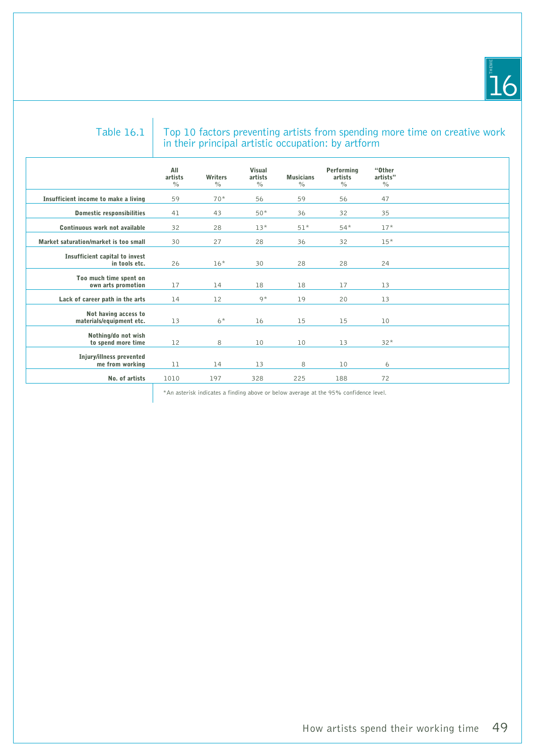Table 16.1 Top 10 factors preventing artists from spending more time on creative work in their principal artistic occupation: by artform

| | All artists % | Writers % | Visual artists % | Musicians % | Performing artists % | "Other artists" % |
|---|---|---|---|---|---|---|
| **Insufficient income to make a living** | 59 | 70* | 56 | 59 | 56 | 47 |
| **Domestic responsibilities** | 41 | 43 | 50* | 36 | 32 | 35 |
| **Continuous work not available** | 32 | 28 | 13* | 51* | 54* | 17* |
| **Market saturation/market is too small** | 30 | 27 | 28 | 36 | 32 | 15* |
| **Insufficient capital to invest in tools etc.** | 26 | 16* | 30 | 28 | 28 | 24 |
| **Too much time spent on own arts promotion** | 17 | 14 | 18 | 18 | 17 | 13 |
| **Lack of career path in the arts** | 14 | 12 | 9* | 19 | 20 | 13 |
| **Not having access to materials/equipment etc.** | 13 | 6* | 16 | 15 | 15 | 10 |
| **Nothing/do not wish to spend more time** | 12 | 8 | 10 | 10 | 13 | 32* |
| **Injury/illness prevented me from working** | 11 | 14 | 13 | 8 | 10 | 6 |
| **No. of artists** | 1010 | 197 | 328 | 225 | 188 | 72 |

*An asterisk indicates a finding above or below average at the 95% confidence level.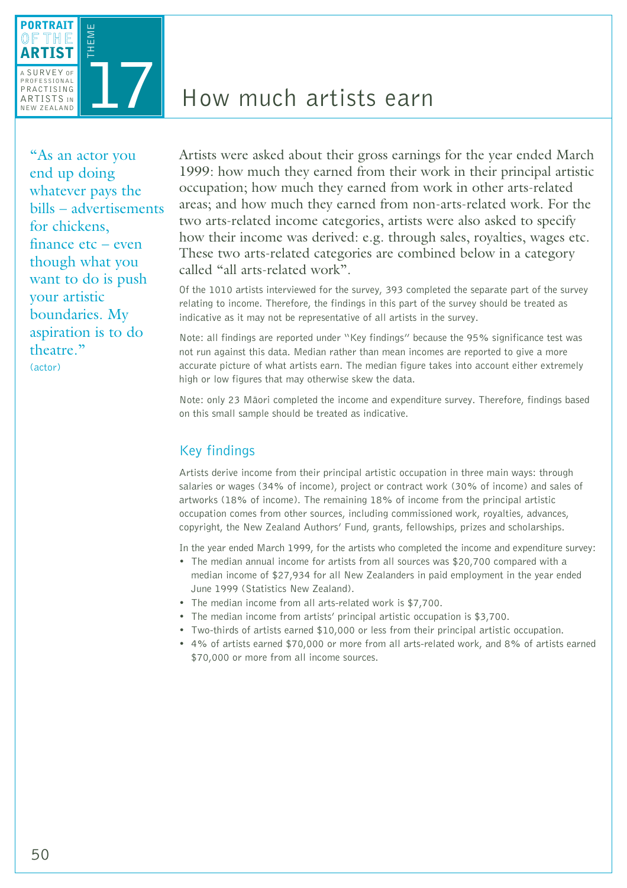# How much artists earn

> "As an actor you end up doing whatever pays the bills – advertisements for chickens, finance etc – even though what you want to do is push your artistic boundaries. My aspiration is to do theatre."
> (actor)

Artists were asked about their gross earnings for the year ended March 1999: how much they earned from their work in their principal artistic occupation; how much they earned from work in other arts-related areas; and how much they earned from non-arts-related work. For the two arts-related income categories, artists were also asked to specify how their income was derived: e.g. through sales, royalties, wages etc. These two arts-related categories are combined below in a category called "all arts-related work".

Of the 1010 artists interviewed for the survey, 393 completed the separate part of the survey relating to income. Therefore, the findings in this part of the survey should be treated as indicative as it may not be representative of all artists in the survey.

Note: all findings are reported under "Key findings" because the 95% significance test was not run against this data. Median rather than mean incomes are reported to give a more accurate picture of what artists earn. The median figure takes into account either extremely high or low figures that may otherwise skew the data.

Note: only 23 Māori completed the income and expenditure survey. Therefore, findings based on this small sample should be treated as indicative.

## Key findings

Artists derive income from their principal artistic occupation in three main ways: through salaries or wages (34% of income), project or contract work (30% of income) and sales of artworks (18% of income). The remaining 18% of income from the principal artistic occupation comes from other sources, including commissioned work, royalties, advances, copyright, the New Zealand Authors' Fund, grants, fellowships, prizes and scholarships.

In the year ended March 1999, for the artists who completed the income and expenditure survey:

- The median annual income for artists from all sources was $20,700 compared with a median income of $27,934 for all New Zealanders in paid employment in the year ended June 1999 (Statistics New Zealand).
- The median income from all arts-related work is $7,700.
- The median income from artists' principal artistic occupation is $3,700.
- Two-thirds of artists earned $10,000 or less from their principal artistic occupation.
- 4% of artists earned $70,000 or more from all arts-related work, and 8% of artists earned $70,000 or more from all income sources.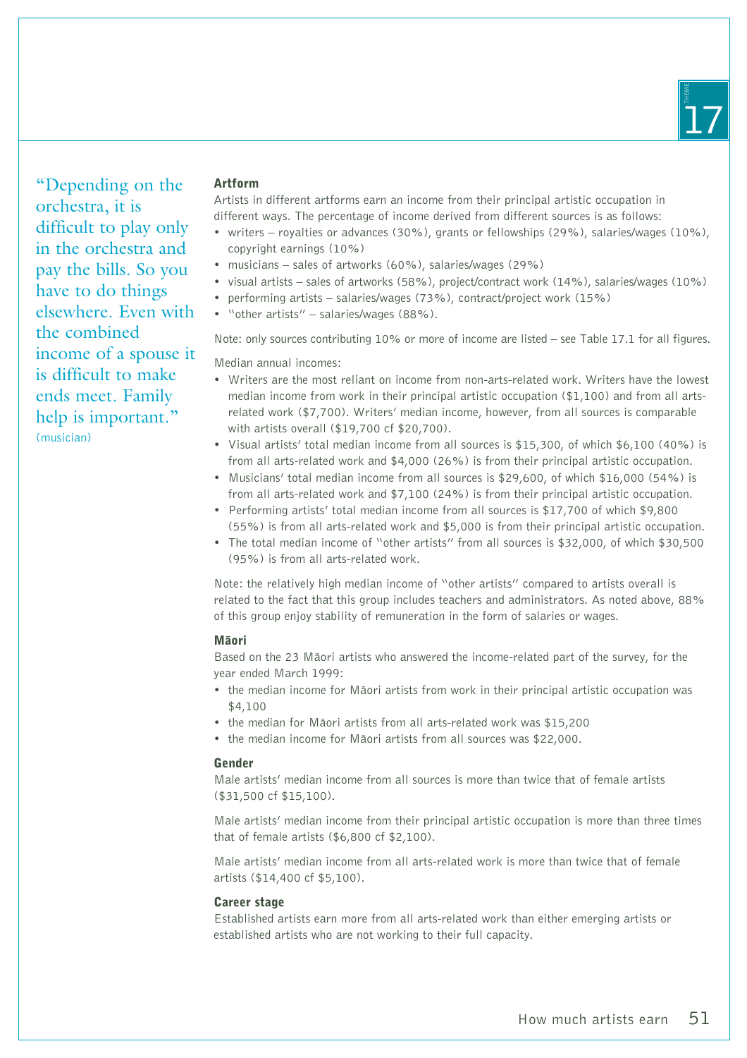> "Depending on the orchestra, it is difficult to play only in the orchestra and pay the bills. So you have to do things elsewhere. Even with the combined income of a spouse it is difficult to make ends meet. Family help is important."
> (musician)

### Artform

Artists in different artforms earn an income from their principal artistic occupation in different ways. The percentage of income derived from different sources is as follows:

- writers – royalties or advances (30%), grants or fellowships (29%), salaries/wages (10%), copyright earnings (10%)
- musicians – sales of artworks (60%), salaries/wages (29%)
- visual artists – sales of artworks (58%), project/contract work (14%), salaries/wages (10%)
- performing artists – salaries/wages (73%), contract/project work (15%)
- "other artists" – salaries/wages (88%).

Note: only sources contributing 10% or more of income are listed – see Table 17.1 for all figures.

Median annual incomes:

- Writers are the most reliant on income from non-arts-related work. Writers have the lowest median income from work in their principal artistic occupation ($1,100) and from all arts-related work ($7,700). Writers' median income, however, from all sources is comparable with artists overall ($19,700 cf $20,700).
- Visual artists' total median income from all sources is $15,300, of which $6,100 (40%) is from all arts-related work and $4,000 (26%) is from their principal artistic occupation.
- Musicians' total median income from all sources is $29,600, of which $16,000 (54%) is from all arts-related work and $7,100 (24%) is from their principal artistic occupation.
- Performing artists' total median income from all sources is $17,700 of which $9,800 (55%) is from all arts-related work and $5,000 is from their principal artistic occupation.
- The total median income of "other artists" from all sources is $32,000, of which $30,500 (95%) is from all arts-related work.

Note: the relatively high median income of "other artists" compared to artists overall is related to the fact that this group includes teachers and administrators. As noted above, 88% of this group enjoy stability of remuneration in the form of salaries or wages.

### Māori

Based on the 23 Māori artists who answered the income-related part of the survey, for the year ended March 1999:

- the median income for Māori artists from work in their principal artistic occupation was $4,100
- the median for Māori artists from all arts-related work was $15,200
- the median income for Māori artists from all sources was $22,000.

### Gender

Male artists' median income from all sources is more than twice that of female artists ($31,500 cf $15,100).

Male artists' median income from their principal artistic occupation is more than three times that of female artists ($6,800 cf $2,100).

Male artists' median income from all arts-related work is more than twice that of female artists ($14,400 cf $5,100).

### Career stage

Established artists earn more from all arts-related work than either emerging artists or established artists who are not working to their full capacity.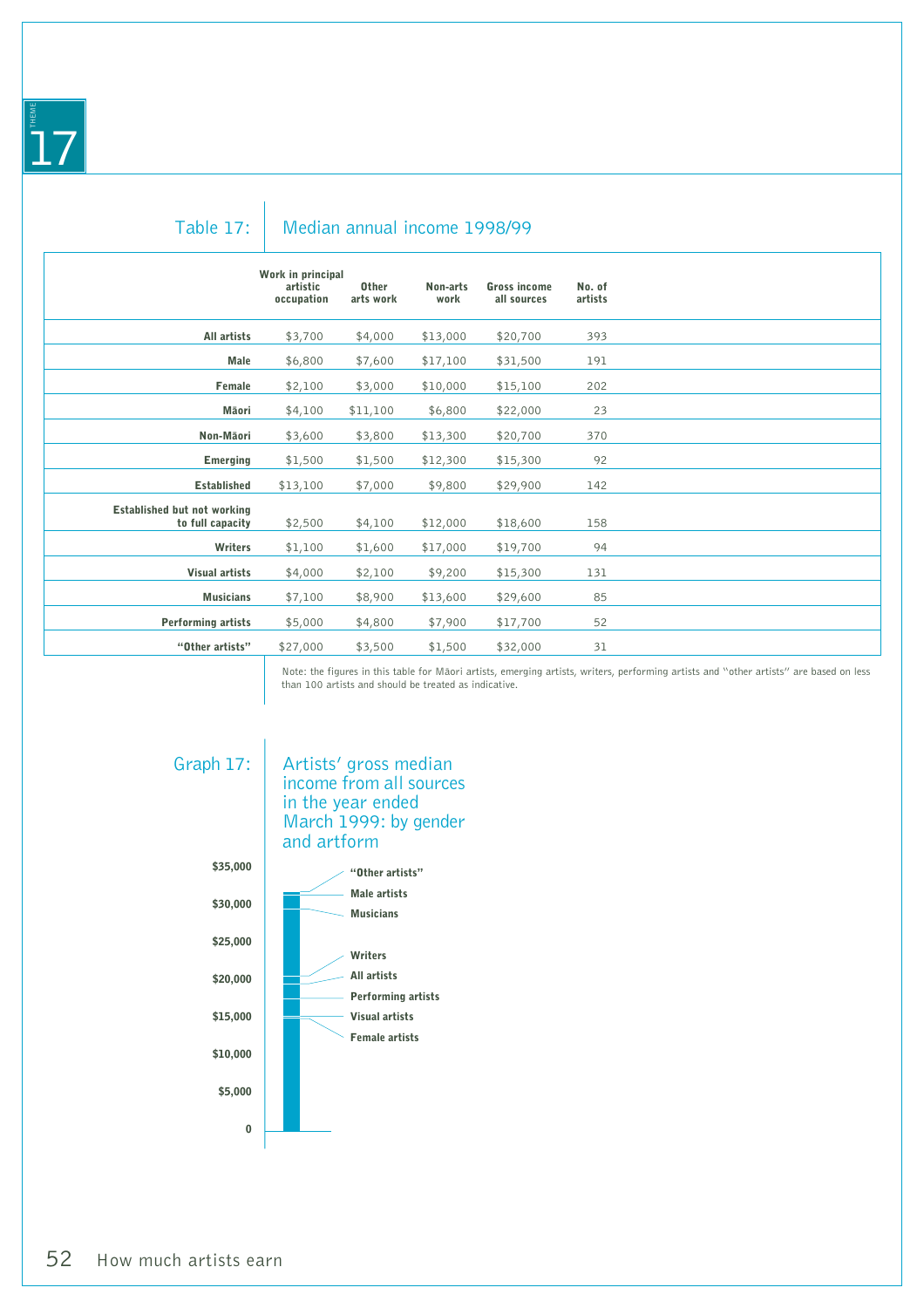## Table 17: Median annual income 1998/99

| | Work in principal artistic occupation | Other arts work | Non-arts work | Gross income all sources | No. of artists |
|---|---|---|---|---|---|
| **All artists** | $3,700 | $4,000 | $13,000 | $20,700 | 393 |
| **Male** | $6,800 | $7,600 | $17,100 | $31,500 | 191 |
| **Female** | $2,100 | $3,000 | $10,000 | $15,100 | 202 |
| **Māori** | $4,100 | $11,100 | $6,800 | $22,000 | 23 |
| **Non-Māori** | $3,600 | $3,800 | $13,300 | $20,700 | 370 |
| **Emerging** | $1,500 | $1,500 | $12,300 | $15,300 | 92 |
| **Established** | $13,100 | $7,000 | $9,800 | $29,900 | 142 |
| **Established but not working to full capacity** | $2,500 | $4,100 | $12,000 | $18,600 | 158 |
| **Writers** | $1,100 | $1,600 | $17,000 | $19,700 | 94 |
| **Visual artists** | $4,000 | $2,100 | $9,200 | $15,300 | 131 |
| **Musicians** | $7,100 | $8,900 | $13,600 | $29,600 | 85 |
| **Performing artists** | $5,000 | $4,800 | $7,900 | $17,700 | 52 |
| **"Other artists"** | $27,000 | $3,500 | $1,500 | $32,000 | 31 |

Note: the figures in this table for Māori artists, emerging artists, writers, performing artists and "other artists" are based on less than 100 artists and should be treated as indicative.

## Graph 17: Artists' gross median income from all sources in the year ended March 1999: by gender and artform

$35,000
$30,000
$25,000
$20,000
$15,000
$10,000
$5,000
0

"Other artists"
Male artists
Musicians
Writers
All artists
Performing artists
Visual artists
Female artists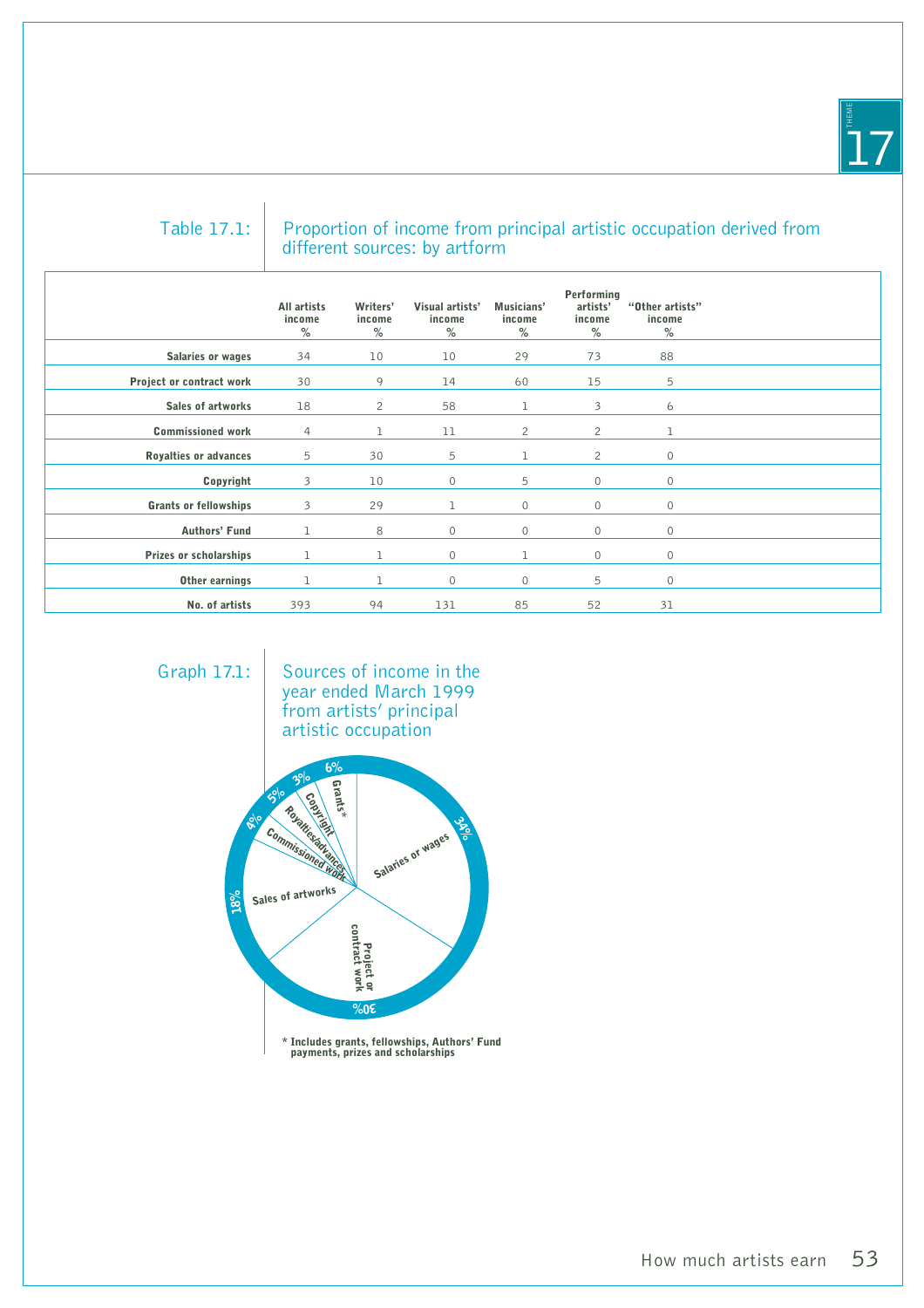Table 17.1: Proportion of income from principal artistic occupation derived from different sources: by artform

| | All artists income % | Writers' income % | Visual artists' income % | Musicians' income % | Performing artists' income % | "Other artists" income % |
|---|---|---|---|---|---|---|
| **Salaries or wages** | 34 | 10 | 10 | 29 | 73 | 88 |
| **Project or contract work** | 30 | 9 | 14 | 60 | 15 | 5 |
| **Sales of artworks** | 18 | 2 | 58 | 1 | 3 | 6 |
| **Commissioned work** | 4 | 1 | 11 | 2 | 2 | 1 |
| **Royalties or advances** | 5 | 30 | 5 | 1 | 2 | 0 |
| **Copyright** | 3 | 10 | 0 | 5 | 0 | 0 |
| **Grants or fellowships** | 3 | 29 | 1 | 0 | 0 | 0 |
| **Authors' Fund** | 1 | 8 | 0 | 0 | 0 | 0 |
| **Prizes or scholarships** | 1 | 1 | 0 | 1 | 0 | 0 |
| **Other earnings** | 1 | 1 | 0 | 0 | 5 | 0 |
| **No. of artists** | 393 | 94 | 131 | 85 | 52 | 31 |

Graph 17.1: Sources of income in the year ended March 1999 from artists' principal artistic occupation

| Source | % |
|---|---|
| Salaries or wages | 34% |
| Project or contract work | 30% |
| Sales of artworks | 18% |
| Commissioned work | 4% |
| Royalties/advances | 5% |
| Copyright | 3% |
| Grants* | 6% |

\* Includes grants, fellowships, Authors' Fund payments, prizes and scholarships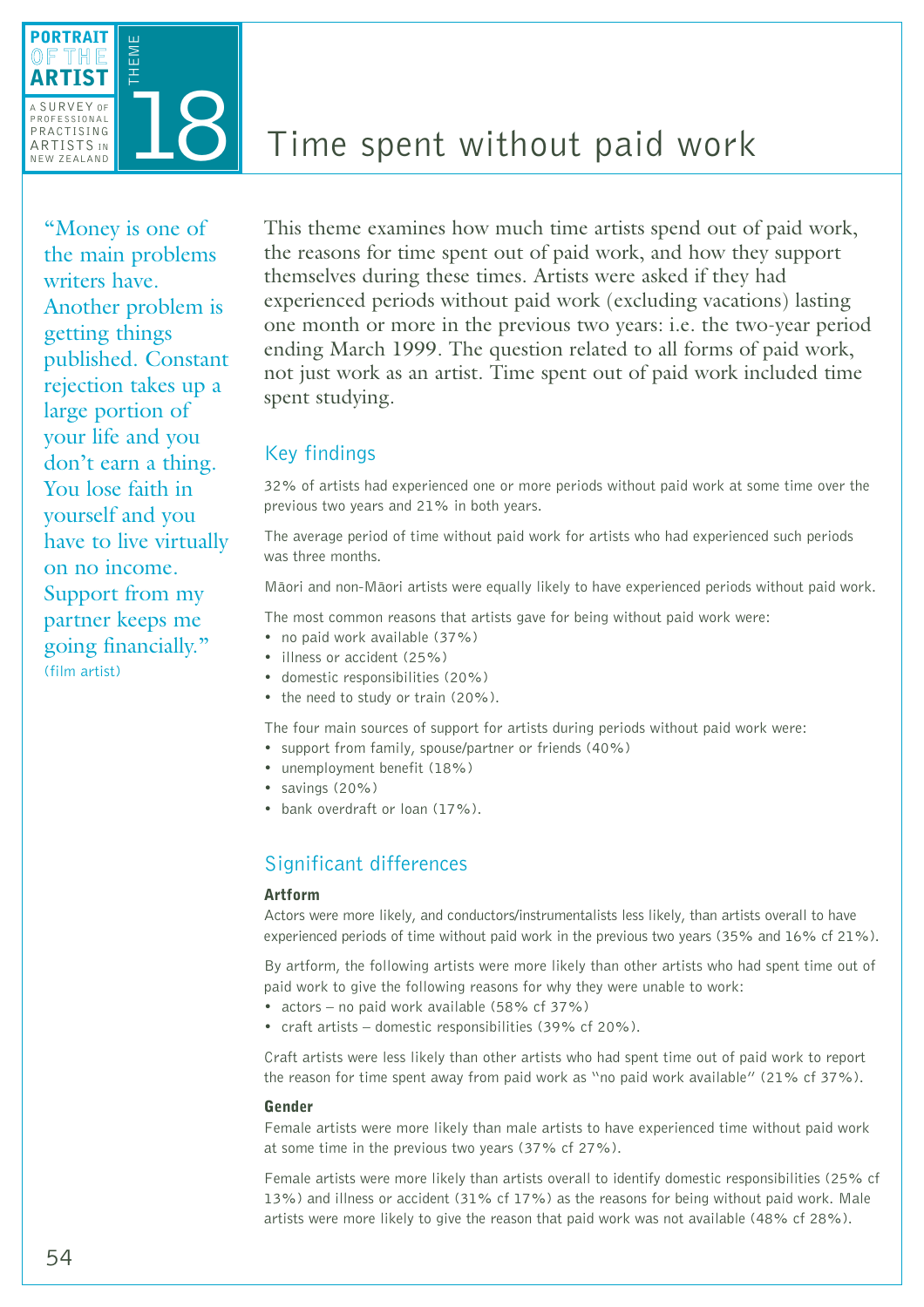PORTRAIT OF THE ARTIST

A SURVEY OF PROFESSIONAL PRACTISING ARTISTS IN NEW ZEALAND

THEME 18

# Time spent without paid work

"Money is one of the main problems writers have. Another problem is getting things published. Constant rejection takes up a large portion of your life and you don't earn a thing. You lose faith in yourself and you have to live virtually on no income. Support from my partner keeps me going financially."
(film artist)

This theme examines how much time artists spend out of paid work, the reasons for time spent out of paid work, and how they support themselves during these times. Artists were asked if they had experienced periods without paid work (excluding vacations) lasting one month or more in the previous two years: i.e. the two-year period ending March 1999. The question related to all forms of paid work, not just work as an artist. Time spent out of paid work included time spent studying.

## Key findings

32% of artists had experienced one or more periods without paid work at some time over the previous two years and 21% in both years.

The average period of time without paid work for artists who had experienced such periods was three months.

Māori and non-Māori artists were equally likely to have experienced periods without paid work.

The most common reasons that artists gave for being without paid work were:

- no paid work available (37%)
- illness or accident (25%)
- domestic responsibilities (20%)
- the need to study or train (20%).

The four main sources of support for artists during periods without paid work were:

- support from family, spouse/partner or friends (40%)
- unemployment benefit (18%)
- savings (20%)
- bank overdraft or loan (17%).

## Significant differences

### Artform

Actors were more likely, and conductors/instrumentalists less likely, than artists overall to have experienced periods of time without paid work in the previous two years (35% and 16% cf 21%).

By artform, the following artists were more likely than other artists who had spent time out of paid work to give the following reasons for why they were unable to work:

- actors – no paid work available (58% cf 37%)
- craft artists – domestic responsibilities (39% cf 20%).

Craft artists were less likely than other artists who had spent time out of paid work to report the reason for time spent away from paid work as "no paid work available" (21% cf 37%).

### Gender

Female artists were more likely than male artists to have experienced time without paid work at some time in the previous two years (37% cf 27%).

Female artists were more likely than artists overall to identify domestic responsibilities (25% cf 13%) and illness or accident (31% cf 17%) as the reasons for being without paid work. Male artists were more likely to give the reason that paid work was not available (48% cf 28%).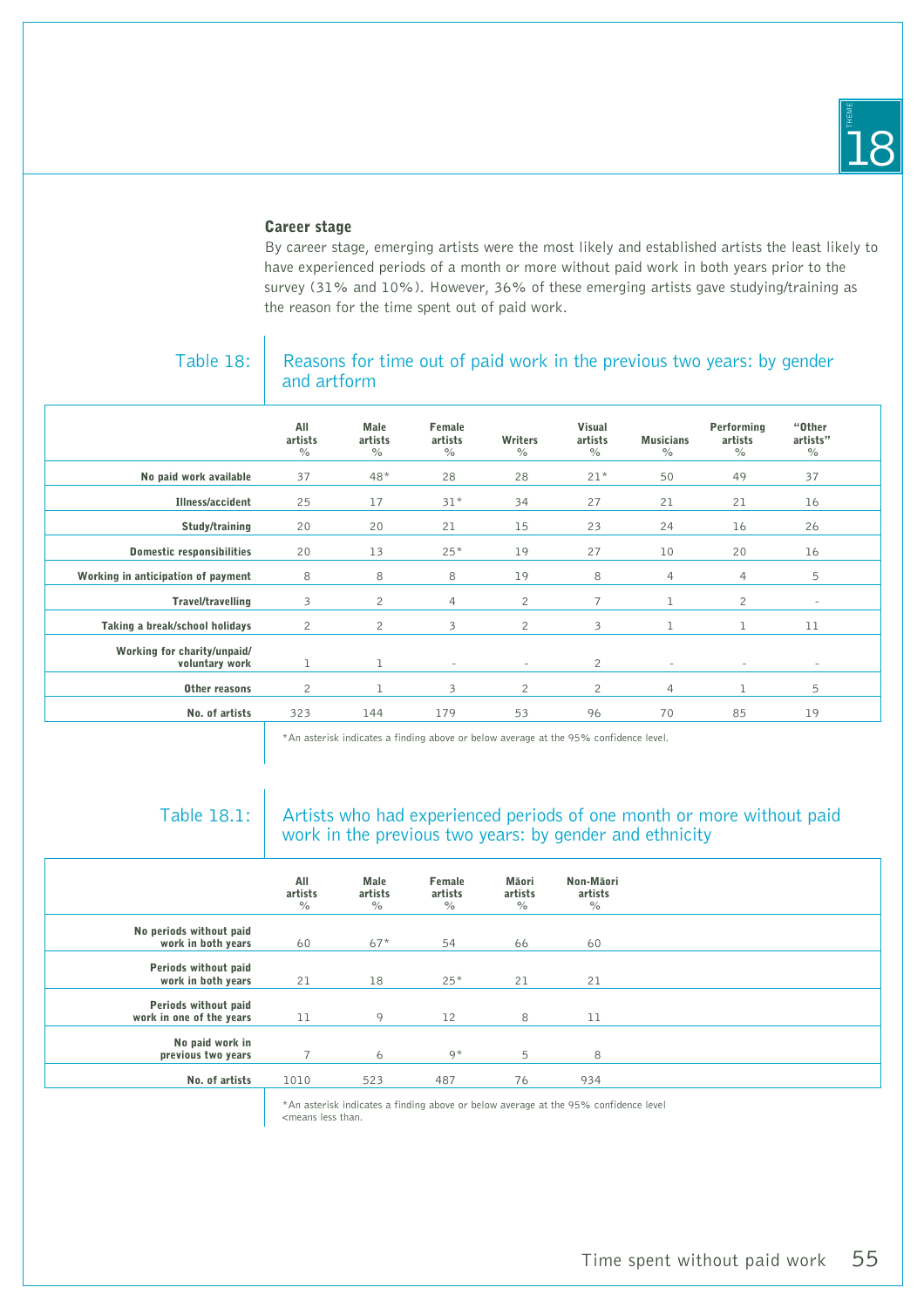### Career stage

By career stage, emerging artists were the most likely and established artists the least likely to have experienced periods of a month or more without paid work in both years prior to the survey (31% and 10%). However, 36% of these emerging artists gave studying/training as the reason for the time spent out of paid work.

Table 18: Reasons for time out of paid work in the previous two years: by gender and artform

| | All artists % | Male artists % | Female artists % | Writers % | Visual artists % | Musicians % | Performing artists % | "Other artists" % |
|---|---|---|---|---|---|---|---|---|
| No paid work available | 37 | 48* | 28 | 28 | 21* | 50 | 49 | 37 |
| Illness/accident | 25 | 17 | 31* | 34 | 27 | 21 | 21 | 16 |
| Study/training | 20 | 20 | 21 | 15 | 23 | 24 | 16 | 26 |
| Domestic responsibilities | 20 | 13 | 25* | 19 | 27 | 10 | 20 | 16 |
| Working in anticipation of payment | 8 | 8 | 8 | 19 | 8 | 4 | 4 | 5 |
| Travel/travelling | 3 | 2 | 4 | 2 | 7 | 1 | 2 | - |
| Taking a break/school holidays | 2 | 2 | 3 | 2 | 3 | 1 | 1 | 11 |
| Working for charity/unpaid/voluntary work | 1 | 1 | - | - | 2 | - | - | - |
| Other reasons | 2 | 1 | 3 | 2 | 2 | 4 | 1 | 5 |
| No. of artists | 323 | 144 | 179 | 53 | 96 | 70 | 85 | 19 |

*An asterisk indicates a finding above or below average at the 95% confidence level.

Table 18.1: Artists who had experienced periods of one month or more without paid work in the previous two years: by gender and ethnicity

| | All artists % | Male artists % | Female artists % | Māori artists % | Non-Māori artists % |
|---|---|---|---|---|---|
| No periods without paid work in both years | 60 | 67* | 54 | 66 | 60 |
| Periods without paid work in both years | 21 | 18 | 25* | 21 | 21 |
| Periods without paid work in one of the years | 11 | 9 | 12 | 8 | 11 |
| No paid work in previous two years | 7 | 6 | 9* | 5 | 8 |
| No. of artists | 1010 | 523 | 487 | 76 | 934 |

*An asterisk indicates a finding above or below average at the 95% confidence level
<means less than.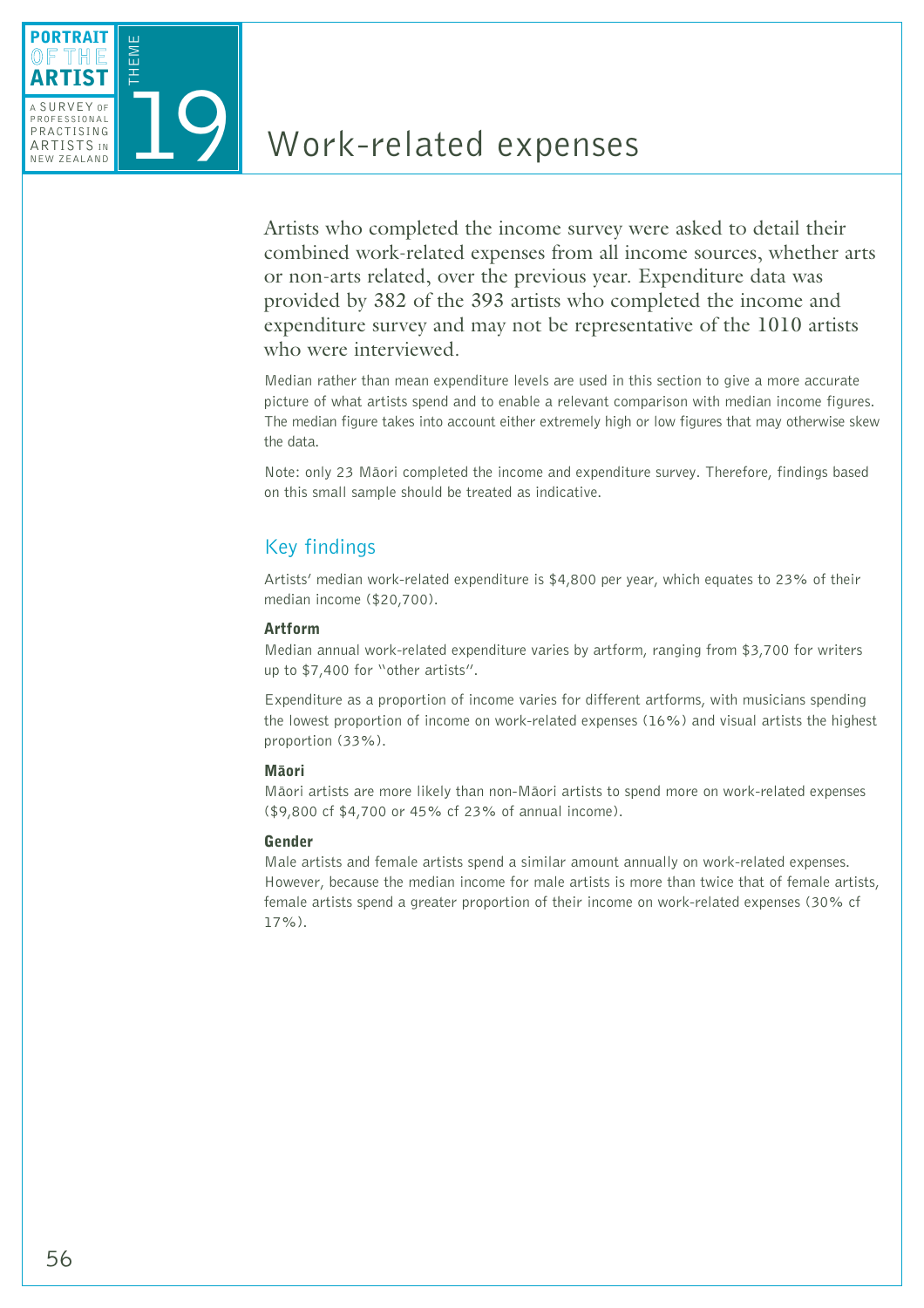# 19 Work-related expenses

Artists who completed the income survey were asked to detail their combined work-related expenses from all income sources, whether arts or non-arts related, over the previous year. Expenditure data was provided by 382 of the 393 artists who completed the income and expenditure survey and may not be representative of the 1010 artists who were interviewed.

Median rather than mean expenditure levels are used in this section to give a more accurate picture of what artists spend and to enable a relevant comparison with median income figures. The median figure takes into account either extremely high or low figures that may otherwise skew the data.

Note: only 23 Māori completed the income and expenditure survey. Therefore, findings based on this small sample should be treated as indicative.

## Key findings

Artists' median work-related expenditure is $4,800 per year, which equates to 23% of their median income ($20,700).

### Artform

Median annual work-related expenditure varies by artform, ranging from $3,700 for writers up to $7,400 for "other artists".

Expenditure as a proportion of income varies for different artforms, with musicians spending the lowest proportion of income on work-related expenses (16%) and visual artists the highest proportion (33%).

### Māori

Māori artists are more likely than non-Māori artists to spend more on work-related expenses ($9,800 cf $4,700 or 45% cf 23% of annual income).

### Gender

Male artists and female artists spend a similar amount annually on work-related expenses. However, because the median income for male artists is more than twice that of female artists, female artists spend a greater proportion of their income on work-related expenses (30% cf 17%).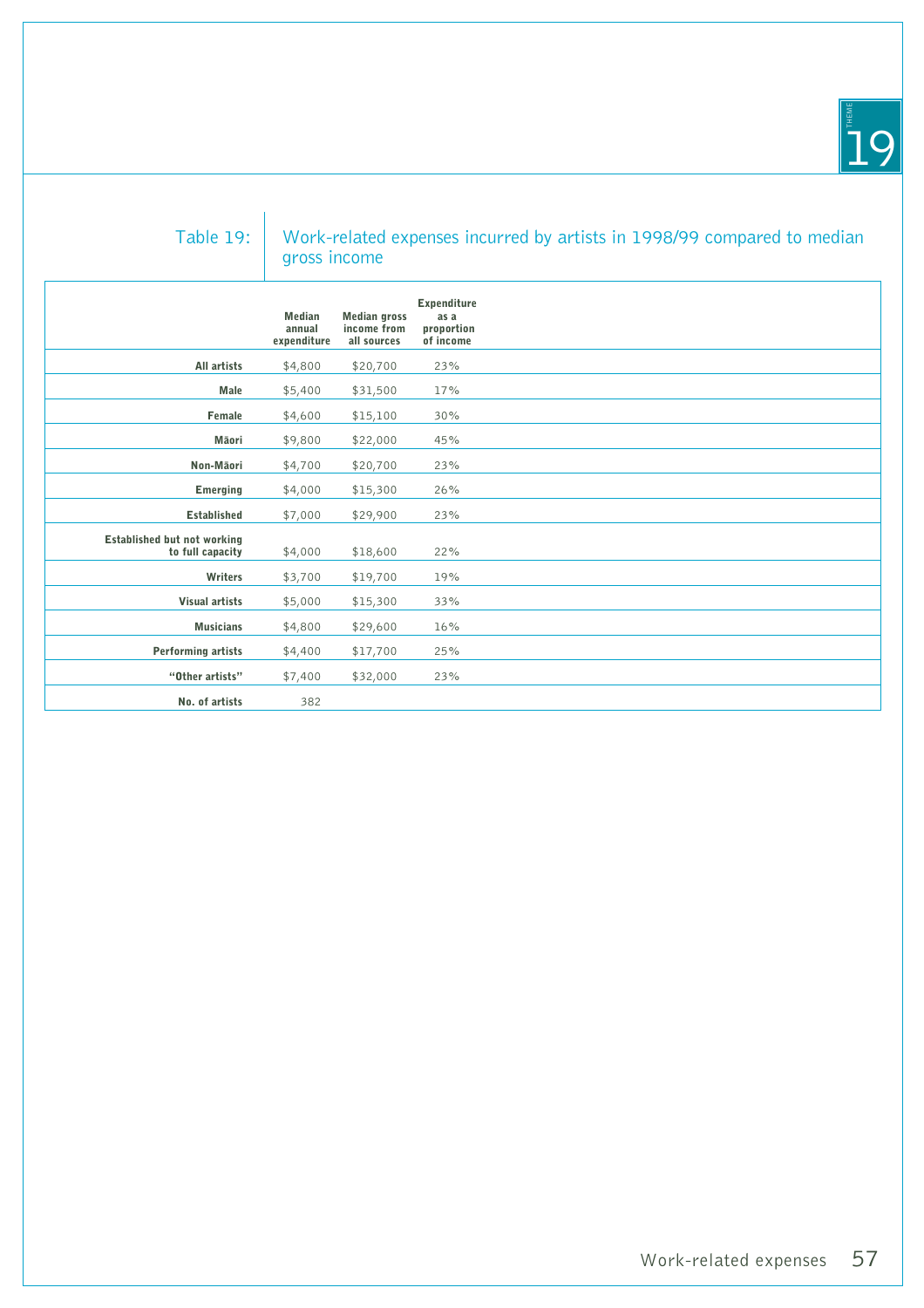Table 19: Work-related expenses incurred by artists in 1998/99 compared to median gross income

| | Median annual expenditure | Median gross income from all sources | Expenditure as a proportion of income |
|---|---|---|---|
| **All artists** | $4,800 | $20,700 | 23% |
| **Male** | $5,400 | $31,500 | 17% |
| **Female** | $4,600 | $15,100 | 30% |
| **Māori** | $9,800 | $22,000 | 45% |
| **Non-Māori** | $4,700 | $20,700 | 23% |
| **Emerging** | $4,000 | $15,300 | 26% |
| **Established** | $7,000 | $29,900 | 23% |
| **Established but not working to full capacity** | $4,000 | $18,600 | 22% |
| **Writers** | $3,700 | $19,700 | 19% |
| **Visual artists** | $5,000 | $15,300 | 33% |
| **Musicians** | $4,800 | $29,600 | 16% |
| **Performing artists** | $4,400 | $17,700 | 25% |
| **"Other artists"** | $7,400 | $32,000 | 23% |
| **No. of artists** | 382 | | |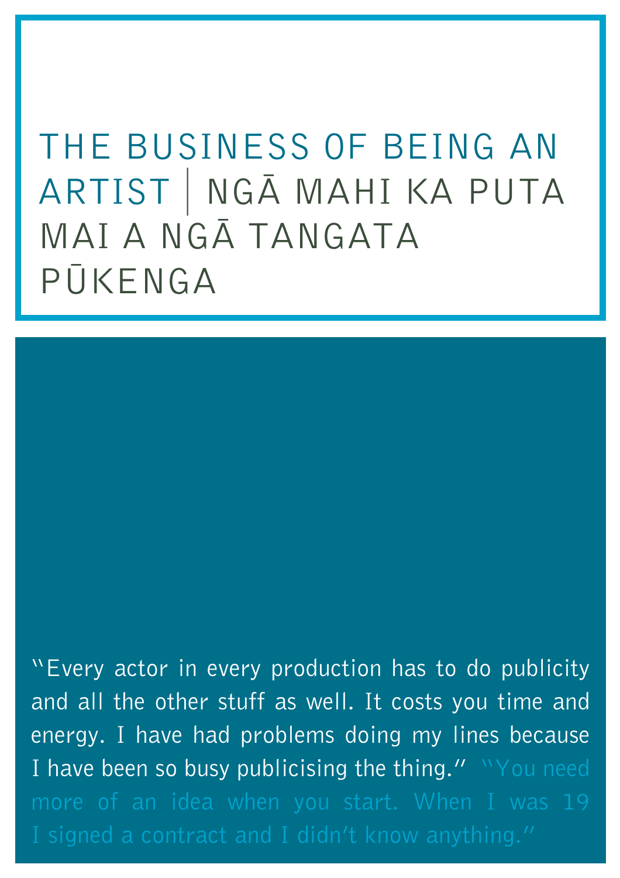# THE BUSINESS OF BEING AN ARTIST | NGĀ MAHI KA PUTA MAI A NGĀ TANGATA PŪKENGA

"Every actor in every production has to do publicity and all the other stuff as well. It costs you time and energy. I have had problems doing my lines because I have been so busy publicising the thing."

"You need more of an idea when you start. When I was 19 I signed a contract and I didn't know anything."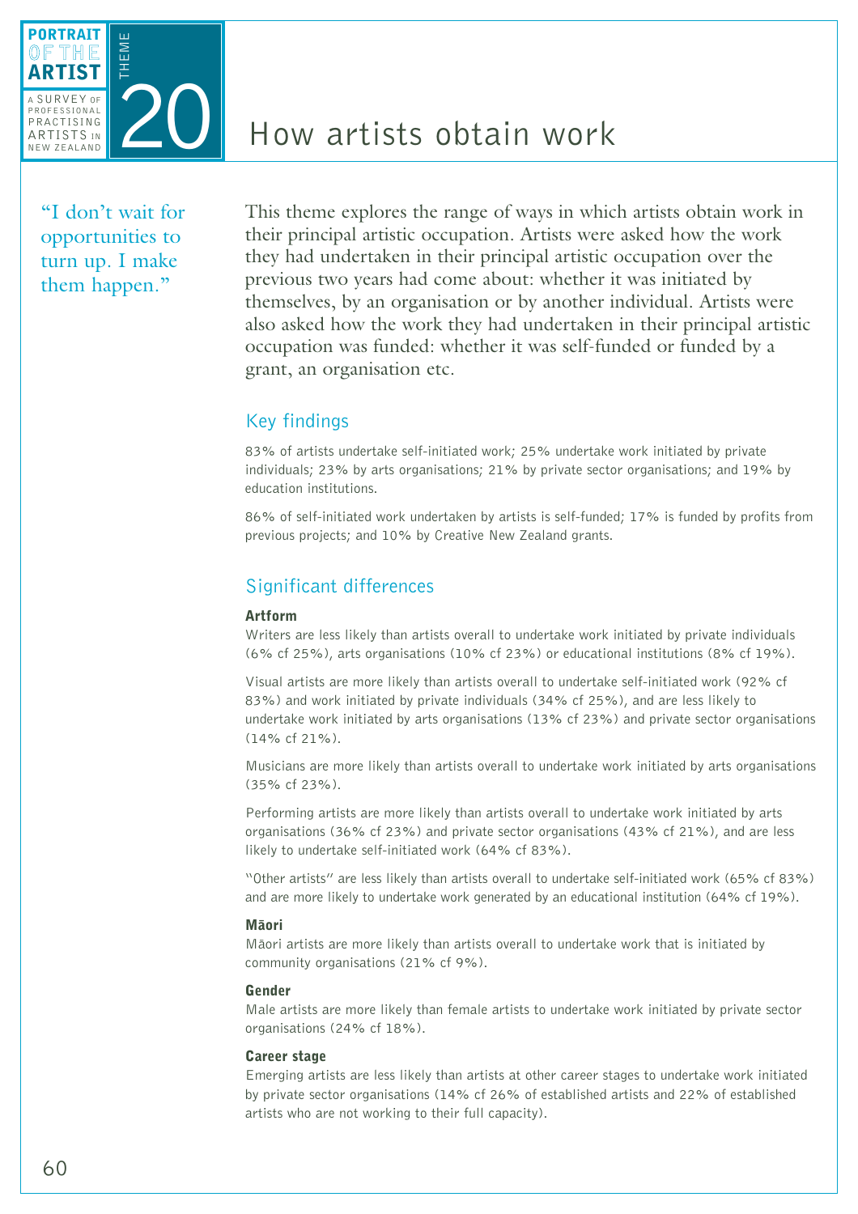# THEME 20 How artists obtain work

"I don't wait for opportunities to turn up. I make them happen."

This theme explores the range of ways in which artists obtain work in their principal artistic occupation. Artists were asked how the work they had undertaken in their principal artistic occupation over the previous two years had come about: whether it was initiated by themselves, by an organisation or by another individual. Artists were also asked how the work they had undertaken in their principal artistic occupation was funded: whether it was self-funded or funded by a grant, an organisation etc.

## Key findings

83% of artists undertake self-initiated work; 25% undertake work initiated by private individuals; 23% by arts organisations; 21% by private sector organisations; and 19% by education institutions.

86% of self-initiated work undertaken by artists is self-funded; 17% is funded by profits from previous projects; and 10% by Creative New Zealand grants.

## Significant differences

### Artform

Writers are less likely than artists overall to undertake work initiated by private individuals (6% cf 25%), arts organisations (10% cf 23%) or educational institutions (8% cf 19%).

Visual artists are more likely than artists overall to undertake self-initiated work (92% cf 83%) and work initiated by private individuals (34% cf 25%), and are less likely to undertake work initiated by arts organisations (13% cf 23%) and private sector organisations (14% cf 21%).

Musicians are more likely than artists overall to undertake work initiated by arts organisations (35% cf 23%).

Performing artists are more likely than artists overall to undertake work initiated by arts organisations (36% cf 23%) and private sector organisations (43% cf 21%), and are less likely to undertake self-initiated work (64% cf 83%).

"Other artists" are less likely than artists overall to undertake self-initiated work (65% cf 83%) and are more likely to undertake work generated by an educational institution (64% cf 19%).

### Māori

Māori artists are more likely than artists overall to undertake work that is initiated by community organisations (21% cf 9%).

### Gender

Male artists are more likely than female artists to undertake work initiated by private sector organisations (24% cf 18%).

### Career stage

Emerging artists are less likely than artists at other career stages to undertake work initiated by private sector organisations (14% cf 26% of established artists and 22% of established artists who are not working to their full capacity).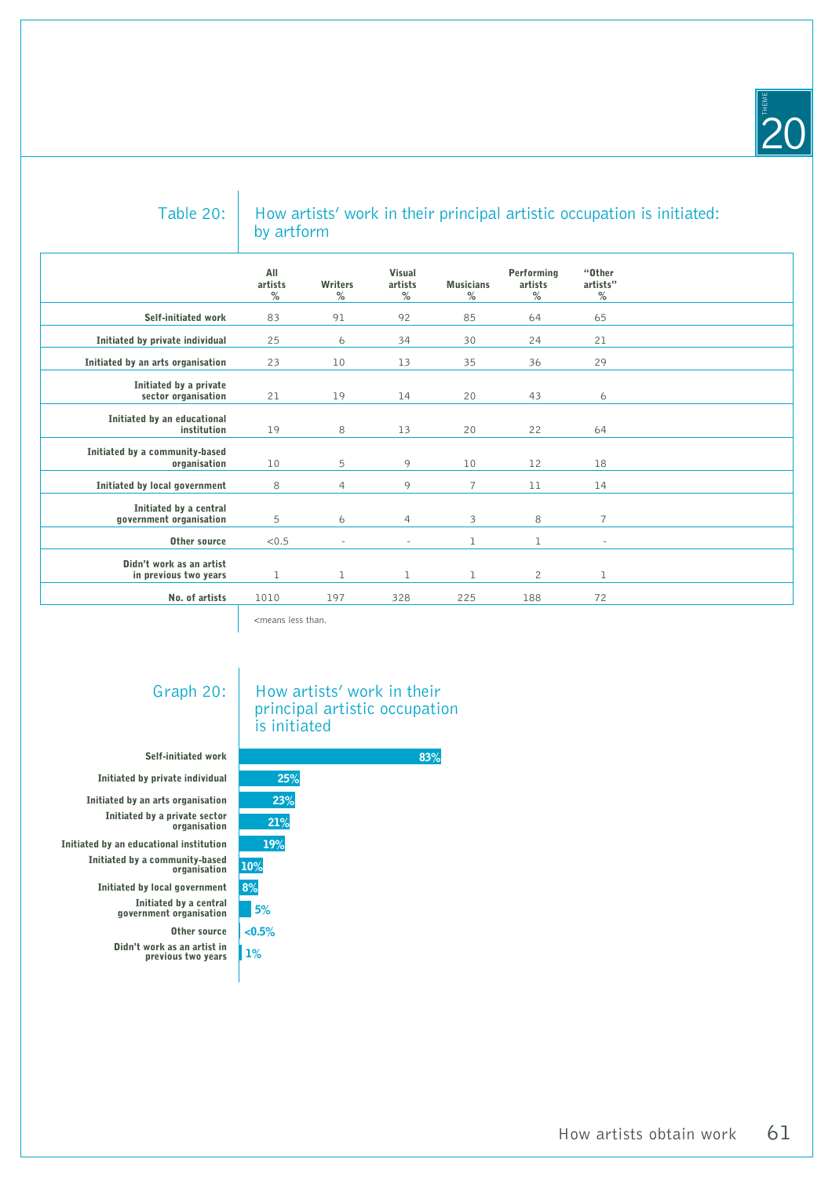## Table 20: How artists' work in their principal artistic occupation is initiated: by artform

| | All artists % | Writers % | Visual artists % | Musicians % | Performing artists % | "Other artists" % |
|---|---|---|---|---|---|---|
| Self-initiated work | 83 | 91 | 92 | 85 | 64 | 65 |
| Initiated by private individual | 25 | 6 | 34 | 30 | 24 | 21 |
| Initiated by an arts organisation | 23 | 10 | 13 | 35 | 36 | 29 |
| Initiated by a private sector organisation | 21 | 19 | 14 | 20 | 43 | 6 |
| Initiated by an educational institution | 19 | 8 | 13 | 20 | 22 | 64 |
| Initiated by a community-based organisation | 10 | 5 | 9 | 10 | 12 | 18 |
| Initiated by local government | 8 | 4 | 9 | 7 | 11 | 14 |
| Initiated by a central government organisation | 5 | 6 | 4 | 3 | 8 | 7 |
| Other source | <0.5 | - | - | 1 | 1 | - |
| Didn't work as an artist in previous two years | 1 | 1 | 1 | 1 | 2 | 1 |
| No. of artists | 1010 | 197 | 328 | 225 | 188 | 72 |

<means less than.

## Graph 20: How artists' work in their principal artistic occupation is initiated

| | % |
|---|---|
| Self-initiated work | 83% |
| Initiated by private individual | 25% |
| Initiated by an arts organisation | 23% |
| Initiated by a private sector organisation | 21% |
| Initiated by an educational institution | 19% |
| Initiated by a community-based organisation | 10% |
| Initiated by local government | 8% |
| Initiated by a central government organisation | 5% |
| Other source | <0.5% |
| Didn't work as an artist in previous two years | 1% |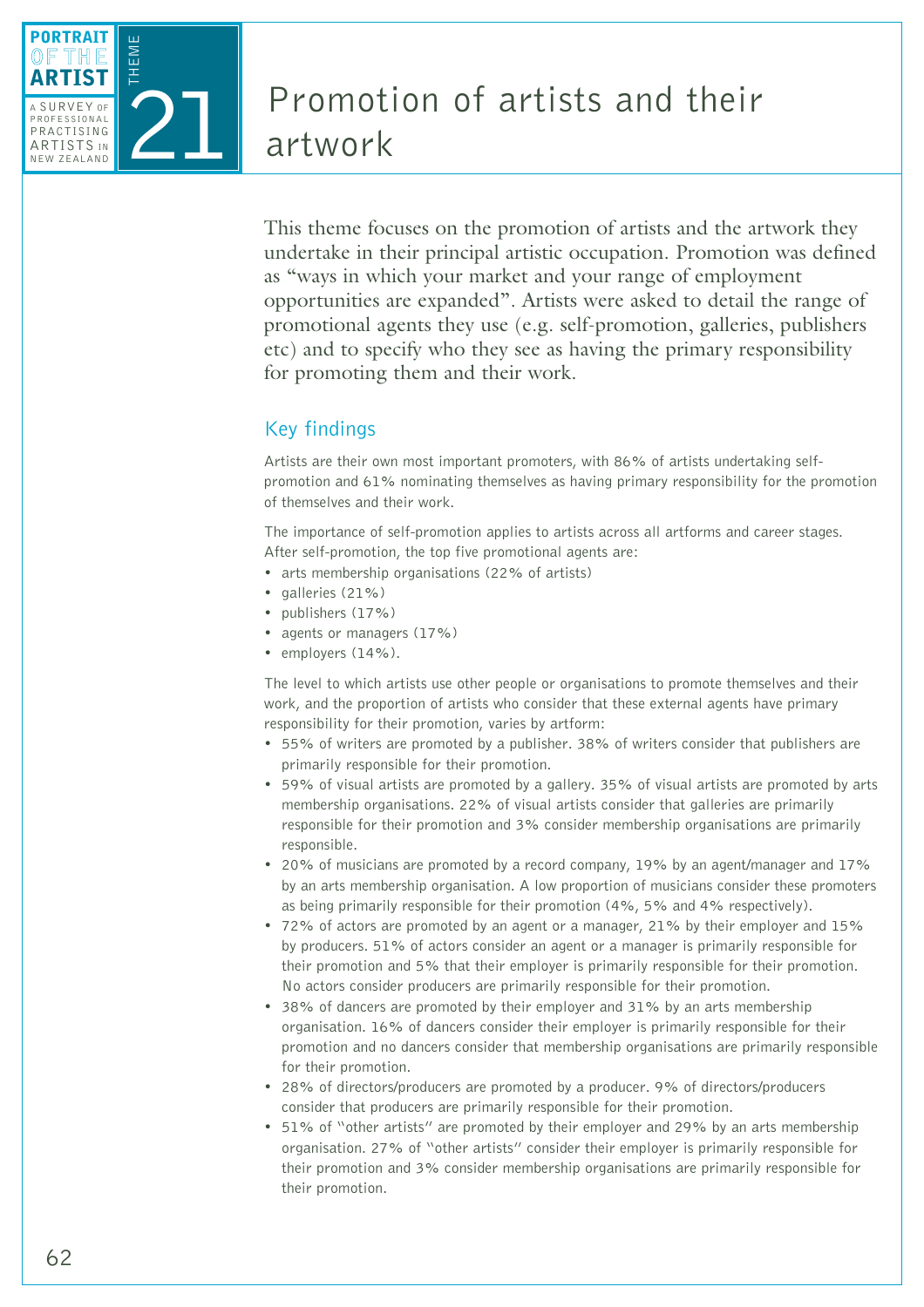# Theme 21: Promotion of artists and their artwork

This theme focuses on the promotion of artists and the artwork they undertake in their principal artistic occupation. Promotion was defined as "ways in which your market and your range of employment opportunities are expanded". Artists were asked to detail the range of promotional agents they use (e.g. self-promotion, galleries, publishers etc) and to specify who they see as having the primary responsibility for promoting them and their work.

## Key findings

Artists are their own most important promoters, with 86% of artists undertaking self-promotion and 61% nominating themselves as having primary responsibility for the promotion of themselves and their work.

The importance of self-promotion applies to artists across all artforms and career stages. After self-promotion, the top five promotional agents are:

- arts membership organisations (22% of artists)
- galleries (21%)
- publishers (17%)
- agents or managers (17%)
- employers (14%).

The level to which artists use other people or organisations to promote themselves and their work, and the proportion of artists who consider that these external agents have primary responsibility for their promotion, varies by artform:

- 55% of writers are promoted by a publisher. 38% of writers consider that publishers are primarily responsible for their promotion.
- 59% of visual artists are promoted by a gallery. 35% of visual artists are promoted by arts membership organisations. 22% of visual artists consider that galleries are primarily responsible for their promotion and 3% consider membership organisations are primarily responsible.
- 20% of musicians are promoted by a record company, 19% by an agent/manager and 17% by an arts membership organisation. A low proportion of musicians consider these promoters as being primarily responsible for their promotion (4%, 5% and 4% respectively).
- 72% of actors are promoted by an agent or a manager, 21% by their employer and 15% by producers. 51% of actors consider an agent or a manager is primarily responsible for their promotion and 5% that their employer is primarily responsible for their promotion. No actors consider producers are primarily responsible for their promotion.
- 38% of dancers are promoted by their employer and 31% by an arts membership organisation. 16% of dancers consider their employer is primarily responsible for their promotion and no dancers consider that membership organisations are primarily responsible for their promotion.
- 28% of directors/producers are promoted by a producer. 9% of directors/producers consider that producers are primarily responsible for their promotion.
- 51% of "other artists" are promoted by their employer and 29% by an arts membership organisation. 27% of "other artists" consider their employer is primarily responsible for their promotion and 3% consider membership organisations are primarily responsible for their promotion.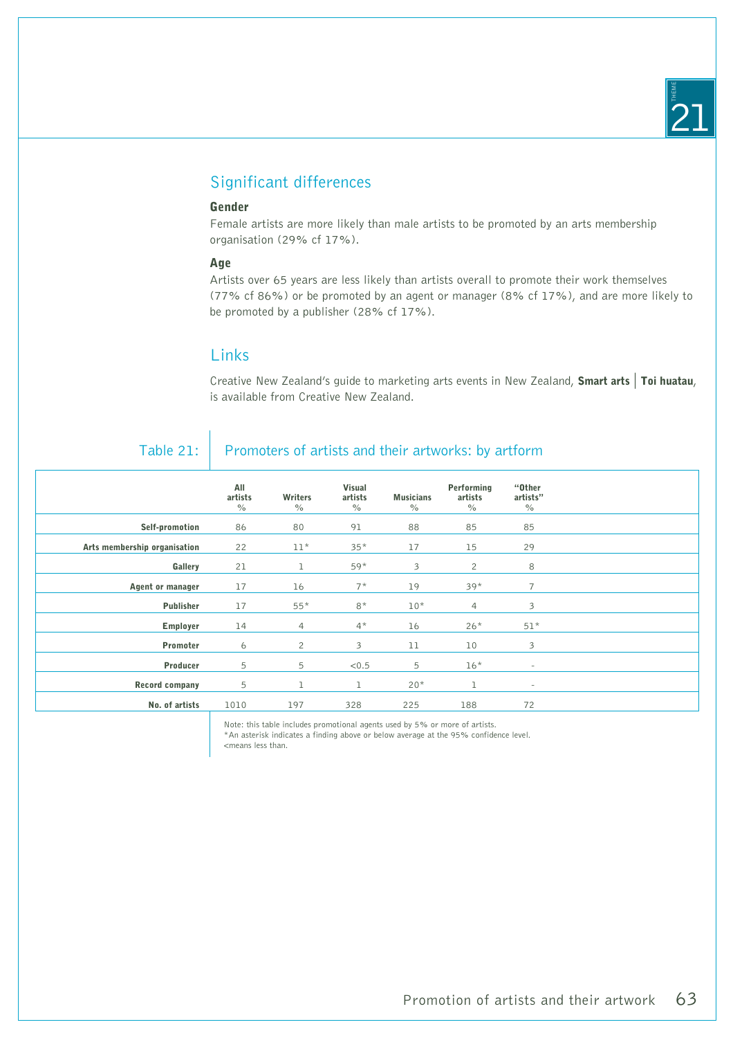## Significant differences

### Gender

Female artists are more likely than male artists to be promoted by an arts membership organisation (29% cf 17%).

### Age

Artists over 65 years are less likely than artists overall to promote their work themselves (77% cf 86%) or be promoted by an agent or manager (8% cf 17%), and are more likely to be promoted by a publisher (28% cf 17%).

## Links

Creative New Zealand's guide to marketing arts events in New Zealand, **Smart arts | Toi huatau**, is available from Creative New Zealand.

## Table 21: Promoters of artists and their artworks: by artform

| | All artists % | Writers % | Visual artists % | Musicians % | Performing artists % | "Other artists" % |
|---|---|---|---|---|---|---|
| **Self-promotion** | 86 | 80 | 91 | 88 | 85 | 85 |
| **Arts membership organisation** | 22 | 11* | 35* | 17 | 15 | 29 |
| **Gallery** | 21 | 1 | 59* | 3 | 2 | 8 |
| **Agent or manager** | 17 | 16 | 7* | 19 | 39* | 7 |
| **Publisher** | 17 | 55* | 8* | 10* | 4 | 3 |
| **Employer** | 14 | 4 | 4* | 16 | 26* | 51* |
| **Promoter** | 6 | 2 | 3 | 11 | 10 | 3 |
| **Producer** | 5 | 5 | <0.5 | 5 | 16* | - |
| **Record company** | 5 | 1 | 1 | 20* | 1 | - |
| **No. of artists** | 1010 | 197 | 328 | 225 | 188 | 72 |

Note: this table includes promotional agents used by 5% or more of artists.
*An asterisk indicates a finding above or below average at the 95% confidence level.
<means less than.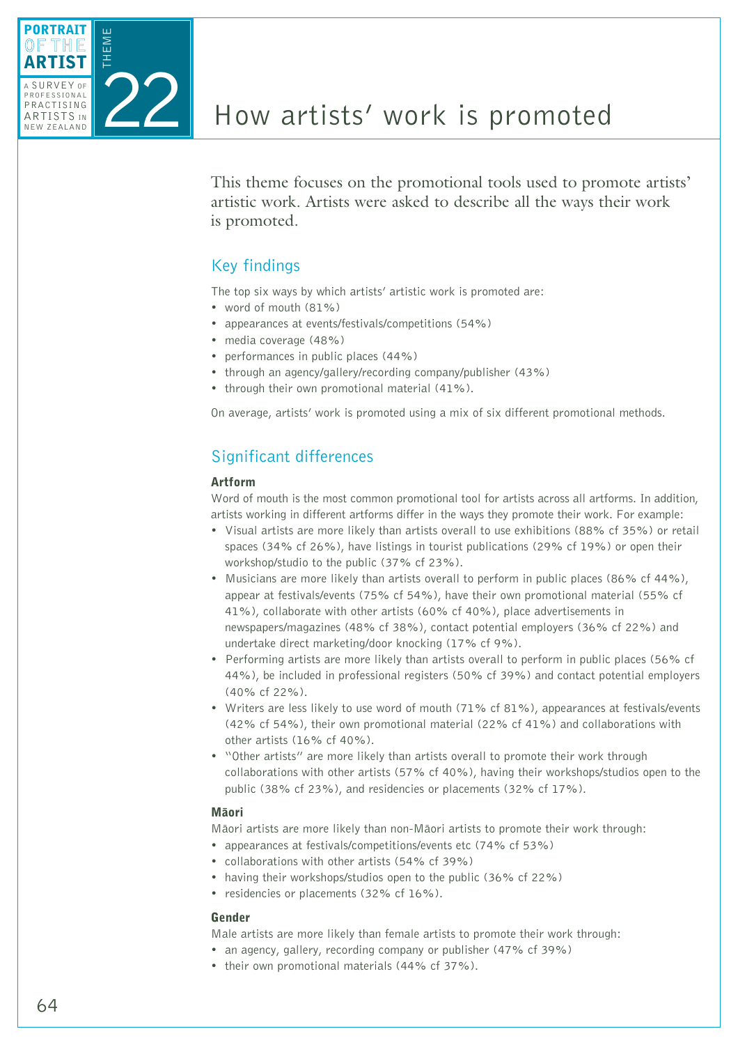# How artists' work is promoted

This theme focuses on the promotional tools used to promote artists' artistic work. Artists were asked to describe all the ways their work is promoted.

## Key findings

The top six ways by which artists' artistic work is promoted are:

- word of mouth (81%)
- appearances at events/festivals/competitions (54%)
- media coverage (48%)
- performances in public places (44%)
- through an agency/gallery/recording company/publisher (43%)
- through their own promotional material (41%).

On average, artists' work is promoted using a mix of six different promotional methods.

## Significant differences

### Artform

Word of mouth is the most common promotional tool for artists across all artforms. In addition, artists working in different artforms differ in the ways they promote their work. For example:

- Visual artists are more likely than artists overall to use exhibitions (88% cf 35%) or retail spaces (34% cf 26%), have listings in tourist publications (29% cf 19%) or open their workshop/studio to the public (37% cf 23%).
- Musicians are more likely than artists overall to perform in public places (86% cf 44%), appear at festivals/events (75% cf 54%), have their own promotional material (55% cf 41%), collaborate with other artists (60% cf 40%), place advertisements in newspapers/magazines (48% cf 38%), contact potential employers (36% cf 22%) and undertake direct marketing/door knocking (17% cf 9%).
- Performing artists are more likely than artists overall to perform in public places (56% cf 44%), be included in professional registers (50% cf 39%) and contact potential employers (40% cf 22%).
- Writers are less likely to use word of mouth (71% cf 81%), appearances at festivals/events (42% cf 54%), their own promotional material (22% cf 41%) and collaborations with other artists (16% cf 40%).
- "Other artists" are more likely than artists overall to promote their work through collaborations with other artists (57% cf 40%), having their workshops/studios open to the public (38% cf 23%), and residencies or placements (32% cf 17%).

### Māori

Māori artists are more likely than non-Māori artists to promote their work through:

- appearances at festivals/competitions/events etc (74% cf 53%)
- collaborations with other artists (54% cf 39%)
- having their workshops/studios open to the public (36% cf 22%)
- residencies or placements (32% cf 16%).

### Gender

Male artists are more likely than female artists to promote their work through:

- an agency, gallery, recording company or publisher (47% cf 39%)
- their own promotional materials (44% cf 37%).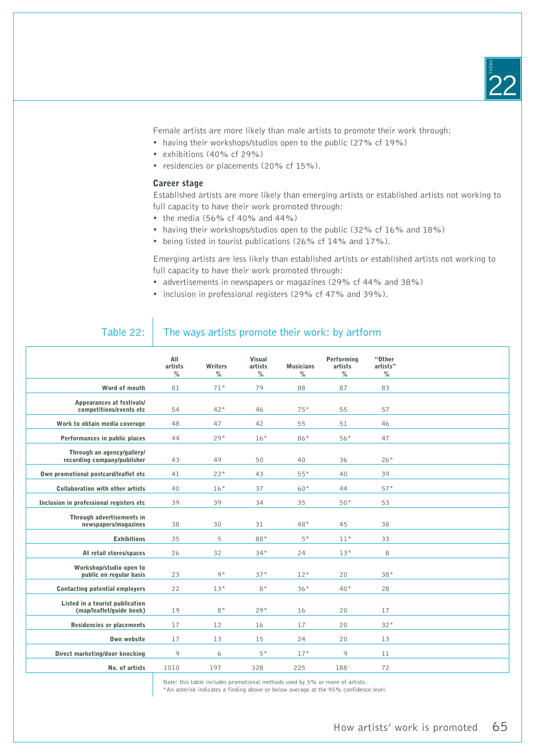Female artists are more likely than male artists to promote their work through:

- having their workshops/studios open to the public (27% cf 19%)
- exhibitions (40% cf 29%)
- residencies or placements (20% cf 15%).

### Career stage

Established artists are more likely than emerging artists or established artists not working to full capacity to have their work promoted through:

- the media (56% cf 40% and 44%)
- having their workshops/studios open to the public (32% cf 16% and 18%)
- being listed in tourist publications (26% cf 14% and 17%).

Emerging artists are less likely than established artists or established artists not working to full capacity to have their work promoted through:

- advertisements in newspapers or magazines (29% cf 44% and 38%)
- inclusion in professional registers (29% cf 47% and 39%).

## Table 22: The ways artists promote their work: by artform

| | All artists % | Writers % | Visual artists % | Musicians % | Performing artists % | "Other artists" % |
|---|---|---|---|---|---|---|
| Word of mouth | 81 | 71* | 79 | 88 | 87 | 83 |
| Appearances at festivals/ competitions/events etc | 54 | 42* | 46 | 75* | 55 | 57 |
| Work to obtain media coverage | 48 | 47 | 42 | 55 | 51 | 46 |
| Performances in public places | 44 | 29* | 16* | 86* | 56* | 47 |
| Through an agency/gallery/ recording company/publisher | 43 | 49 | 50 | 40 | 36 | 26* |
| Own promotional postcard/leaflet etc | 41 | 22* | 43 | 55* | 40 | 39 |
| Collaboration with other artists | 40 | 16* | 37 | 60* | 44 | 57* |
| Inclusion in professional registers etc | 39 | 39 | 34 | 35 | 50* | 53 |
| Through advertisements in newspapers/magazines | 38 | 30 | 31 | 48* | 45 | 38 |
| Exhibitions | 35 | 5 | 88* | 5* | 11* | 33 |
| At retail stores/spaces | 26 | 32 | 34* | 24 | 13* | 8 |
| Workshop/studio open to public on regular basis | 23 | 9* | 37* | 12* | 20 | 38* |
| Contacting potential employers | 22 | 13* | 8* | 36* | 40* | 28 |
| Listed in a tourist publication (map/leaflet/guide book) | 19 | 8* | 29* | 16 | 20 | 17 |
| Residencies or placements | 17 | 12 | 16 | 17 | 20 | 32* |
| Own website | 17 | 13 | 15 | 24 | 20 | 13 |
| Direct marketing/door knocking | 9 | 6 | 5* | 17* | 9 | 11 |
| No. of artists | 1010 | 197 | 328 | 225 | 188 | 72 |

Note: this table includes promotional methods used by 5% or more of artists.
*An asterisk indicates a finding above or below average at the 95% confidence level.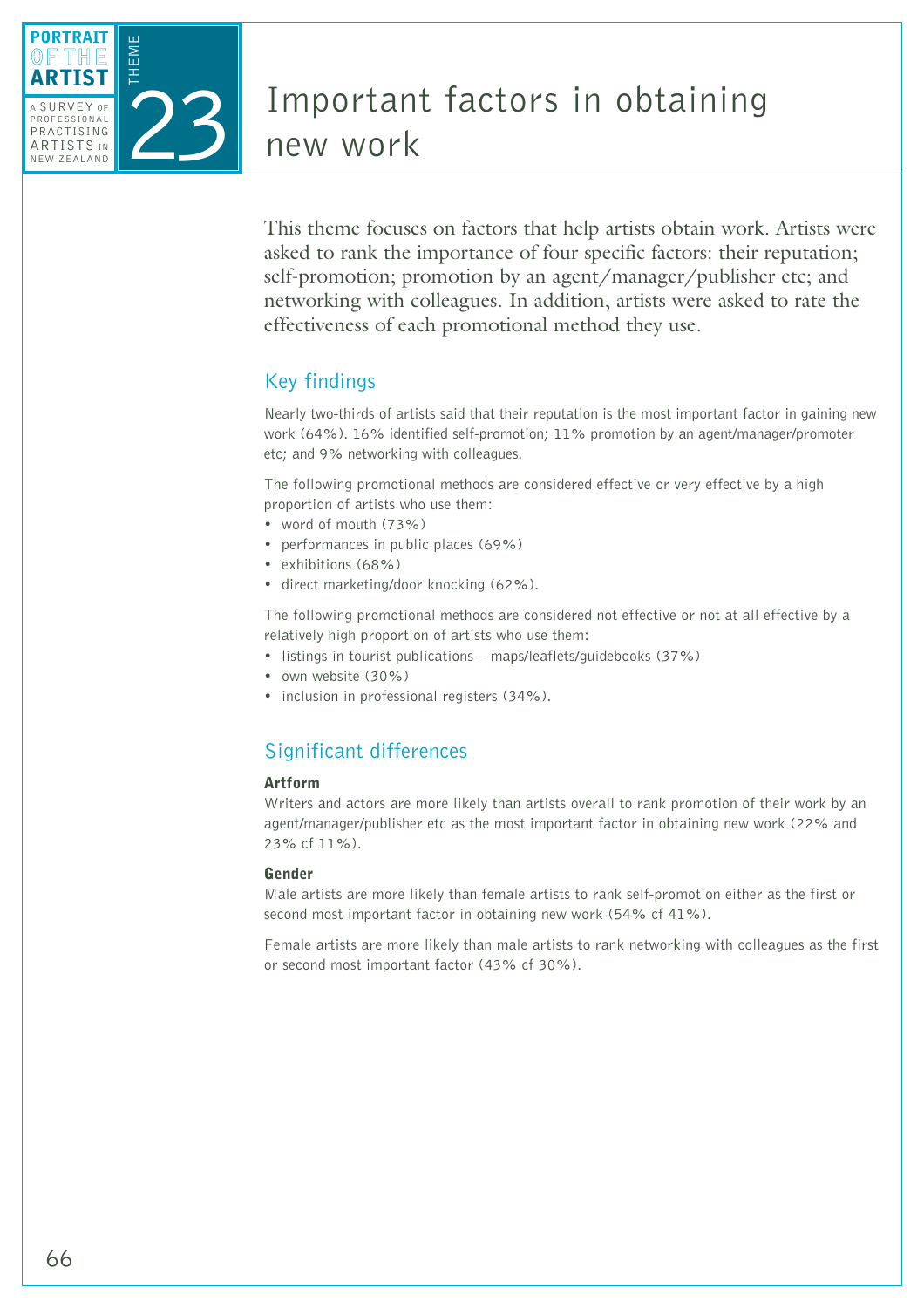# Important factors in obtaining new work

THEME 23

This theme focuses on factors that help artists obtain work. Artists were asked to rank the importance of four specific factors: their reputation; self-promotion; promotion by an agent/manager/publisher etc; and networking with colleagues. In addition, artists were asked to rate the effectiveness of each promotional method they use.

## Key findings

Nearly two-thirds of artists said that their reputation is the most important factor in gaining new work (64%). 16% identified self-promotion; 11% promotion by an agent/manager/promoter etc; and 9% networking with colleagues.

The following promotional methods are considered effective or very effective by a high proportion of artists who use them:

- word of mouth (73%)
- performances in public places (69%)
- exhibitions (68%)
- direct marketing/door knocking (62%).

The following promotional methods are considered not effective or not at all effective by a relatively high proportion of artists who use them:

- listings in tourist publications – maps/leaflets/guidebooks (37%)
- own website (30%)
- inclusion in professional registers (34%).

## Significant differences

### Artform

Writers and actors are more likely than artists overall to rank promotion of their work by an agent/manager/publisher etc as the most important factor in obtaining new work (22% and 23% cf 11%).

### Gender

Male artists are more likely than female artists to rank self-promotion either as the first or second most important factor in obtaining new work (54% cf 41%).

Female artists are more likely than male artists to rank networking with colleagues as the first or second most important factor (43% cf 30%).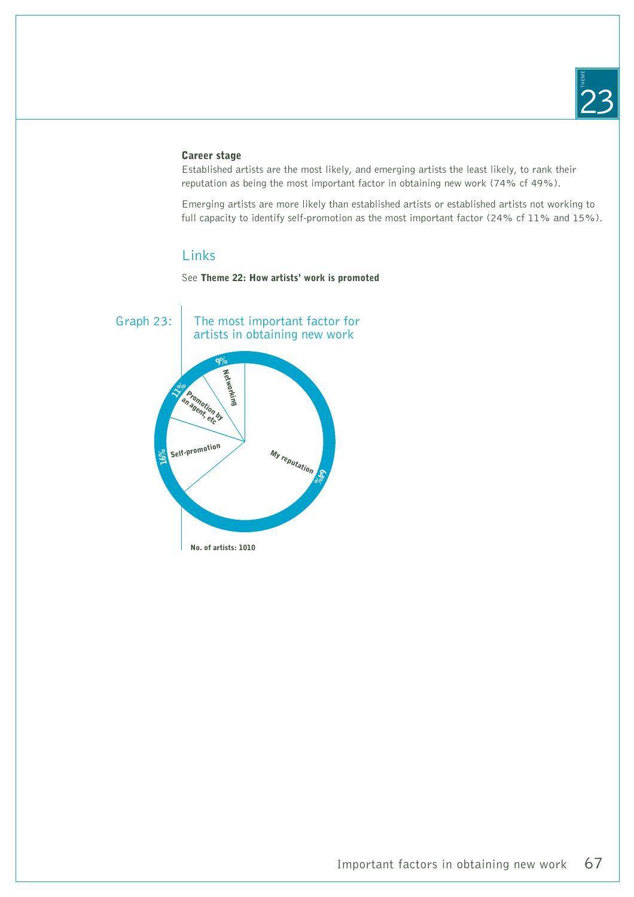### Career stage

Established artists are the most likely, and emerging artists the least likely, to rank their reputation as being the most important factor in obtaining new work (74% cf 49%).

Emerging artists are more likely than established artists or established artists not working to full capacity to identify self-promotion as the most important factor (24% cf 11% and 15%).

## Links

See **Theme 22: How artists' work is promoted**

Graph 23: The most important factor for artists in obtaining new work

| Factor | % |
|---|---|
| My reputation | 64% |
| Self-promotion | 16% |
| Promotion by an agent, etc | 11% |
| Networking | 9% |

**No. of artists: 1010**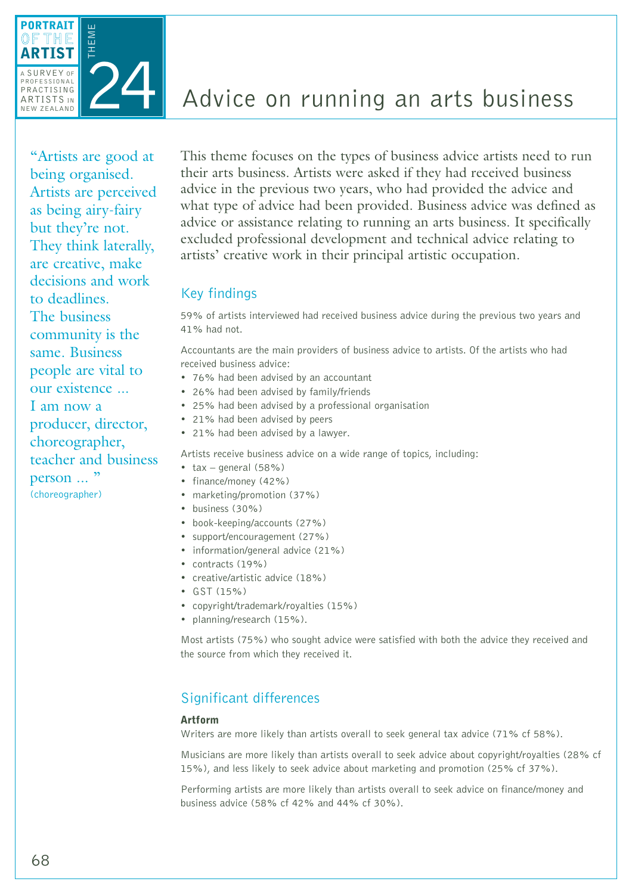# Theme 24: Advice on running an arts business

> "Artists are good at being organised. Artists are perceived as being airy-fairy but they're not. They think laterally, are creative, make decisions and work to deadlines. The business community is the same. Business people are vital to our existence ... I am now a producer, director, choreographer, teacher and business person ... "
> (choreographer)

This theme focuses on the types of business advice artists need to run their arts business. Artists were asked if they had received business advice in the previous two years, who had provided the advice and what type of advice had been provided. Business advice was defined as advice or assistance relating to running an arts business. It specifically excluded professional development and technical advice relating to artists' creative work in their principal artistic occupation.

## Key findings

59% of artists interviewed had received business advice during the previous two years and 41% had not.

Accountants are the main providers of business advice to artists. Of the artists who had received business advice:

- 76% had been advised by an accountant
- 26% had been advised by family/friends
- 25% had been advised by a professional organisation
- 21% had been advised by peers
- 21% had been advised by a lawyer.

Artists receive business advice on a wide range of topics, including:

- tax – general (58%)
- finance/money (42%)
- marketing/promotion (37%)
- business (30%)
- book-keeping/accounts (27%)
- support/encouragement (27%)
- information/general advice (21%)
- contracts (19%)
- creative/artistic advice (18%)
- GST (15%)
- copyright/trademark/royalties (15%)
- planning/research (15%).

Most artists (75%) who sought advice were satisfied with both the advice they received and the source from which they received it.

## Significant differences

**Artform**

Writers are more likely than artists overall to seek general tax advice (71% cf 58%).

Musicians are more likely than artists overall to seek advice about copyright/royalties (28% cf 15%), and less likely to seek advice about marketing and promotion (25% cf 37%).

Performing artists are more likely than artists overall to seek advice on finance/money and business advice (58% cf 42% and 44% cf 30%).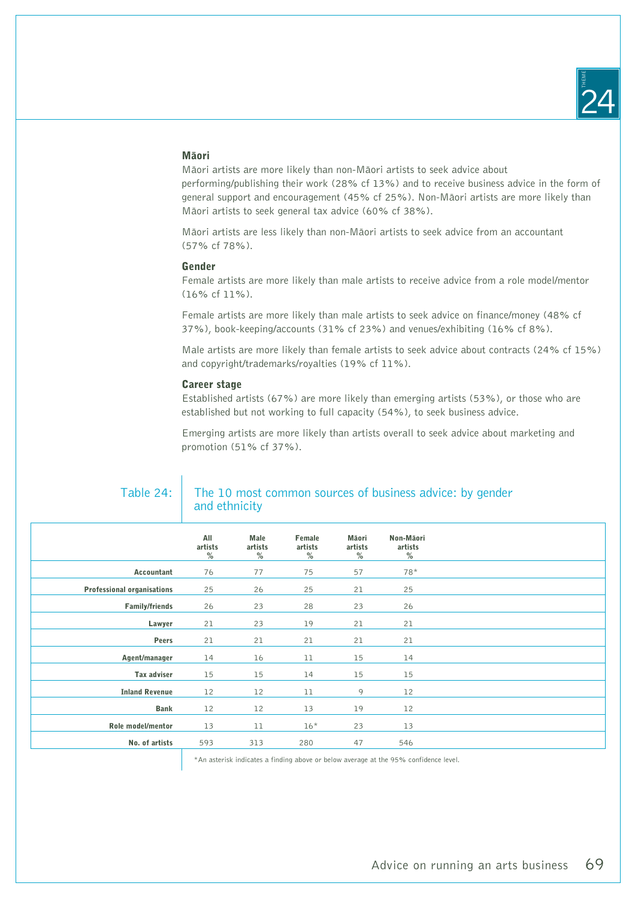### Māori

Māori artists are more likely than non-Māori artists to seek advice about performing/publishing their work (28% cf 13%) and to receive business advice in the form of general support and encouragement (45% cf 25%). Non-Māori artists are more likely than Māori artists to seek general tax advice (60% cf 38%).

Māori artists are less likely than non-Māori artists to seek advice from an accountant (57% cf 78%).

### Gender

Female artists are more likely than male artists to receive advice from a role model/mentor (16% cf 11%).

Female artists are more likely than male artists to seek advice on finance/money (48% cf 37%), book-keeping/accounts (31% cf 23%) and venues/exhibiting (16% cf 8%).

Male artists are more likely than female artists to seek advice about contracts (24% cf 15%) and copyright/trademarks/royalties (19% cf 11%).

### Career stage

Established artists (67%) are more likely than emerging artists (53%), or those who are established but not working to full capacity (54%), to seek business advice.

Emerging artists are more likely than artists overall to seek advice about marketing and promotion (51% cf 37%).

Table 24: The 10 most common sources of business advice: by gender and ethnicity

| | All artists % | Male artists % | Female artists % | Māori artists % | Non-Māori artists % |
|---|---|---|---|---|---|
| **Accountant** | 76 | 77 | 75 | 57 | 78* |
| **Professional organisations** | 25 | 26 | 25 | 21 | 25 |
| **Family/friends** | 26 | 23 | 28 | 23 | 26 |
| **Lawyer** | 21 | 23 | 19 | 21 | 21 |
| **Peers** | 21 | 21 | 21 | 21 | 21 |
| **Agent/manager** | 14 | 16 | 11 | 15 | 14 |
| **Tax adviser** | 15 | 15 | 14 | 15 | 15 |
| **Inland Revenue** | 12 | 12 | 11 | 9 | 12 |
| **Bank** | 12 | 12 | 13 | 19 | 12 |
| **Role model/mentor** | 13 | 11 | 16* | 23 | 13 |
| **No. of artists** | 593 | 313 | 280 | 47 | 546 |

*An asterisk indicates a finding above or below average at the 95% confidence level.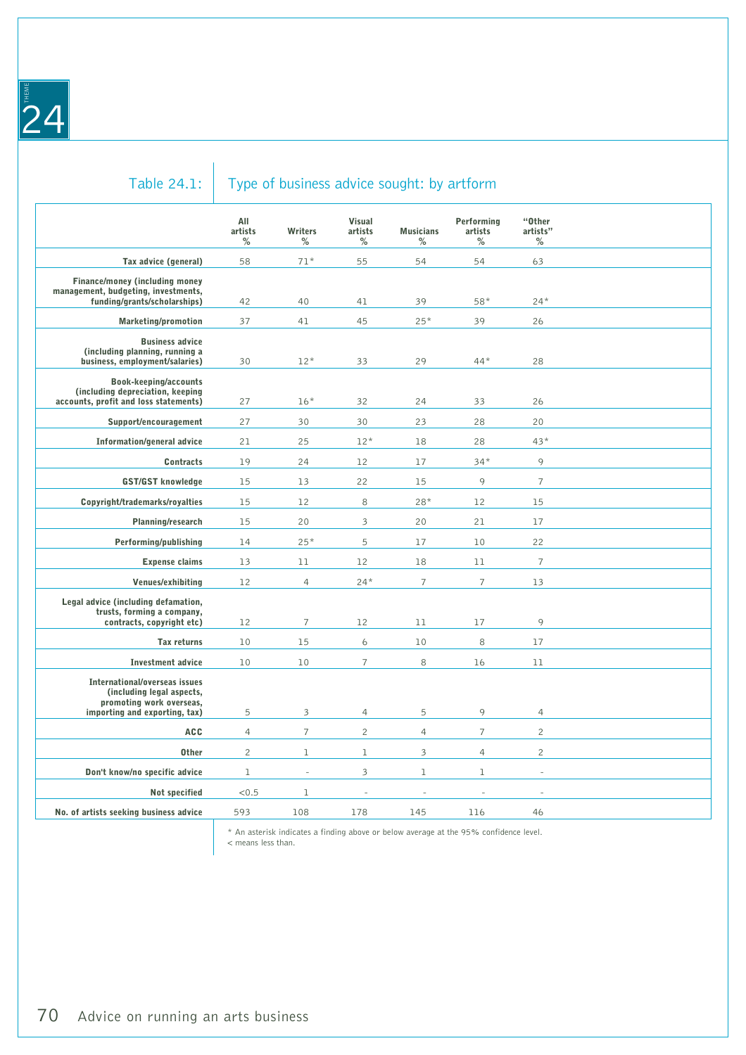Table 24.1: Type of business advice sought: by artform

| | All artists % | Writers % | Visual artists % | Musicians % | Performing artists % | "Other artists" % |
|---|---|---|---|---|---|---|
| **Tax advice (general)** | 58 | 71* | 55 | 54 | 54 | 63 |
| **Finance/money (including money management, budgeting, investments, funding/grants/scholarships)** | 42 | 40 | 41 | 39 | 58* | 24* |
| **Marketing/promotion** | 37 | 41 | 45 | 25* | 39 | 26 |
| **Business advice (including planning, running a business, employment/salaries)** | 30 | 12* | 33 | 29 | 44* | 28 |
| **Book-keeping/accounts (including depreciation, keeping accounts, profit and loss statements)** | 27 | 16* | 32 | 24 | 33 | 26 |
| **Support/encouragement** | 27 | 30 | 30 | 23 | 28 | 20 |
| **Information/general advice** | 21 | 25 | 12* | 18 | 28 | 43* |
| **Contracts** | 19 | 24 | 12 | 17 | 34* | 9 |
| **GST/GST knowledge** | 15 | 13 | 22 | 15 | 9 | 7 |
| **Copyright/trademarks/royalties** | 15 | 12 | 8 | 28* | 12 | 15 |
| **Planning/research** | 15 | 20 | 3 | 20 | 21 | 17 |
| **Performing/publishing** | 14 | 25* | 5 | 17 | 10 | 22 |
| **Expense claims** | 13 | 11 | 12 | 18 | 11 | 7 |
| **Venues/exhibiting** | 12 | 4 | 24* | 7 | 7 | 13 |
| **Legal advice (including defamation, trusts, forming a company, contracts, copyright etc)** | 12 | 7 | 12 | 11 | 17 | 9 |
| **Tax returns** | 10 | 15 | 6 | 10 | 8 | 17 |
| **Investment advice** | 10 | 10 | 7 | 8 | 16 | 11 |
| **International/overseas issues (including legal aspects, promoting work overseas, importing and exporting, tax)** | 5 | 3 | 4 | 5 | 9 | 4 |
| **ACC** | 4 | 7 | 2 | 4 | 7 | 2 |
| **Other** | 2 | 1 | 1 | 3 | 4 | 2 |
| **Don't know/no specific advice** | 1 | - | 3 | 1 | 1 | - |
| **Not specified** | <0.5 | 1 | - | - | - | - |
| **No. of artists seeking business advice** | 593 | 108 | 178 | 145 | 116 | 46 |

* An asterisk indicates a finding above or below average at the 95% confidence level.
< means less than.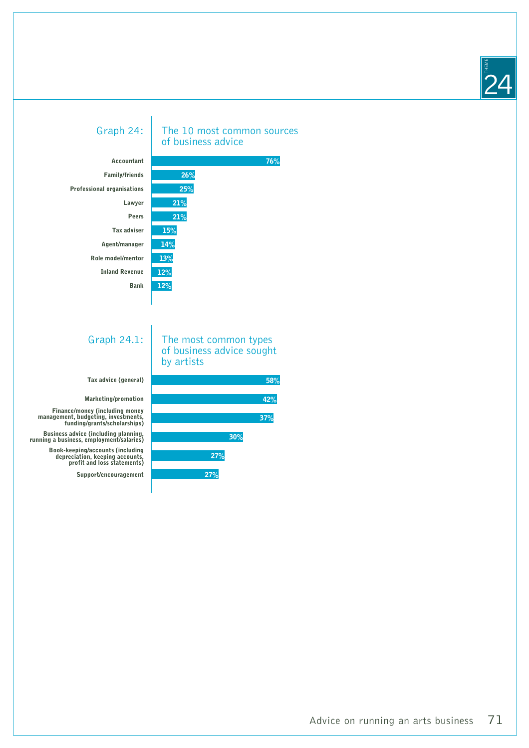## Graph 24: The 10 most common sources of business advice

| Source | % |
|---|---|
| Accountant | 76% |
| Family/friends | 26% |
| Professional organisations | 25% |
| Lawyer | 21% |
| Peers | 21% |
| Tax adviser | 15% |
| Agent/manager | 14% |
| Role model/mentor | 13% |
| Inland Revenue | 12% |
| Bank | 12% |

## Graph 24.1: The most common types of business advice sought by artists

| Type of advice | % |
|---|---|
| Tax advice (general) | 58% |
| Marketing/promotion | 42% |
| Finance/money (including money management, budgeting, investments, funding/grants/scholarships) | 37% |
| Business advice (including planning, running a business, employment/salaries) | 30% |
| Book-keeping/accounts (including depreciation, keeping accounts, profit and loss statements) | 27% |
| Support/encouragement | 27% |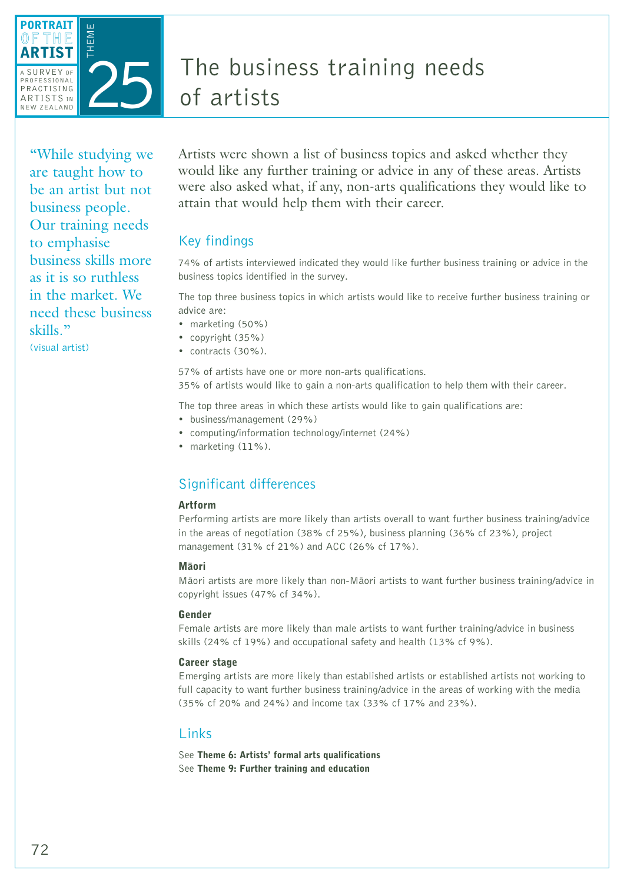PORTRAIT OF THE ARTIST

A SURVEY OF PROFESSIONAL PRACTISING ARTISTS IN NEW ZEALAND

THEME 25

# The business training needs of artists

"While studying we are taught how to be an artist but not business people. Our training needs to emphasise business skills more as it is so ruthless in the market. We need these business skills."
(visual artist)

Artists were shown a list of business topics and asked whether they would like any further training or advice in any of these areas. Artists were also asked what, if any, non-arts qualifications they would like to attain that would help them with their career.

## Key findings

74% of artists interviewed indicated they would like further business training or advice in the business topics identified in the survey.

The top three business topics in which artists would like to receive further business training or advice are:

- marketing (50%)
- copyright (35%)
- contracts (30%).

57% of artists have one or more non-arts qualifications.
35% of artists would like to gain a non-arts qualification to help them with their career.

The top three areas in which these artists would like to gain qualifications are:

- business/management (29%)
- computing/information technology/internet (24%)
- marketing (11%).

## Significant differences

### Artform

Performing artists are more likely than artists overall to want further business training/advice in the areas of negotiation (38% cf 25%), business planning (36% cf 23%), project management (31% cf 21%) and ACC (26% cf 17%).

### Māori

Māori artists are more likely than non-Māori artists to want further business training/advice in copyright issues (47% cf 34%).

### Gender

Female artists are more likely than male artists to want further training/advice in business skills (24% cf 19%) and occupational safety and health (13% cf 9%).

### Career stage

Emerging artists are more likely than established artists or established artists not working to full capacity to want further business training/advice in the areas of working with the media (35% cf 20% and 24%) and income tax (33% cf 17% and 23%).

## Links

See **Theme 6: Artists' formal arts qualifications**
See **Theme 9: Further training and education**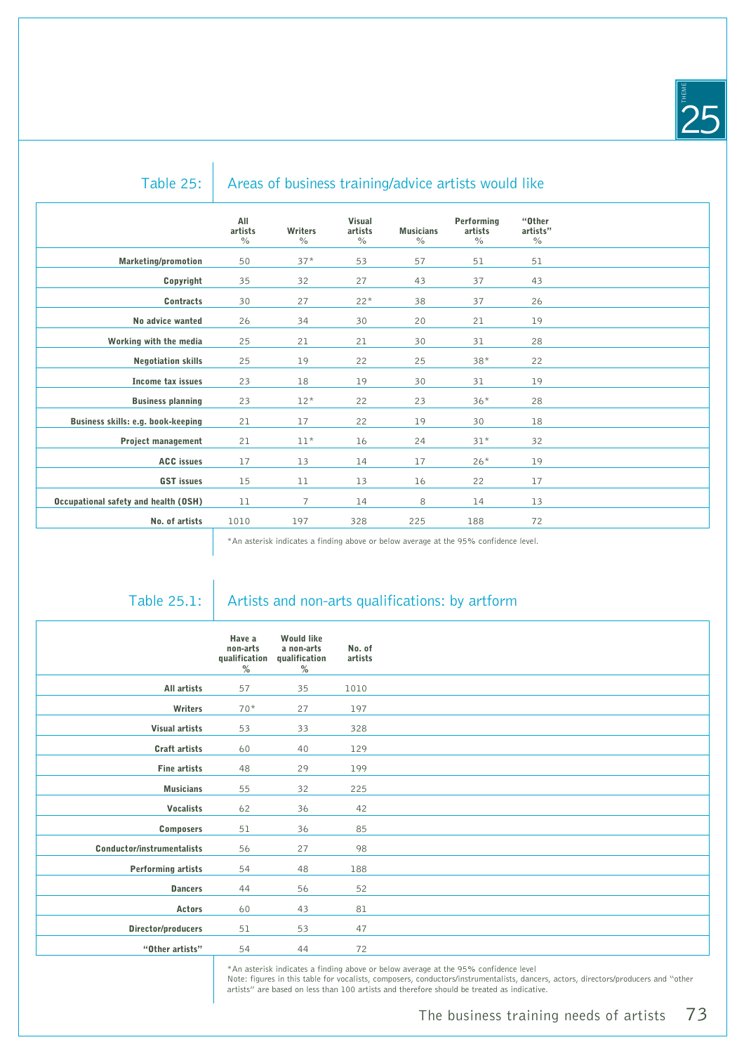## Table 25: Areas of business training/advice artists would like

| | All artists % | Writers % | Visual artists % | Musicians % | Performing artists % | "Other artists" % |
|---|---|---|---|---|---|---|
| **Marketing/promotion** | 50 | 37* | 53 | 57 | 51 | 51 |
| **Copyright** | 35 | 32 | 27 | 43 | 37 | 43 |
| **Contracts** | 30 | 27 | 22* | 38 | 37 | 26 |
| **No advice wanted** | 26 | 34 | 30 | 20 | 21 | 19 |
| **Working with the media** | 25 | 21 | 21 | 30 | 31 | 28 |
| **Negotiation skills** | 25 | 19 | 22 | 25 | 38* | 22 |
| **Income tax issues** | 23 | 18 | 19 | 30 | 31 | 19 |
| **Business planning** | 23 | 12* | 22 | 23 | 36* | 28 |
| **Business skills: e.g. book-keeping** | 21 | 17 | 22 | 19 | 30 | 18 |
| **Project management** | 21 | 11* | 16 | 24 | 31* | 32 |
| **ACC issues** | 17 | 13 | 14 | 17 | 26* | 19 |
| **GST issues** | 15 | 11 | 13 | 16 | 22 | 17 |
| **Occupational safety and health (OSH)** | 11 | 7 | 14 | 8 | 14 | 13 |
| **No. of artists** | 1010 | 197 | 328 | 225 | 188 | 72 |

*An asterisk indicates a finding above or below average at the 95% confidence level.

## Table 25.1: Artists and non-arts qualifications: by artform

| | Have a non-arts qualification % | Would like a non-arts qualification % | No. of artists |
|---|---|---|---|
| **All artists** | 57 | 35 | 1010 |
| **Writers** | 70* | 27 | 197 |
| **Visual artists** | 53 | 33 | 328 |
| **Craft artists** | 60 | 40 | 129 |
| **Fine artists** | 48 | 29 | 199 |
| **Musicians** | 55 | 32 | 225 |
| **Vocalists** | 62 | 36 | 42 |
| **Composers** | 51 | 36 | 85 |
| **Conductor/instrumentalists** | 56 | 27 | 98 |
| **Performing artists** | 54 | 48 | 188 |
| **Dancers** | 44 | 56 | 52 |
| **Actors** | 60 | 43 | 81 |
| **Director/producers** | 51 | 53 | 47 |
| **"Other artists"** | 54 | 44 | 72 |

*An asterisk indicates a finding above or below average at the 95% confidence level
Note: figures in this table for vocalists, composers, conductors/instrumentalists, dancers, actors, directors/producers and "other artists" are based on less than 100 artists and therefore should be treated as indicative.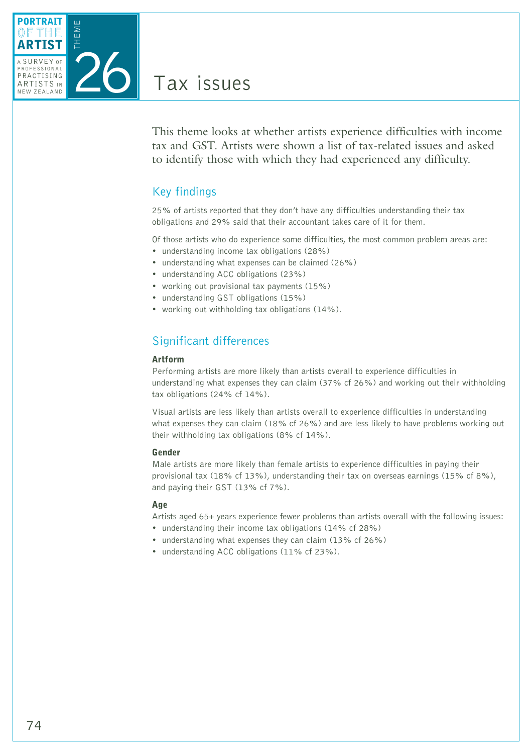# Theme 26: Tax issues

This theme looks at whether artists experience difficulties with income tax and GST. Artists were shown a list of tax-related issues and asked to identify those with which they had experienced any difficulty.

## Key findings

25% of artists reported that they don't have any difficulties understanding their tax obligations and 29% said that their accountant takes care of it for them.

Of those artists who do experience some difficulties, the most common problem areas are:

- understanding income tax obligations (28%)
- understanding what expenses can be claimed (26%)
- understanding ACC obligations (23%)
- working out provisional tax payments (15%)
- understanding GST obligations (15%)
- working out withholding tax obligations (14%).

## Significant differences

### Artform

Performing artists are more likely than artists overall to experience difficulties in understanding what expenses they can claim (37% cf 26%) and working out their withholding tax obligations (24% cf 14%).

Visual artists are less likely than artists overall to experience difficulties in understanding what expenses they can claim (18% cf 26%) and are less likely to have problems working out their withholding tax obligations (8% cf 14%).

### Gender

Male artists are more likely than female artists to experience difficulties in paying their provisional tax (18% cf 13%), understanding their tax on overseas earnings (15% cf 8%), and paying their GST (13% cf 7%).

### Age

Artists aged 65+ years experience fewer problems than artists overall with the following issues:

- understanding their income tax obligations (14% cf 28%)
- understanding what expenses they can claim (13% cf 26%)
- understanding ACC obligations (11% cf 23%).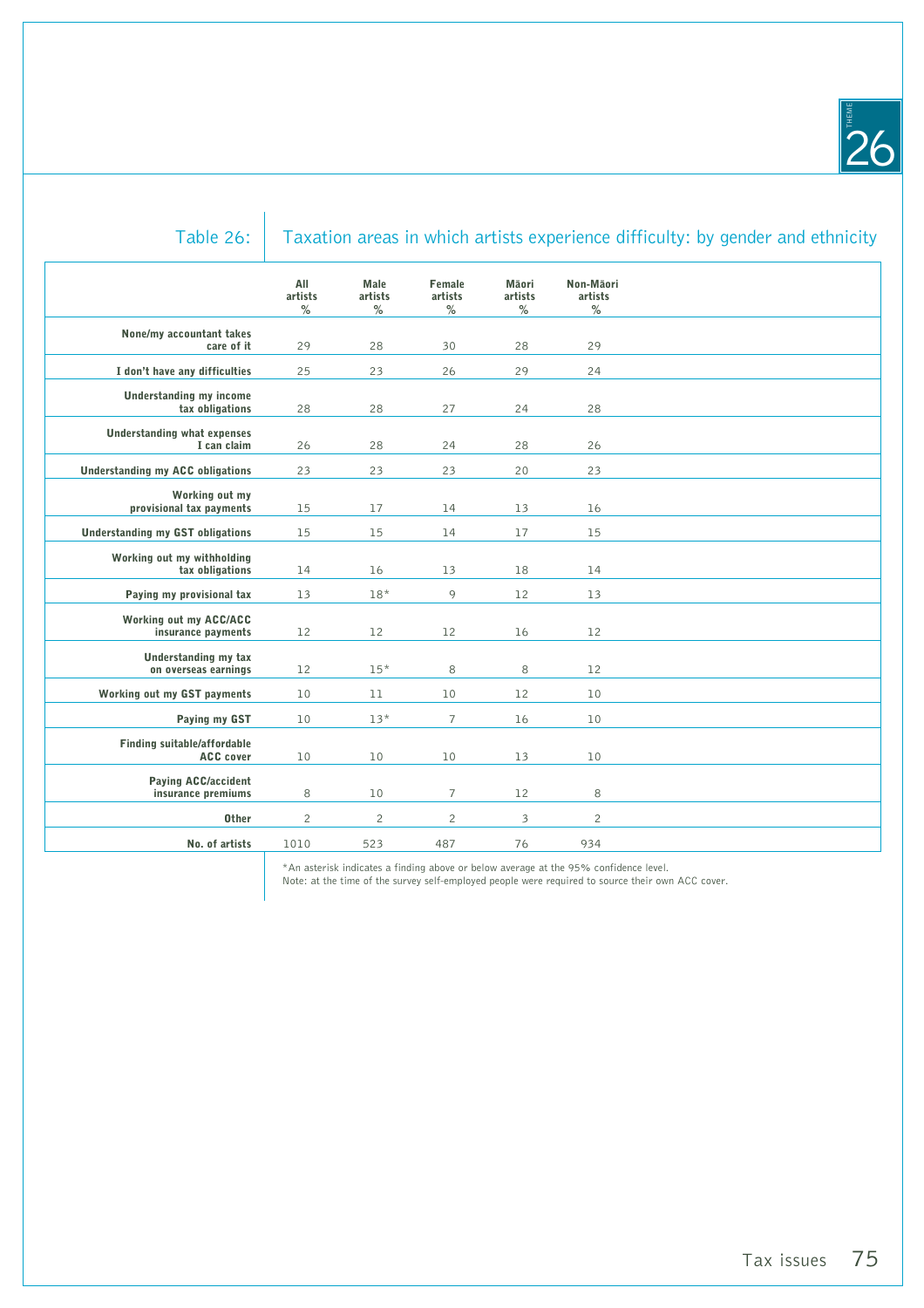## Table 26: Taxation areas in which artists experience difficulty: by gender and ethnicity

| | All artists % | Male artists % | Female artists % | Māori artists % | Non-Māori artists % |
|---|---|---|---|---|---|
| None/my accountant takes care of it | 29 | 28 | 30 | 28 | 29 |
| I don't have any difficulties | 25 | 23 | 26 | 29 | 24 |
| Understanding my income tax obligations | 28 | 28 | 27 | 24 | 28 |
| Understanding what expenses I can claim | 26 | 28 | 24 | 28 | 26 |
| Understanding my ACC obligations | 23 | 23 | 23 | 20 | 23 |
| Working out my provisional tax payments | 15 | 17 | 14 | 13 | 16 |
| Understanding my GST obligations | 15 | 15 | 14 | 17 | 15 |
| Working out my withholding tax obligations | 14 | 16 | 13 | 18 | 14 |
| Paying my provisional tax | 13 | 18* | 9 | 12 | 13 |
| Working out my ACC/ACC insurance payments | 12 | 12 | 12 | 16 | 12 |
| Understanding my tax on overseas earnings | 12 | 15* | 8 | 8 | 12 |
| Working out my GST payments | 10 | 11 | 10 | 12 | 10 |
| Paying my GST | 10 | 13* | 7 | 16 | 10 |
| Finding suitable/affordable ACC cover | 10 | 10 | 10 | 13 | 10 |
| Paying ACC/accident insurance premiums | 8 | 10 | 7 | 12 | 8 |
| Other | 2 | 2 | 2 | 3 | 2 |
| No. of artists | 1010 | 523 | 487 | 76 | 934 |

*An asterisk indicates a finding above or below average at the 95% confidence level.
Note: at the time of the survey self-employed people were required to source their own ACC cover.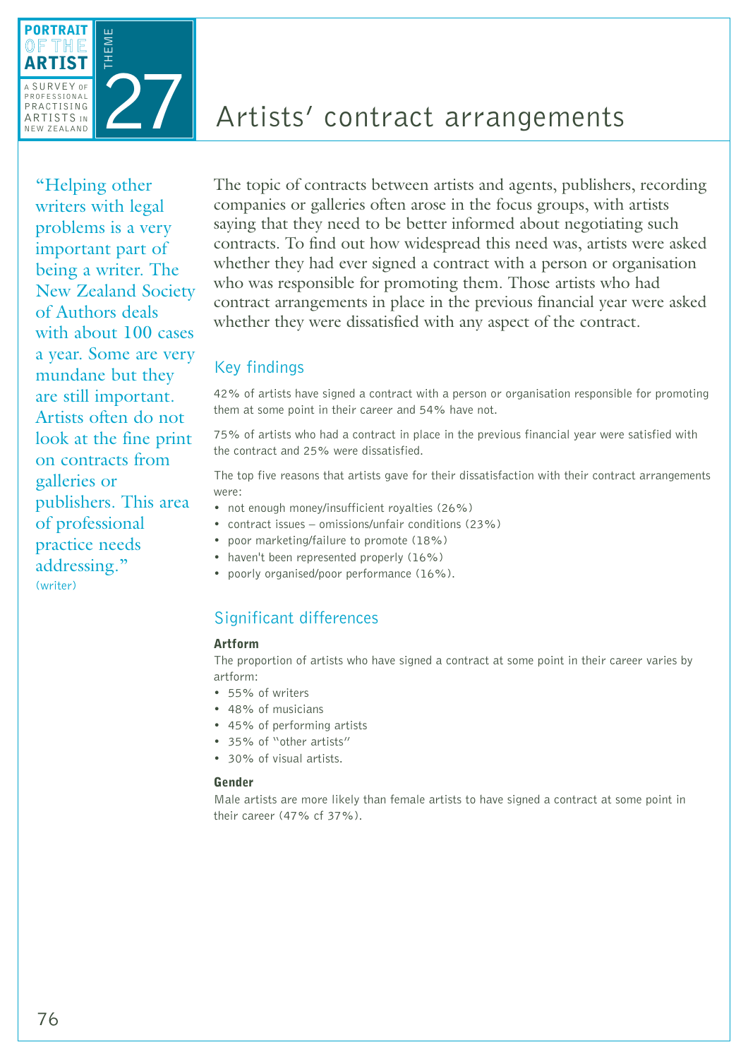# Theme 27: Artists' contract arrangements

> "Helping other writers with legal problems is a very important part of being a writer. The New Zealand Society of Authors deals with about 100 cases a year. Some are very mundane but they are still important. Artists often do not look at the fine print on contracts from galleries or publishers. This area of professional practice needs addressing."
> (writer)

The topic of contracts between artists and agents, publishers, recording companies or galleries often arose in the focus groups, with artists saying that they need to be better informed about negotiating such contracts. To find out how widespread this need was, artists were asked whether they had ever signed a contract with a person or organisation who was responsible for promoting them. Those artists who had contract arrangements in place in the previous financial year were asked whether they were dissatisfied with any aspect of the contract.

## Key findings

42% of artists have signed a contract with a person or organisation responsible for promoting them at some point in their career and 54% have not.

75% of artists who had a contract in place in the previous financial year were satisfied with the contract and 25% were dissatisfied.

The top five reasons that artists gave for their dissatisfaction with their contract arrangements were:

- not enough money/insufficient royalties (26%)
- contract issues – omissions/unfair conditions (23%)
- poor marketing/failure to promote (18%)
- haven't been represented properly (16%)
- poorly organised/poor performance (16%).

## Significant differences

### Artform

The proportion of artists who have signed a contract at some point in their career varies by artform:

- 55% of writers
- 48% of musicians
- 45% of performing artists
- 35% of "other artists"
- 30% of visual artists.

### Gender

Male artists are more likely than female artists to have signed a contract at some point in their career (47% cf 37%).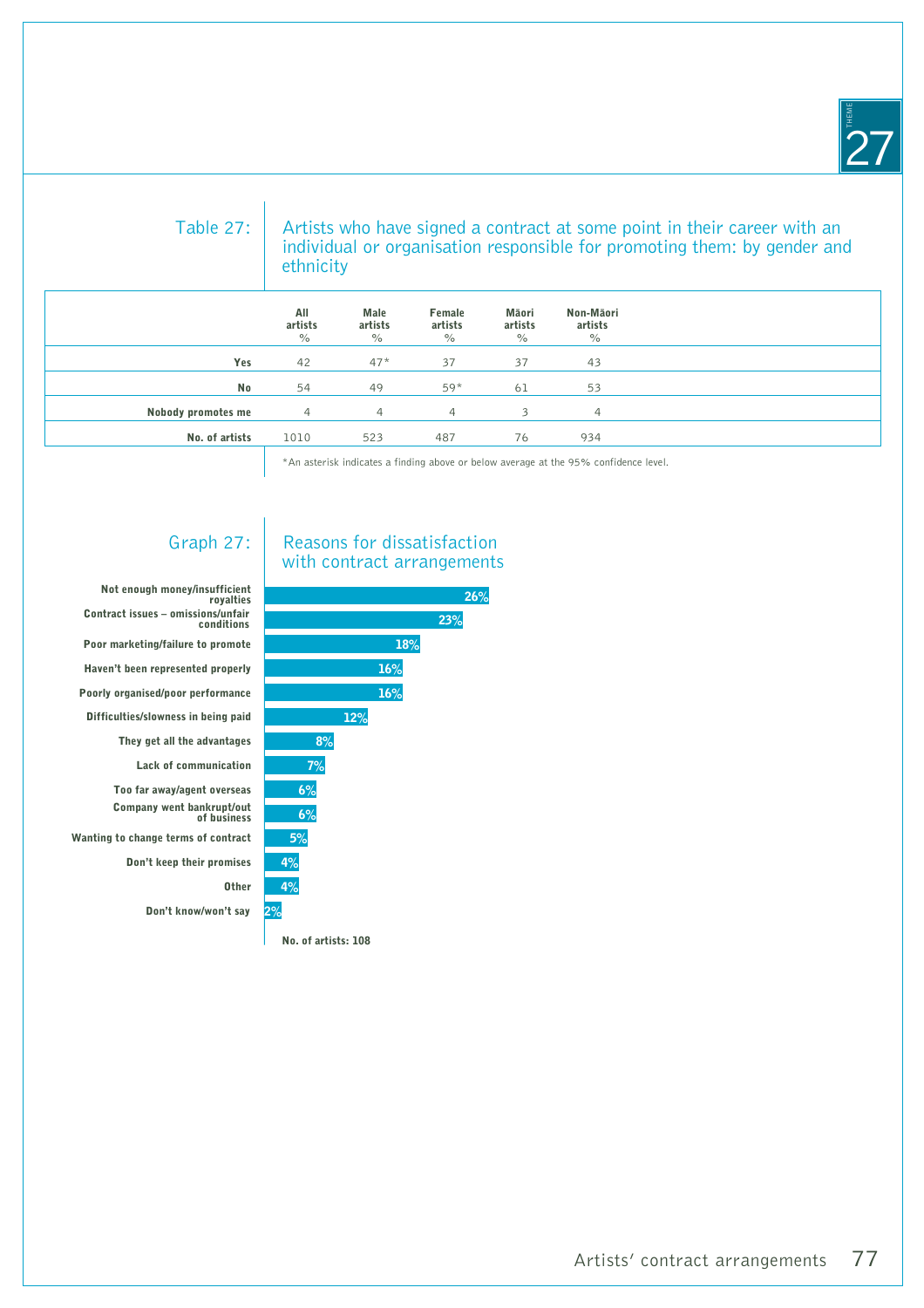## Table 27: Artists who have signed a contract at some point in their career with an individual or organisation responsible for promoting them: by gender and ethnicity

| | All artists % | Male artists % | Female artists % | Māori artists % | Non-Māori artists % |
|---|---|---|---|---|---|
| **Yes** | 42 | 47* | 37 | 37 | 43 |
| **No** | 54 | 49 | 59* | 61 | 53 |
| **Nobody promotes me** | 4 | 4 | 4 | 3 | 4 |
| **No. of artists** | 1010 | 523 | 487 | 76 | 934 |

*An asterisk indicates a finding above or below average at the 95% confidence level.

## Graph 27: Reasons for dissatisfaction with contract arrangements

| Reason | % |
|---|---|
| Not enough money/insufficient royalties | 26% |
| Contract issues – omissions/unfair conditions | 23% |
| Poor marketing/failure to promote | 18% |
| Haven't been represented properly | 16% |
| Poorly organised/poor performance | 16% |
| Difficulties/slowness in being paid | 12% |
| They get all the advantages | 8% |
| Lack of communication | 7% |
| Too far away/agent overseas | 6% |
| Company went bankrupt/out of business | 6% |
| Wanting to change terms of contract | 5% |
| Don't keep their promises | 4% |
| Other | 4% |
| Don't know/won't say | 2% |

**No. of artists: 108**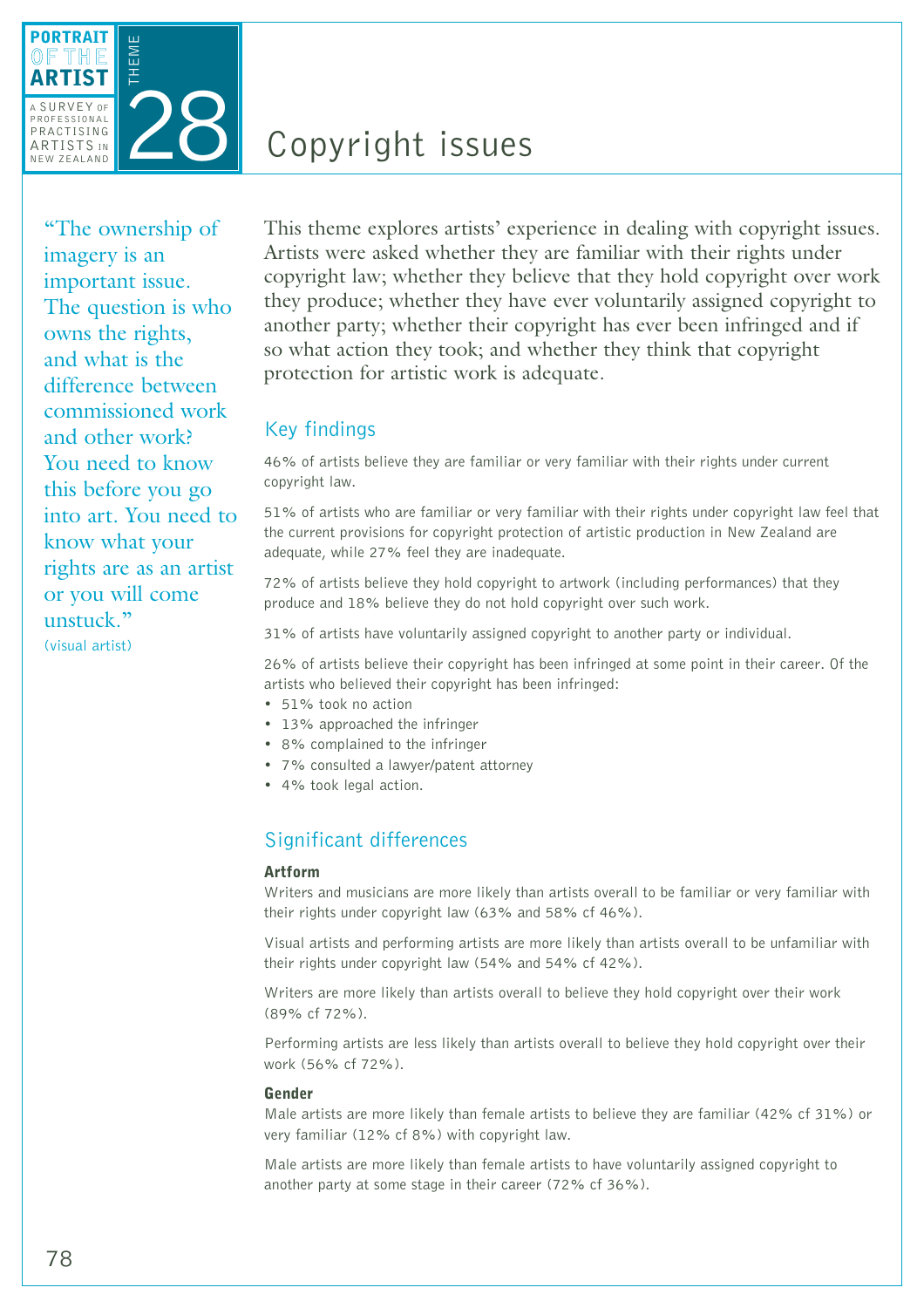# Copyright issues

“The ownership of imagery is an important issue. The question is who owns the rights, and what is the difference between commissioned work and other work? You need to know this before you go into art. You need to know what your rights are as an artist or you will come unstuck.”
(visual artist)

This theme explores artists' experience in dealing with copyright issues. Artists were asked whether they are familiar with their rights under copyright law; whether they believe that they hold copyright over work they produce; whether they have ever voluntarily assigned copyright to another party; whether their copyright has ever been infringed and if so what action they took; and whether they think that copyright protection for artistic work is adequate.

## Key findings

46% of artists believe they are familiar or very familiar with their rights under current copyright law.

51% of artists who are familiar or very familiar with their rights under copyright law feel that the current provisions for copyright protection of artistic production in New Zealand are adequate, while 27% feel they are inadequate.

72% of artists believe they hold copyright to artwork (including performances) that they produce and 18% believe they do not hold copyright over such work.

31% of artists have voluntarily assigned copyright to another party or individual.

26% of artists believe their copyright has been infringed at some point in their career. Of the artists who believed their copyright has been infringed:

- 51% took no action
- 13% approached the infringer
- 8% complained to the infringer
- 7% consulted a lawyer/patent attorney
- 4% took legal action.

## Significant differences

### Artform

Writers and musicians are more likely than artists overall to be familiar or very familiar with their rights under copyright law (63% and 58% cf 46%).

Visual artists and performing artists are more likely than artists overall to be unfamiliar with their rights under copyright law (54% and 54% cf 42%).

Writers are more likely than artists overall to believe they hold copyright over their work (89% cf 72%).

Performing artists are less likely than artists overall to believe they hold copyright over their work (56% cf 72%).

### Gender

Male artists are more likely than female artists to believe they are familiar (42% cf 31%) or very familiar (12% cf 8%) with copyright law.

Male artists are more likely than female artists to have voluntarily assigned copyright to another party at some stage in their career (72% cf 36%).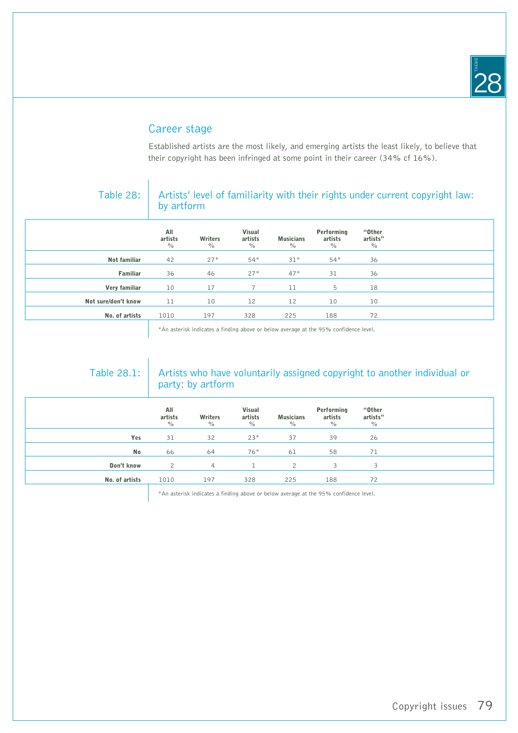## Career stage

Established artists are the most likely, and emerging artists the least likely, to believe that their copyright has been infringed at some point in their career (34% cf 16%).

### Table 28: Artists' level of familiarity with their rights under current copyright law: by artform

| | All artists % | Writers % | Visual artists % | Musicians % | Performing artists % | "Other artists" % |
|---|---|---|---|---|---|---|
| **Not familiar** | 42 | 27* | 54* | 31* | 54* | 36 |
| **Familiar** | 36 | 46 | 27* | 47* | 31 | 36 |
| **Very familiar** | 10 | 17 | 7 | 11 | 5 | 18 |
| **Not sure/don't know** | 11 | 10 | 12 | 12 | 10 | 10 |
| **No. of artists** | 1010 | 197 | 328 | 225 | 188 | 72 |

*An asterisk indicates a finding above or below average at the 95% confidence level.

### Table 28.1: Artists who have voluntarily assigned copyright to another individual or party: by artform

| | All artists % | Writers % | Visual artists % | Musicians % | Performing artists % | "Other artists" % |
|---|---|---|---|---|---|---|
| **Yes** | 31 | 32 | 23* | 37 | 39 | 26 |
| **No** | 66 | 64 | 76* | 61 | 58 | 71 |
| **Don't know** | 2 | 4 | 1 | 2 | 3 | 3 |
| **No. of artists** | 1010 | 197 | 328 | 225 | 188 | 72 |

*An asterisk indicates a finding above or below average at the 95% confidence level.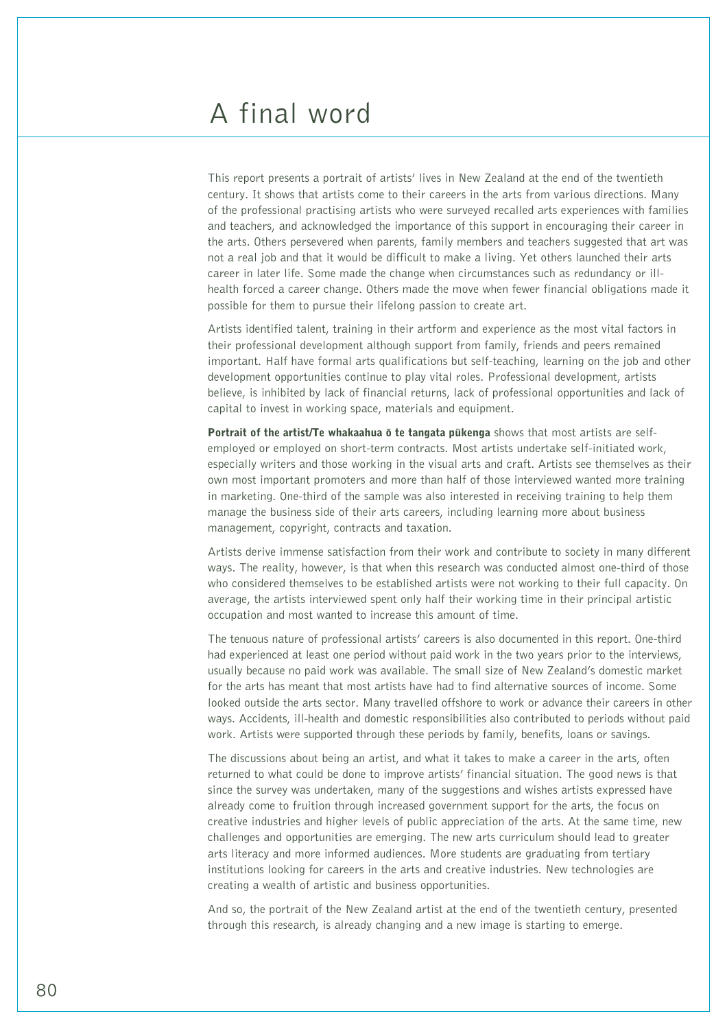# A final word

This report presents a portrait of artists' lives in New Zealand at the end of the twentieth century. It shows that artists come to their careers in the arts from various directions. Many of the professional practising artists who were surveyed recalled arts experiences with families and teachers, and acknowledged the importance of this support in encouraging their career in the arts. Others persevered when parents, family members and teachers suggested that art was not a real job and that it would be difficult to make a living. Yet others launched their arts career in later life. Some made the change when circumstances such as redundancy or ill-health forced a career change. Others made the move when fewer financial obligations made it possible for them to pursue their lifelong passion to create art.

Artists identified talent, training in their artform and experience as the most vital factors in their professional development although support from family, friends and peers remained important. Half have formal arts qualifications but self-teaching, learning on the job and other development opportunities continue to play vital roles. Professional development, artists believe, is inhibited by lack of financial returns, lack of professional opportunities and lack of capital to invest in working space, materials and equipment.

**Portrait of the artist/Te whakaahua ō te tangata pūkenga** shows that most artists are self-employed or employed on short-term contracts. Most artists undertake self-initiated work, especially writers and those working in the visual arts and craft. Artists see themselves as their own most important promoters and more than half of those interviewed wanted more training in marketing. One-third of the sample was also interested in receiving training to help them manage the business side of their arts careers, including learning more about business management, copyright, contracts and taxation.

Artists derive immense satisfaction from their work and contribute to society in many different ways. The reality, however, is that when this research was conducted almost one-third of those who considered themselves to be established artists were not working to their full capacity. On average, the artists interviewed spent only half their working time in their principal artistic occupation and most wanted to increase this amount of time.

The tenuous nature of professional artists' careers is also documented in this report. One-third had experienced at least one period without paid work in the two years prior to the interviews, usually because no paid work was available. The small size of New Zealand's domestic market for the arts has meant that most artists have had to find alternative sources of income. Some looked outside the arts sector. Many travelled offshore to work or advance their careers in other ways. Accidents, ill-health and domestic responsibilities also contributed to periods without paid work. Artists were supported through these periods by family, benefits, loans or savings.

The discussions about being an artist, and what it takes to make a career in the arts, often returned to what could be done to improve artists' financial situation. The good news is that since the survey was undertaken, many of the suggestions and wishes artists expressed have already come to fruition through increased government support for the arts, the focus on creative industries and higher levels of public appreciation of the arts. At the same time, new challenges and opportunities are emerging. The new arts curriculum should lead to greater arts literacy and more informed audiences. More students are graduating from tertiary institutions looking for careers in the arts and creative industries. New technologies are creating a wealth of artistic and business opportunities.

And so, the portrait of the New Zealand artist at the end of the twentieth century, presented through this research, is already changing and a new image is starting to emerge.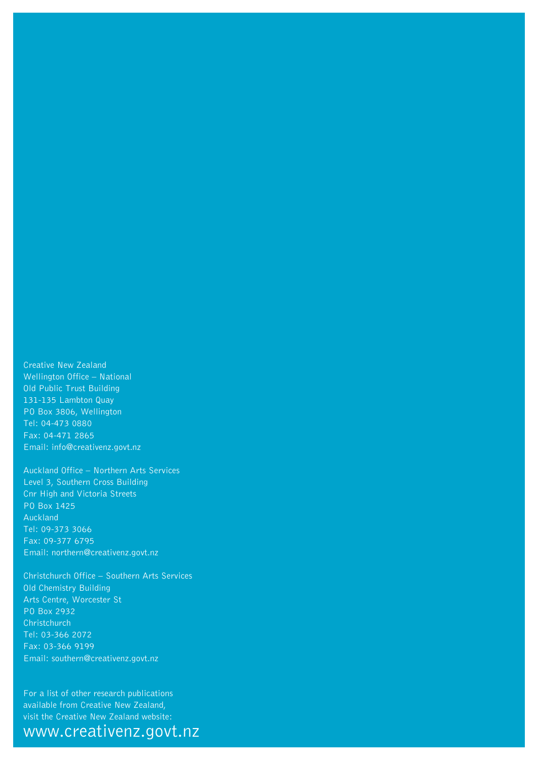Creative New Zealand
Wellington Office – National
Old Public Trust Building
131-135 Lambton Quay
PO Box 3806, Wellington
Tel: 04-473 0880
Fax: 04-471 2865
Email: info@creativenz.govt.nz

Auckland Office – Northern Arts Services
Level 3, Southern Cross Building
Cnr High and Victoria Streets
PO Box 1425
Auckland
Tel: 09-373 3066
Fax: 09-377 6795
Email: northern@creativenz.govt.nz

Christchurch Office – Southern Arts Services
Old Chemistry Building
Arts Centre, Worcester St
PO Box 2932
Christchurch
Tel: 03-366 2072
Fax: 03-366 9199
Email: southern@creativenz.govt.nz

For a list of other research publications available from Creative New Zealand, visit the Creative New Zealand website:

www.creativenz.govt.nz